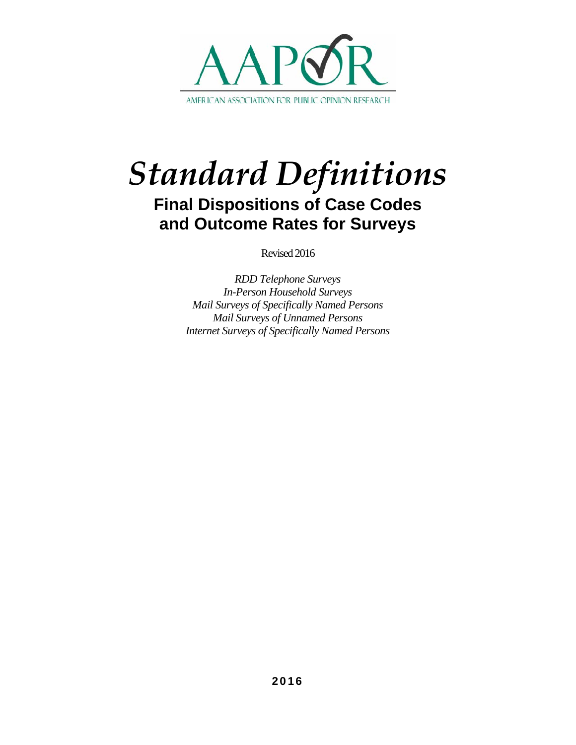AAPOR

AMERICAN ASSOCIATION FOR PUBLIC OPINION RESEARCH

# *Standard Definitions*

## Final Dispositions of Case Codes and Outcome Rates for Surveys

Revised 2016

*RDD Telephone Surveys*
*In-Person Household Surveys*
*Mail Surveys of Specifically Named Persons*
*Mail Surveys of Unnamed Persons*
*Internet Surveys of Specifically Named Persons*

**2016**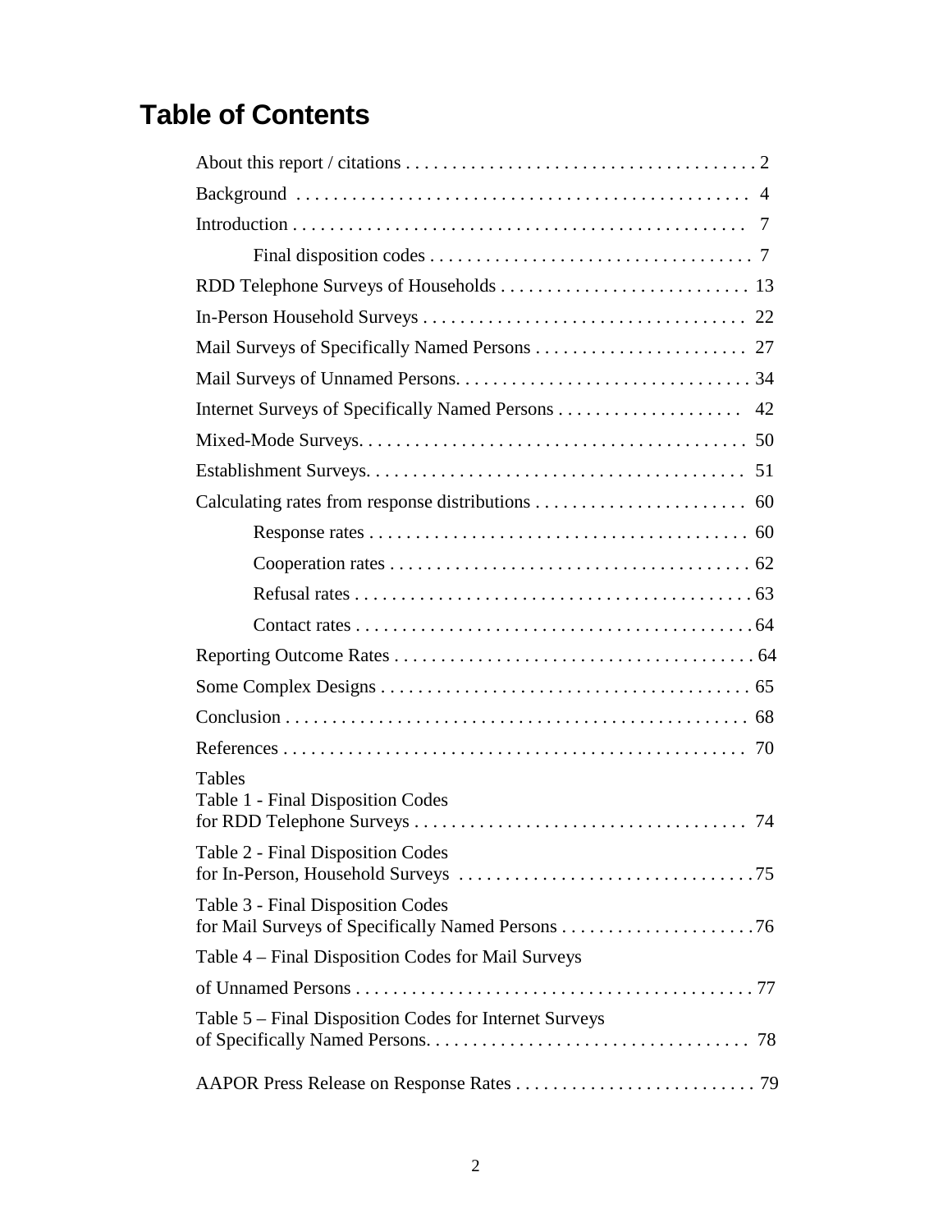# Table of Contents

About this report / citations . . . . . . . . . . . . . . . . . . . . . . . . . . . . . . . . . . . . . . 2

Background . . . . . . . . . . . . . . . . . . . . . . . . . . . . . . . . . . . . . . . . . . . . . . . . . 4

Introduction . . . . . . . . . . . . . . . . . . . . . . . . . . . . . . . . . . . . . . . . . . . . . . . . . 7

- Final disposition codes . . . . . . . . . . . . . . . . . . . . . . . . . . . . . . . . . . 7

RDD Telephone Surveys of Households . . . . . . . . . . . . . . . . . . . . . . . . . . . 13

In-Person Household Surveys . . . . . . . . . . . . . . . . . . . . . . . . . . . . . . . . . . . 22

Mail Surveys of Specifically Named Persons . . . . . . . . . . . . . . . . . . . . . . . 27

Mail Surveys of Unnamed Persons. . . . . . . . . . . . . . . . . . . . . . . . . . . . . . . . 34

Internet Surveys of Specifically Named Persons . . . . . . . . . . . . . . . . . . . . 42

Mixed-Mode Surveys. . . . . . . . . . . . . . . . . . . . . . . . . . . . . . . . . . . . . . . . . . 50

Establishment Surveys. . . . . . . . . . . . . . . . . . . . . . . . . . . . . . . . . . . . . . . . . 51

Calculating rates from response distributions . . . . . . . . . . . . . . . . . . . . . . . 60

- Response rates . . . . . . . . . . . . . . . . . . . . . . . . . . . . . . . . . . . . . . . . . 60
- Cooperation rates . . . . . . . . . . . . . . . . . . . . . . . . . . . . . . . . . . . . . . . 62
- Refusal rates . . . . . . . . . . . . . . . . . . . . . . . . . . . . . . . . . . . . . . . . . . . 63
- Contact rates . . . . . . . . . . . . . . . . . . . . . . . . . . . . . . . . . . . . . . . . . . . 64

Reporting Outcome Rates . . . . . . . . . . . . . . . . . . . . . . . . . . . . . . . . . . . . . . . 64

Some Complex Designs . . . . . . . . . . . . . . . . . . . . . . . . . . . . . . . . . . . . . . . . 65

Conclusion . . . . . . . . . . . . . . . . . . . . . . . . . . . . . . . . . . . . . . . . . . . . . . . . . . 68

References . . . . . . . . . . . . . . . . . . . . . . . . . . . . . . . . . . . . . . . . . . . . . . . . . . 70

Tables

Table 1 - Final Disposition Codes
for RDD Telephone Surveys . . . . . . . . . . . . . . . . . . . . . . . . . . . . . . . . . . . . 74

Table 2 - Final Disposition Codes
for In-Person, Household Surveys . . . . . . . . . . . . . . . . . . . . . . . . . . . . . . . . 75

Table 3 - Final Disposition Codes
for Mail Surveys of Specifically Named Persons . . . . . . . . . . . . . . . . . . . . . 76

Table 4 – Final Disposition Codes for Mail Surveys
of Unnamed Persons . . . . . . . . . . . . . . . . . . . . . . . . . . . . . . . . . . . . . . . . . . 77

Table 5 – Final Disposition Codes for Internet Surveys
of Specifically Named Persons. . . . . . . . . . . . . . . . . . . . . . . . . . . . . . . . . . . 78

AAPOR Press Release on Response Rates . . . . . . . . . . . . . . . . . . . . . . . . . . 79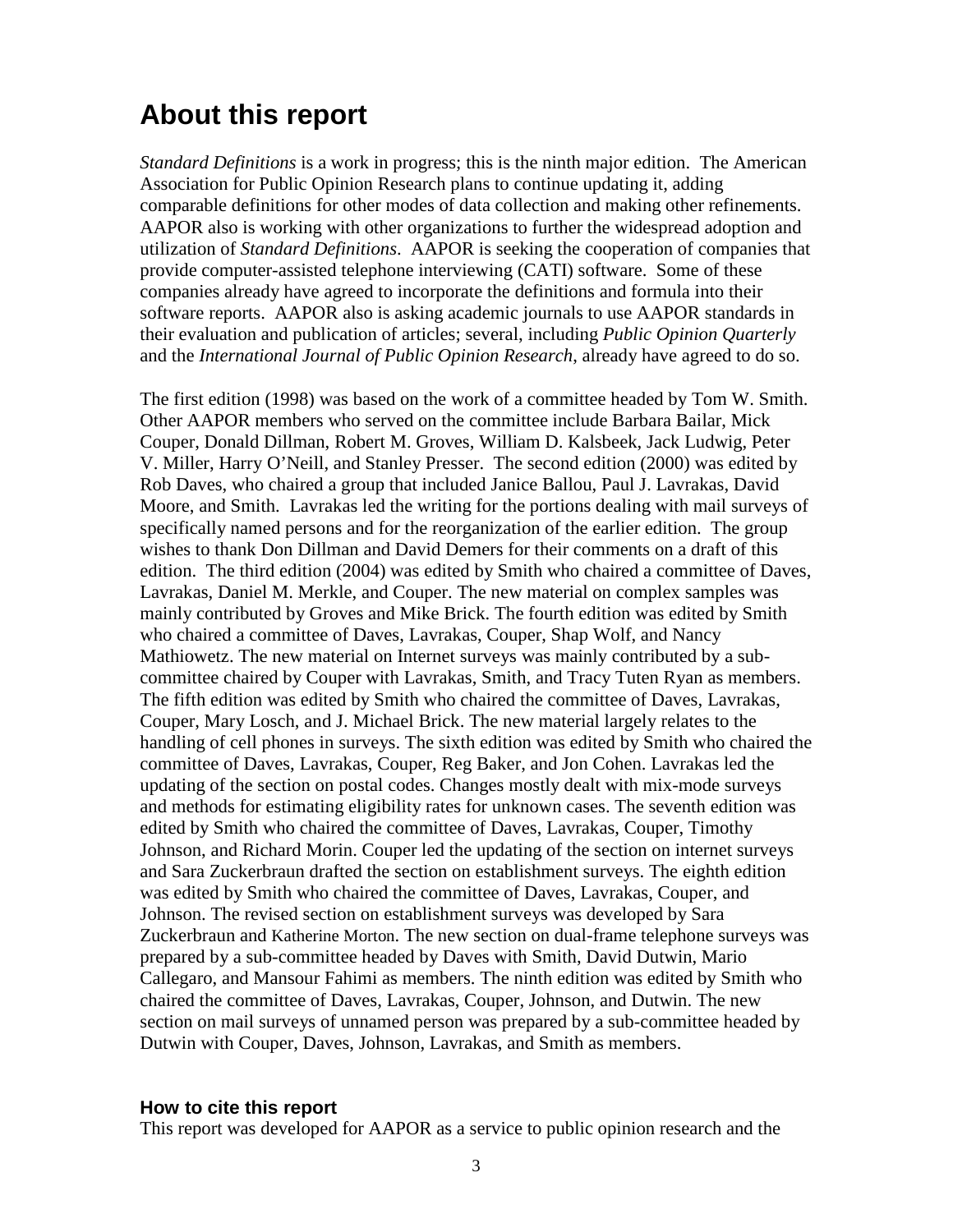# About this report

*Standard Definitions* is a work in progress; this is the ninth major edition. The American Association for Public Opinion Research plans to continue updating it, adding comparable definitions for other modes of data collection and making other refinements. AAPOR also is working with other organizations to further the widespread adoption and utilization of *Standard Definitions*. AAPOR is seeking the cooperation of companies that provide computer-assisted telephone interviewing (CATI) software. Some of these companies already have agreed to incorporate the definitions and formula into their software reports. AAPOR also is asking academic journals to use AAPOR standards in their evaluation and publication of articles; several, including *Public Opinion Quarterly* and the *International Journal of Public Opinion Research*, already have agreed to do so.

The first edition (1998) was based on the work of a committee headed by Tom W. Smith. Other AAPOR members who served on the committee include Barbara Bailar, Mick Couper, Donald Dillman, Robert M. Groves, William D. Kalsbeek, Jack Ludwig, Peter V. Miller, Harry O'Neill, and Stanley Presser. The second edition (2000) was edited by Rob Daves, who chaired a group that included Janice Ballou, Paul J. Lavrakas, David Moore, and Smith. Lavrakas led the writing for the portions dealing with mail surveys of specifically named persons and for the reorganization of the earlier edition. The group wishes to thank Don Dillman and David Demers for their comments on a draft of this edition. The third edition (2004) was edited by Smith who chaired a committee of Daves, Lavrakas, Daniel M. Merkle, and Couper. The new material on complex samples was mainly contributed by Groves and Mike Brick. The fourth edition was edited by Smith who chaired a committee of Daves, Lavrakas, Couper, Shap Wolf, and Nancy Mathiowetz. The new material on Internet surveys was mainly contributed by a sub-committee chaired by Couper with Lavrakas, Smith, and Tracy Tuten Ryan as members. The fifth edition was edited by Smith who chaired the committee of Daves, Lavrakas, Couper, Mary Losch, and J. Michael Brick. The new material largely relates to the handling of cell phones in surveys. The sixth edition was edited by Smith who chaired the committee of Daves, Lavrakas, Couper, Reg Baker, and Jon Cohen. Lavrakas led the updating of the section on postal codes. Changes mostly dealt with mix-mode surveys and methods for estimating eligibility rates for unknown cases. The seventh edition was edited by Smith who chaired the committee of Daves, Lavrakas, Couper, Timothy Johnson, and Richard Morin. Couper led the updating of the section on internet surveys and Sara Zuckerbraun drafted the section on establishment surveys. The eighth edition was edited by Smith who chaired the committee of Daves, Lavrakas, Couper, and Johnson. The revised section on establishment surveys was developed by Sara Zuckerbraun and Katherine Morton. The new section on dual-frame telephone surveys was prepared by a sub-committee headed by Daves with Smith, David Dutwin, Mario Callegaro, and Mansour Fahimi as members. The ninth edition was edited by Smith who chaired the committee of Daves, Lavrakas, Couper, Johnson, and Dutwin. The new section on mail surveys of unnamed person was prepared by a sub-committee headed by Dutwin with Couper, Daves, Johnson, Lavrakas, and Smith as members.

### How to cite this report

This report was developed for AAPOR as a service to public opinion research and the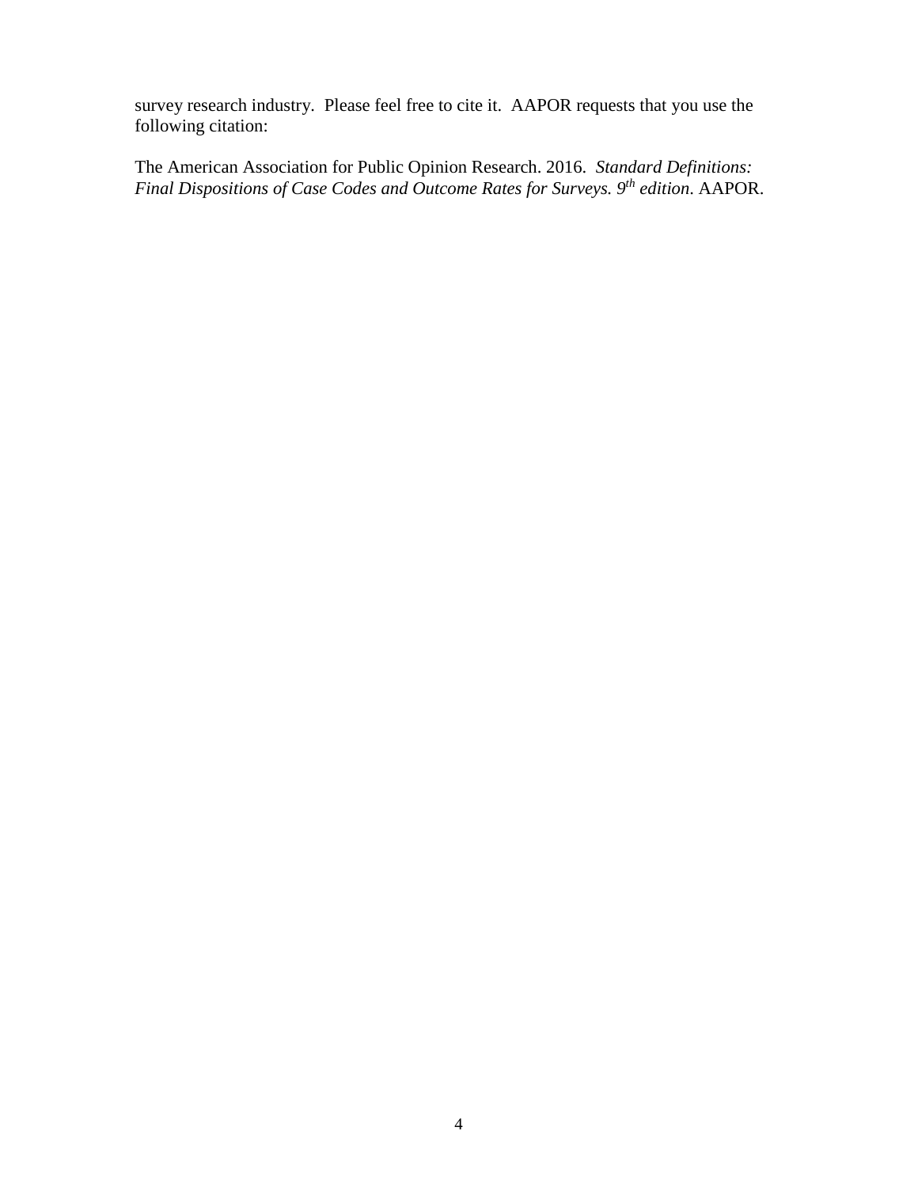survey research industry. Please feel free to cite it. AAPOR requests that you use the following citation:

The American Association for Public Opinion Research. 2016. *Standard Definitions: Final Dispositions of Case Codes and Outcome Rates for Surveys. 9th edition*. AAPOR.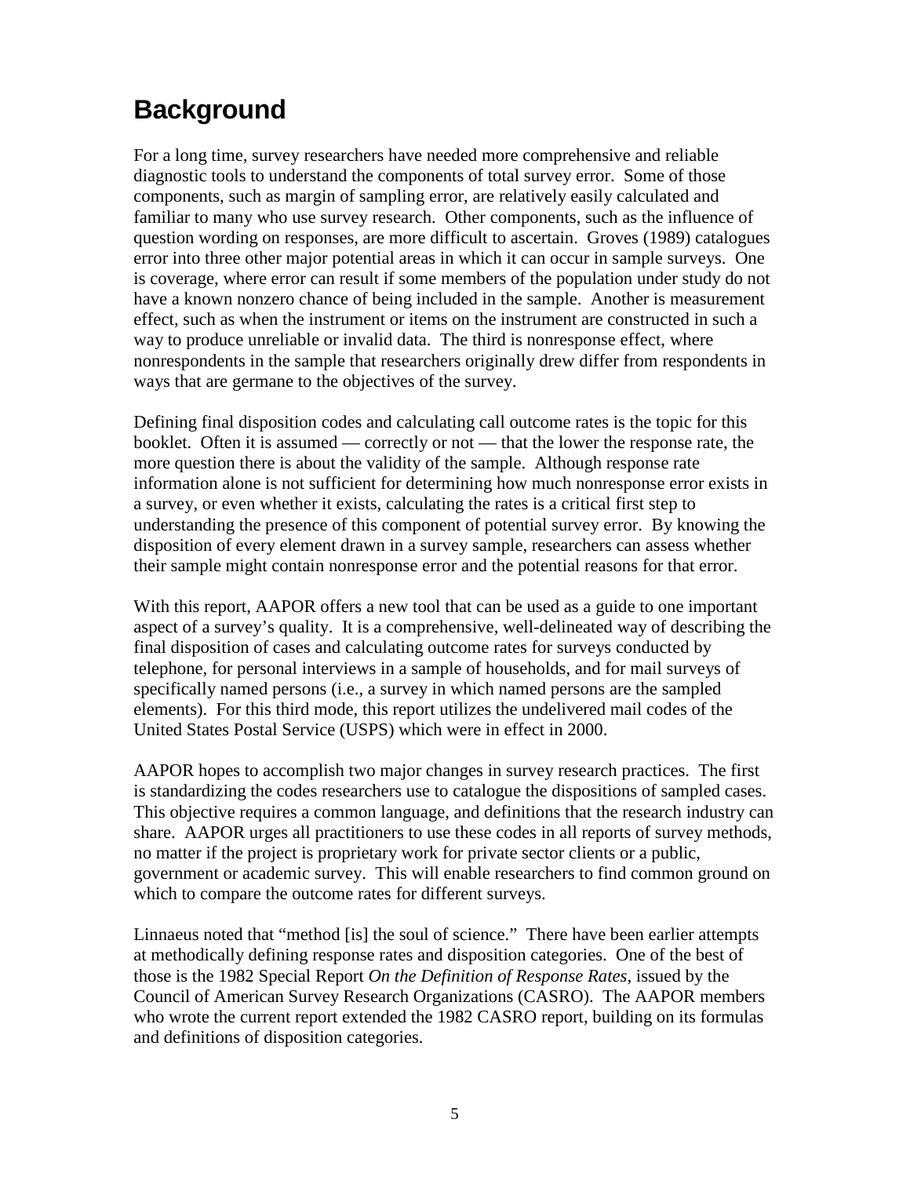# Background

For a long time, survey researchers have needed more comprehensive and reliable diagnostic tools to understand the components of total survey error. Some of those components, such as margin of sampling error, are relatively easily calculated and familiar to many who use survey research. Other components, such as the influence of question wording on responses, are more difficult to ascertain. Groves (1989) catalogues error into three other major potential areas in which it can occur in sample surveys. One is coverage, where error can result if some members of the population under study do not have a known nonzero chance of being included in the sample. Another is measurement effect, such as when the instrument or items on the instrument are constructed in such a way to produce unreliable or invalid data. The third is nonresponse effect, where nonrespondents in the sample that researchers originally drew differ from respondents in ways that are germane to the objectives of the survey.

Defining final disposition codes and calculating call outcome rates is the topic for this booklet. Often it is assumed — correctly or not — that the lower the response rate, the more question there is about the validity of the sample. Although response rate information alone is not sufficient for determining how much nonresponse error exists in a survey, or even whether it exists, calculating the rates is a critical first step to understanding the presence of this component of potential survey error. By knowing the disposition of every element drawn in a survey sample, researchers can assess whether their sample might contain nonresponse error and the potential reasons for that error.

With this report, AAPOR offers a new tool that can be used as a guide to one important aspect of a survey's quality. It is a comprehensive, well-delineated way of describing the final disposition of cases and calculating outcome rates for surveys conducted by telephone, for personal interviews in a sample of households, and for mail surveys of specifically named persons (i.e., a survey in which named persons are the sampled elements). For this third mode, this report utilizes the undelivered mail codes of the United States Postal Service (USPS) which were in effect in 2000.

AAPOR hopes to accomplish two major changes in survey research practices. The first is standardizing the codes researchers use to catalogue the dispositions of sampled cases. This objective requires a common language, and definitions that the research industry can share. AAPOR urges all practitioners to use these codes in all reports of survey methods, no matter if the project is proprietary work for private sector clients or a public, government or academic survey. This will enable researchers to find common ground on which to compare the outcome rates for different surveys.

Linnaeus noted that "method [is] the soul of science." There have been earlier attempts at methodically defining response rates and disposition categories. One of the best of those is the 1982 Special Report *On the Definition of Response Rates*, issued by the Council of American Survey Research Organizations (CASRO). The AAPOR members who wrote the current report extended the 1982 CASRO report, building on its formulas and definitions of disposition categories.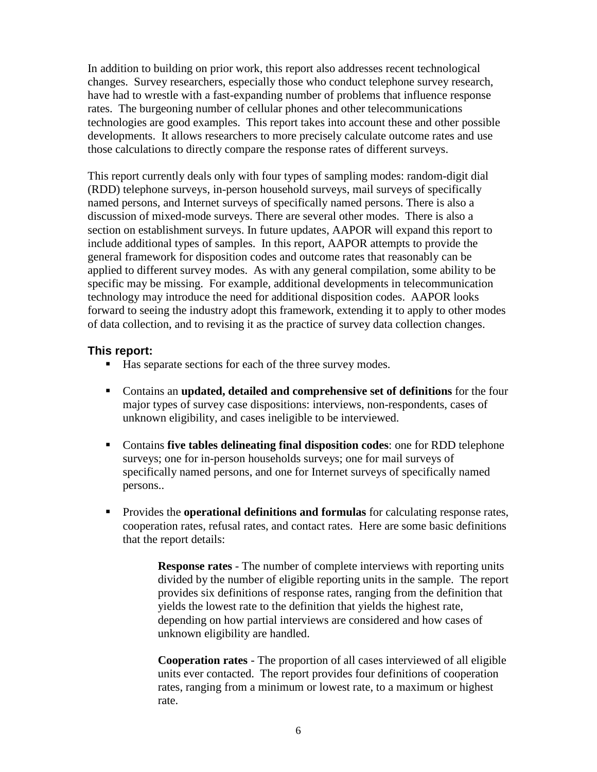In addition to building on prior work, this report also addresses recent technological changes. Survey researchers, especially those who conduct telephone survey research, have had to wrestle with a fast-expanding number of problems that influence response rates. The burgeoning number of cellular phones and other telecommunications technologies are good examples. This report takes into account these and other possible developments. It allows researchers to more precisely calculate outcome rates and use those calculations to directly compare the response rates of different surveys.

This report currently deals only with four types of sampling modes: random-digit dial (RDD) telephone surveys, in-person household surveys, mail surveys of specifically named persons, and Internet surveys of specifically named persons. There is also a discussion of mixed-mode surveys. There are several other modes. There is also a section on establishment surveys. In future updates, AAPOR will expand this report to include additional types of samples. In this report, AAPOR attempts to provide the general framework for disposition codes and outcome rates that reasonably can be applied to different survey modes. As with any general compilation, some ability to be specific may be missing. For example, additional developments in telecommunication technology may introduce the need for additional disposition codes. AAPOR looks forward to seeing the industry adopt this framework, extending it to apply to other modes of data collection, and to revising it as the practice of survey data collection changes.

### This report:

- Has separate sections for each of the three survey modes.

- Contains an **updated, detailed and comprehensive set of definitions** for the four major types of survey case dispositions: interviews, non-respondents, cases of unknown eligibility, and cases ineligible to be interviewed.

- Contains **five tables delineating final disposition codes**: one for RDD telephone surveys; one for in-person households surveys; one for mail surveys of specifically named persons, and one for Internet surveys of specifically named persons..

- Provides the **operational definitions and formulas** for calculating response rates, cooperation rates, refusal rates, and contact rates. Here are some basic definitions that the report details:

  **Response rates** - The number of complete interviews with reporting units divided by the number of eligible reporting units in the sample. The report provides six definitions of response rates, ranging from the definition that yields the lowest rate to the definition that yields the highest rate, depending on how partial interviews are considered and how cases of unknown eligibility are handled.

  **Cooperation rates** - The proportion of all cases interviewed of all eligible units ever contacted. The report provides four definitions of cooperation rates, ranging from a minimum or lowest rate, to a maximum or highest rate.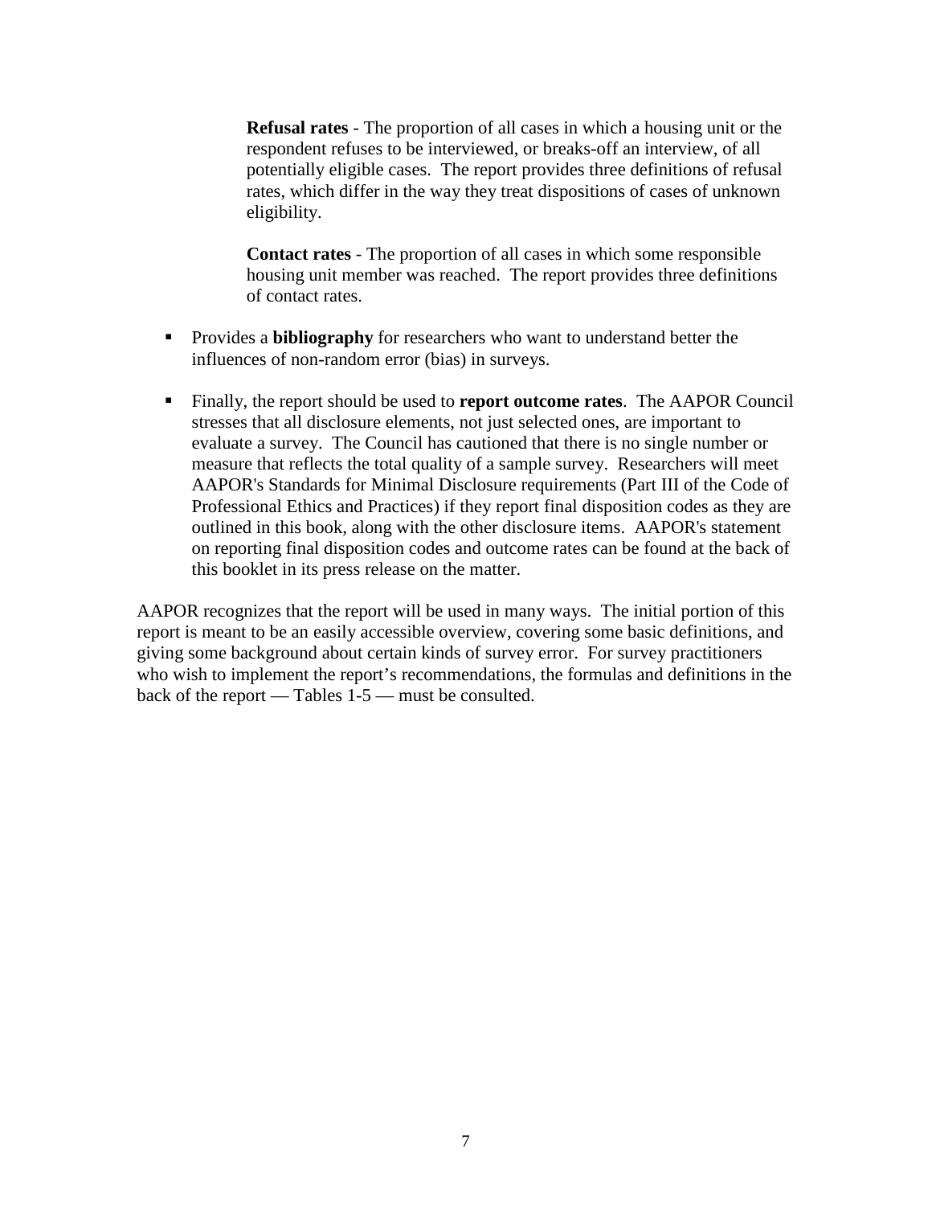**Refusal rates** - The proportion of all cases in which a housing unit or the respondent refuses to be interviewed, or breaks-off an interview, of all potentially eligible cases. The report provides three definitions of refusal rates, which differ in the way they treat dispositions of cases of unknown eligibility.

**Contact rates** - The proportion of all cases in which some responsible housing unit member was reached. The report provides three definitions of contact rates.

- Provides a **bibliography** for researchers who want to understand better the influences of non-random error (bias) in surveys.
- Finally, the report should be used to **report outcome rates**. The AAPOR Council stresses that all disclosure elements, not just selected ones, are important to evaluate a survey. The Council has cautioned that there is no single number or measure that reflects the total quality of a sample survey. Researchers will meet AAPOR's Standards for Minimal Disclosure requirements (Part III of the Code of Professional Ethics and Practices) if they report final disposition codes as they are outlined in this book, along with the other disclosure items. AAPOR's statement on reporting final disposition codes and outcome rates can be found at the back of this booklet in its press release on the matter.

AAPOR recognizes that the report will be used in many ways. The initial portion of this report is meant to be an easily accessible overview, covering some basic definitions, and giving some background about certain kinds of survey error. For survey practitioners who wish to implement the report's recommendations, the formulas and definitions in the back of the report — Tables 1-5 — must be consulted.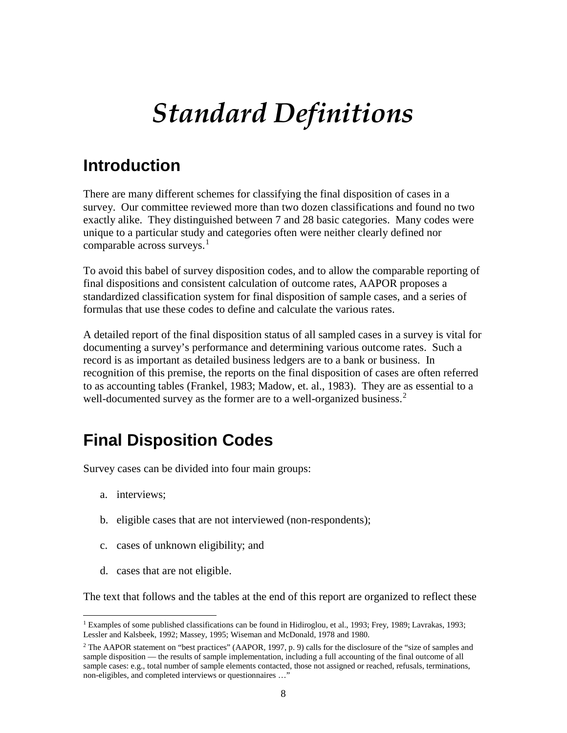# *Standard Definitions*

## Introduction

There are many different schemes for classifying the final disposition of cases in a survey. Our committee reviewed more than two dozen classifications and found no two exactly alike. They distinguished between 7 and 28 basic categories. Many codes were unique to a particular study and categories often were neither clearly defined nor comparable across surveys.[1]

To avoid this babel of survey disposition codes, and to allow the comparable reporting of final dispositions and consistent calculation of outcome rates, AAPOR proposes a standardized classification system for final disposition of sample cases, and a series of formulas that use these codes to define and calculate the various rates.

A detailed report of the final disposition status of all sampled cases in a survey is vital for documenting a survey's performance and determining various outcome rates. Such a record is as important as detailed business ledgers are to a bank or business. In recognition of this premise, the reports on the final disposition of cases are often referred to as accounting tables (Frankel, 1983; Madow, et. al., 1983). They are as essential to a well-documented survey as the former are to a well-organized business.[2]

## Final Disposition Codes

Survey cases can be divided into four main groups:

a. interviews;

b. eligible cases that are not interviewed (non-respondents);

c. cases of unknown eligibility; and

d. cases that are not eligible.

The text that follows and the tables at the end of this report are organized to reflect these

---

[1] Examples of some published classifications can be found in Hidiroglou, et al., 1993; Frey, 1989; Lavrakas, 1993; Lessler and Kalsbeek, 1992; Massey, 1995; Wiseman and McDonald, 1978 and 1980.

[2] The AAPOR statement on "best practices" (AAPOR, 1997, p. 9) calls for the disclosure of the "size of samples and sample disposition — the results of sample implementation, including a full accounting of the final outcome of all sample cases: e.g., total number of sample elements contacted, those not assigned or reached, refusals, terminations, non-eligibles, and completed interviews or questionnaires …"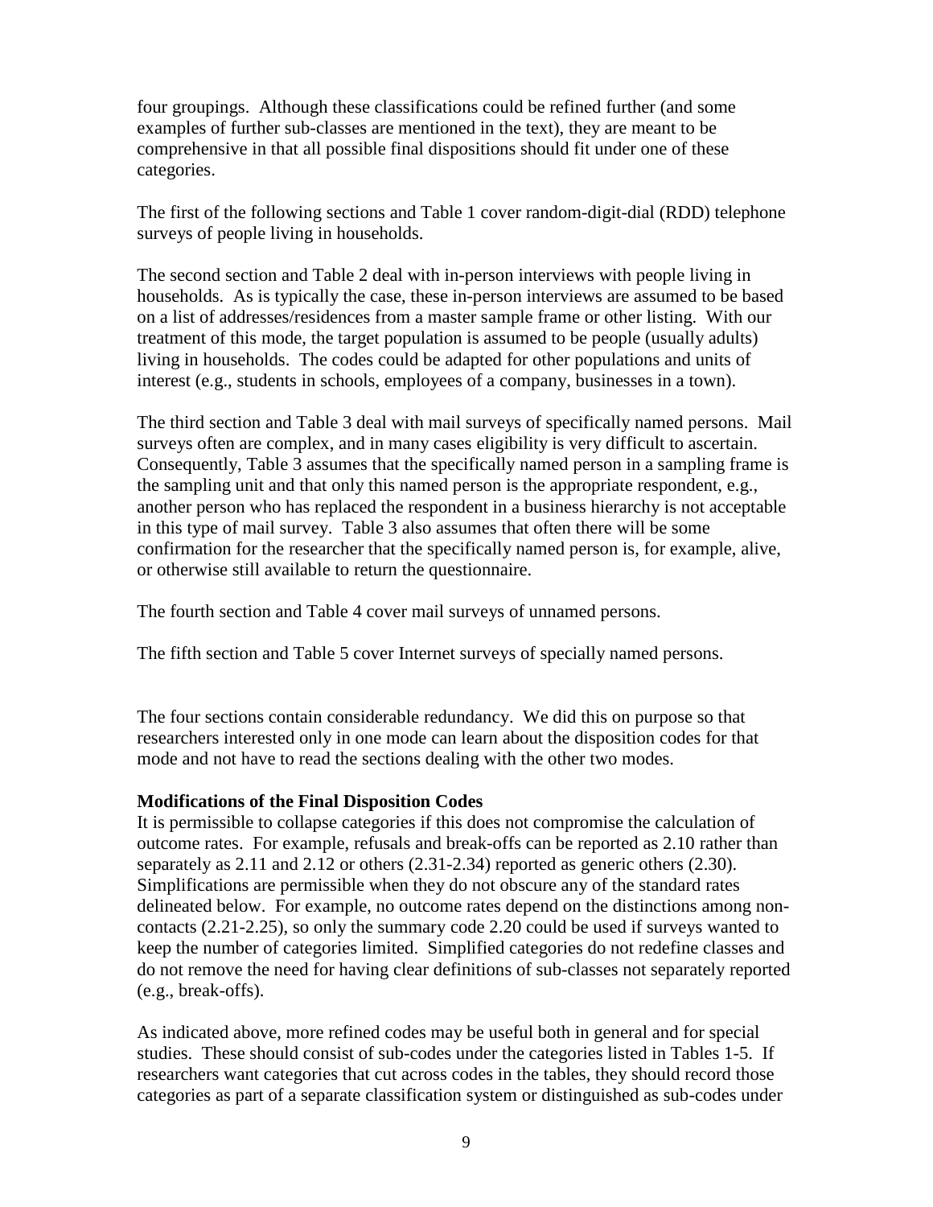four groupings. Although these classifications could be refined further (and some examples of further sub-classes are mentioned in the text), they are meant to be comprehensive in that all possible final dispositions should fit under one of these categories.

The first of the following sections and Table 1 cover random-digit-dial (RDD) telephone surveys of people living in households.

The second section and Table 2 deal with in-person interviews with people living in households. As is typically the case, these in-person interviews are assumed to be based on a list of addresses/residences from a master sample frame or other listing. With our treatment of this mode, the target population is assumed to be people (usually adults) living in households. The codes could be adapted for other populations and units of interest (e.g., students in schools, employees of a company, businesses in a town).

The third section and Table 3 deal with mail surveys of specifically named persons. Mail surveys often are complex, and in many cases eligibility is very difficult to ascertain. Consequently, Table 3 assumes that the specifically named person in a sampling frame is the sampling unit and that only this named person is the appropriate respondent, e.g., another person who has replaced the respondent in a business hierarchy is not acceptable in this type of mail survey. Table 3 also assumes that often there will be some confirmation for the researcher that the specifically named person is, for example, alive, or otherwise still available to return the questionnaire.

The fourth section and Table 4 cover mail surveys of unnamed persons.

The fifth section and Table 5 cover Internet surveys of specially named persons.

The four sections contain considerable redundancy. We did this on purpose so that researchers interested only in one mode can learn about the disposition codes for that mode and not have to read the sections dealing with the other two modes.

**Modifications of the Final Disposition Codes**

It is permissible to collapse categories if this does not compromise the calculation of outcome rates. For example, refusals and break-offs can be reported as 2.10 rather than separately as 2.11 and 2.12 or others (2.31-2.34) reported as generic others (2.30). Simplifications are permissible when they do not obscure any of the standard rates delineated below. For example, no outcome rates depend on the distinctions among non-contacts (2.21-2.25), so only the summary code 2.20 could be used if surveys wanted to keep the number of categories limited. Simplified categories do not redefine classes and do not remove the need for having clear definitions of sub-classes not separately reported (e.g., break-offs).

As indicated above, more refined codes may be useful both in general and for special studies. These should consist of sub-codes under the categories listed in Tables 1-5. If researchers want categories that cut across codes in the tables, they should record those categories as part of a separate classification system or distinguished as sub-codes under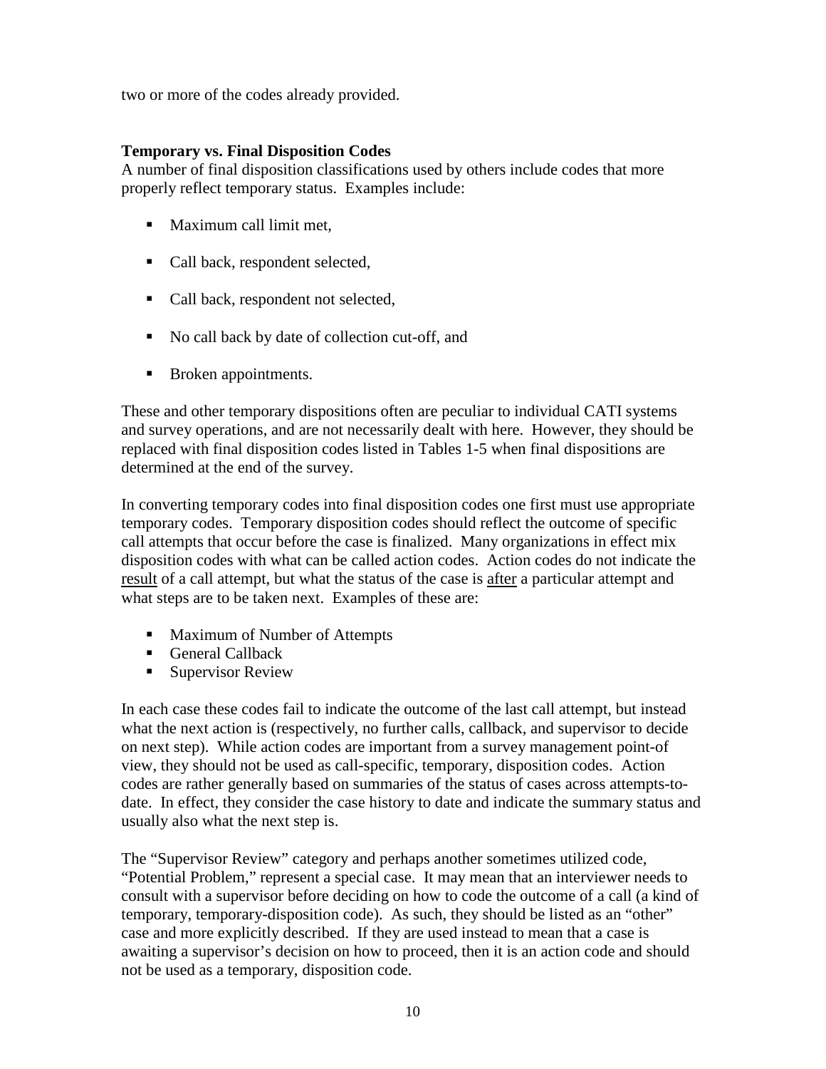two or more of the codes already provided.

**Temporary vs. Final Disposition Codes**

A number of final disposition classifications used by others include codes that more properly reflect temporary status. Examples include:

- Maximum call limit met,
- Call back, respondent selected,
- Call back, respondent not selected,
- No call back by date of collection cut-off, and
- Broken appointments.

These and other temporary dispositions often are peculiar to individual CATI systems and survey operations, and are not necessarily dealt with here. However, they should be replaced with final disposition codes listed in Tables 1-5 when final dispositions are determined at the end of the survey.

In converting temporary codes into final disposition codes one first must use appropriate temporary codes. Temporary disposition codes should reflect the outcome of specific call attempts that occur before the case is finalized. Many organizations in effect mix disposition codes with what can be called action codes. Action codes do not indicate the <u>result</u> of a call attempt, but what the status of the case is <u>after</u> a particular attempt and what steps are to be taken next. Examples of these are:

- Maximum of Number of Attempts
- General Callback
- Supervisor Review

In each case these codes fail to indicate the outcome of the last call attempt, but instead what the next action is (respectively, no further calls, callback, and supervisor to decide on next step). While action codes are important from a survey management point-of view, they should not be used as call-specific, temporary, disposition codes. Action codes are rather generally based on summaries of the status of cases across attempts-to-date. In effect, they consider the case history to date and indicate the summary status and usually also what the next step is.

The "Supervisor Review" category and perhaps another sometimes utilized code, "Potential Problem," represent a special case. It may mean that an interviewer needs to consult with a supervisor before deciding on how to code the outcome of a call (a kind of temporary, temporary-disposition code). As such, they should be listed as an "other" case and more explicitly described. If they are used instead to mean that a case is awaiting a supervisor's decision on how to proceed, then it is an action code and should not be used as a temporary, disposition code.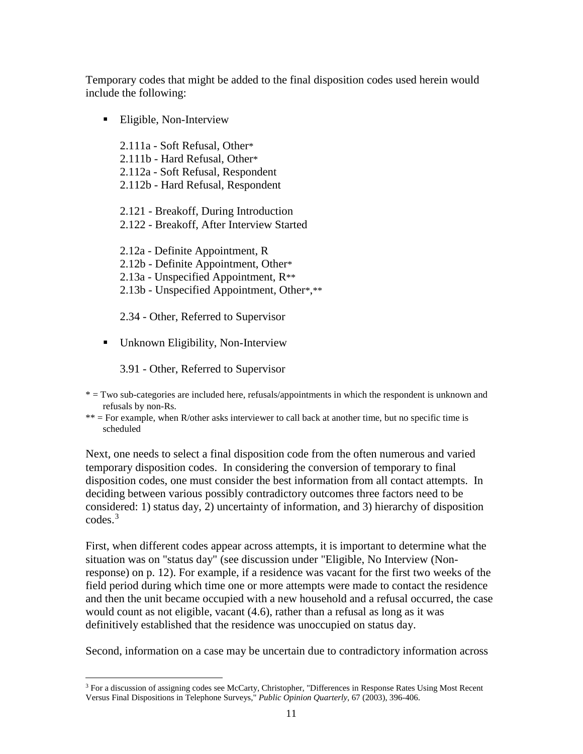Temporary codes that might be added to the final disposition codes used herein would include the following:

- Eligible, Non-Interview

  2.111a - Soft Refusal, Other*
  2.111b - Hard Refusal, Other*
  2.112a - Soft Refusal, Respondent
  2.112b - Hard Refusal, Respondent

  2.121 - Breakoff, During Introduction
  2.122 - Breakoff, After Interview Started

  2.12a - Definite Appointment, R
  2.12b - Definite Appointment, Other*
  2.13a - Unspecified Appointment, R**
  2.13b - Unspecified Appointment, Other*,**

  2.34 - Other, Referred to Supervisor

- Unknown Eligibility, Non-Interview

  3.91 - Other, Referred to Supervisor

\* = Two sub-categories are included here, refusals/appointments in which the respondent is unknown and refusals by non-Rs.

** = For example, when R/other asks interviewer to call back at another time, but no specific time is scheduled

Next, one needs to select a final disposition code from the often numerous and varied temporary disposition codes. In considering the conversion of temporary to final disposition codes, one must consider the best information from all contact attempts. In deciding between various possibly contradictory outcomes three factors need to be considered: 1) status day, 2) uncertainty of information, and 3) hierarchy of disposition codes.[3]

First, when different codes appear across attempts, it is important to determine what the situation was on "status day" (see discussion under "Eligible, No Interview (Non-response) on p. 12). For example, if a residence was vacant for the first two weeks of the field period during which time one or more attempts were made to contact the residence and then the unit became occupied with a new household and a refusal occurred, the case would count as not eligible, vacant (4.6), rather than a refusal as long as it was definitively established that the residence was unoccupied on status day.

Second, information on a case may be uncertain due to contradictory information across

[3] For a discussion of assigning codes see McCarty, Christopher, "Differences in Response Rates Using Most Recent Versus Final Dispositions in Telephone Surveys," *Public Opinion Quarterly*, 67 (2003), 396-406.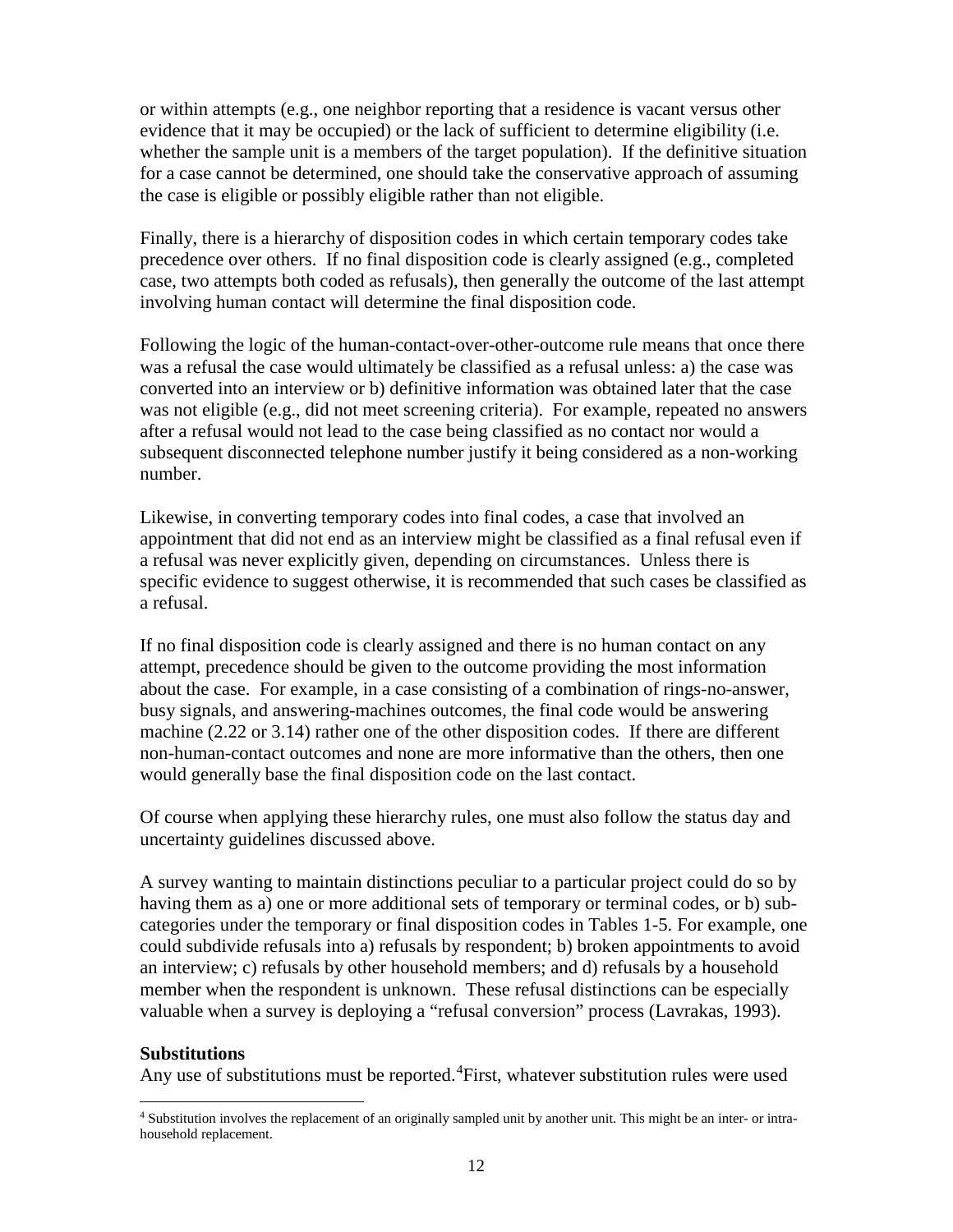or within attempts (e.g., one neighbor reporting that a residence is vacant versus other evidence that it may be occupied) or the lack of sufficient to determine eligibility (i.e. whether the sample unit is a members of the target population). If the definitive situation for a case cannot be determined, one should take the conservative approach of assuming the case is eligible or possibly eligible rather than not eligible.

Finally, there is a hierarchy of disposition codes in which certain temporary codes take precedence over others. If no final disposition code is clearly assigned (e.g., completed case, two attempts both coded as refusals), then generally the outcome of the last attempt involving human contact will determine the final disposition code.

Following the logic of the human-contact-over-other-outcome rule means that once there was a refusal the case would ultimately be classified as a refusal unless: a) the case was converted into an interview or b) definitive information was obtained later that the case was not eligible (e.g., did not meet screening criteria). For example, repeated no answers after a refusal would not lead to the case being classified as no contact nor would a subsequent disconnected telephone number justify it being considered as a non-working number.

Likewise, in converting temporary codes into final codes, a case that involved an appointment that did not end as an interview might be classified as a final refusal even if a refusal was never explicitly given, depending on circumstances. Unless there is specific evidence to suggest otherwise, it is recommended that such cases be classified as a refusal.

If no final disposition code is clearly assigned and there is no human contact on any attempt, precedence should be given to the outcome providing the most information about the case. For example, in a case consisting of a combination of rings-no-answer, busy signals, and answering-machines outcomes, the final code would be answering machine (2.22 or 3.14) rather one of the other disposition codes. If there are different non-human-contact outcomes and none are more informative than the others, then one would generally base the final disposition code on the last contact.

Of course when applying these hierarchy rules, one must also follow the status day and uncertainty guidelines discussed above.

A survey wanting to maintain distinctions peculiar to a particular project could do so by having them as a) one or more additional sets of temporary or terminal codes, or b) sub-categories under the temporary or final disposition codes in Tables 1-5. For example, one could subdivide refusals into a) refusals by respondent; b) broken appointments to avoid an interview; c) refusals by other household members; and d) refusals by a household member when the respondent is unknown. These refusal distinctions can be especially valuable when a survey is deploying a "refusal conversion" process (Lavrakas, 1993).

**Substitutions**

Any use of substitutions must be reported.[4] First, whatever substitution rules were used

[4] Substitution involves the replacement of an originally sampled unit by another unit. This might be an inter- or intra-household replacement.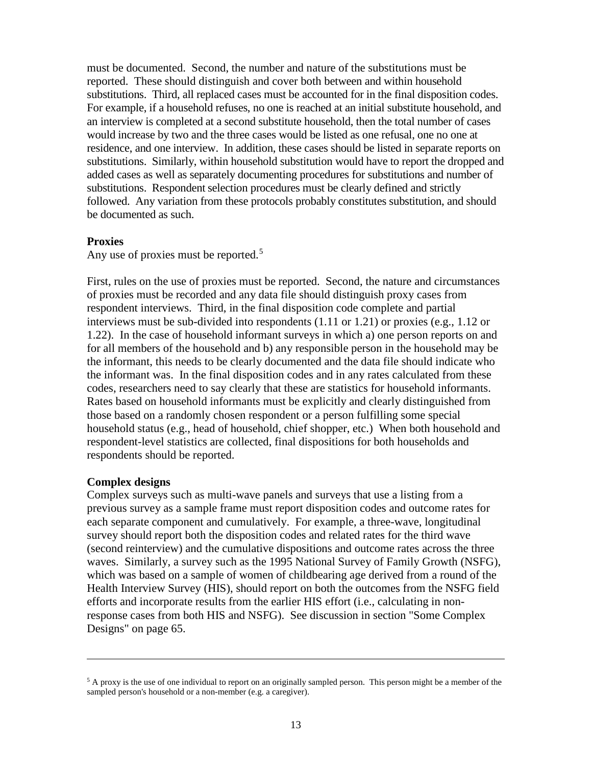must be documented. Second, the number and nature of the substitutions must be reported. These should distinguish and cover both between and within household substitutions. Third, all replaced cases must be accounted for in the final disposition codes. For example, if a household refuses, no one is reached at an initial substitute household, and an interview is completed at a second substitute household, then the total number of cases would increase by two and the three cases would be listed as one refusal, one no one at residence, and one interview. In addition, these cases should be listed in separate reports on substitutions. Similarly, within household substitution would have to report the dropped and added cases as well as separately documenting procedures for substitutions and number of substitutions. Respondent selection procedures must be clearly defined and strictly followed. Any variation from these protocols probably constitutes substitution, and should be documented as such.

**Proxies**

Any use of proxies must be reported.[5]

First, rules on the use of proxies must be reported. Second, the nature and circumstances of proxies must be recorded and any data file should distinguish proxy cases from respondent interviews. Third, in the final disposition code complete and partial interviews must be sub-divided into respondents (1.11 or 1.21) or proxies (e.g., 1.12 or 1.22). In the case of household informant surveys in which a) one person reports on and for all members of the household and b) any responsible person in the household may be the informant, this needs to be clearly documented and the data file should indicate who the informant was. In the final disposition codes and in any rates calculated from these codes, researchers need to say clearly that these are statistics for household informants. Rates based on household informants must be explicitly and clearly distinguished from those based on a randomly chosen respondent or a person fulfilling some special household status (e.g., head of household, chief shopper, etc.) When both household and respondent-level statistics are collected, final dispositions for both households and respondents should be reported.

**Complex designs**

Complex surveys such as multi-wave panels and surveys that use a listing from a previous survey as a sample frame must report disposition codes and outcome rates for each separate component and cumulatively. For example, a three-wave, longitudinal survey should report both the disposition codes and related rates for the third wave (second reinterview) and the cumulative dispositions and outcome rates across the three waves. Similarly, a survey such as the 1995 National Survey of Family Growth (NSFG), which was based on a sample of women of childbearing age derived from a round of the Health Interview Survey (HIS), should report on both the outcomes from the NSFG field efforts and incorporate results from the earlier HIS effort (i.e., calculating in non-response cases from both HIS and NSFG). See discussion in section "Some Complex Designs" on page 65.

---

[5] A proxy is the use of one individual to report on an originally sampled person. This person might be a member of the sampled person's household or a non-member (e.g. a caregiver).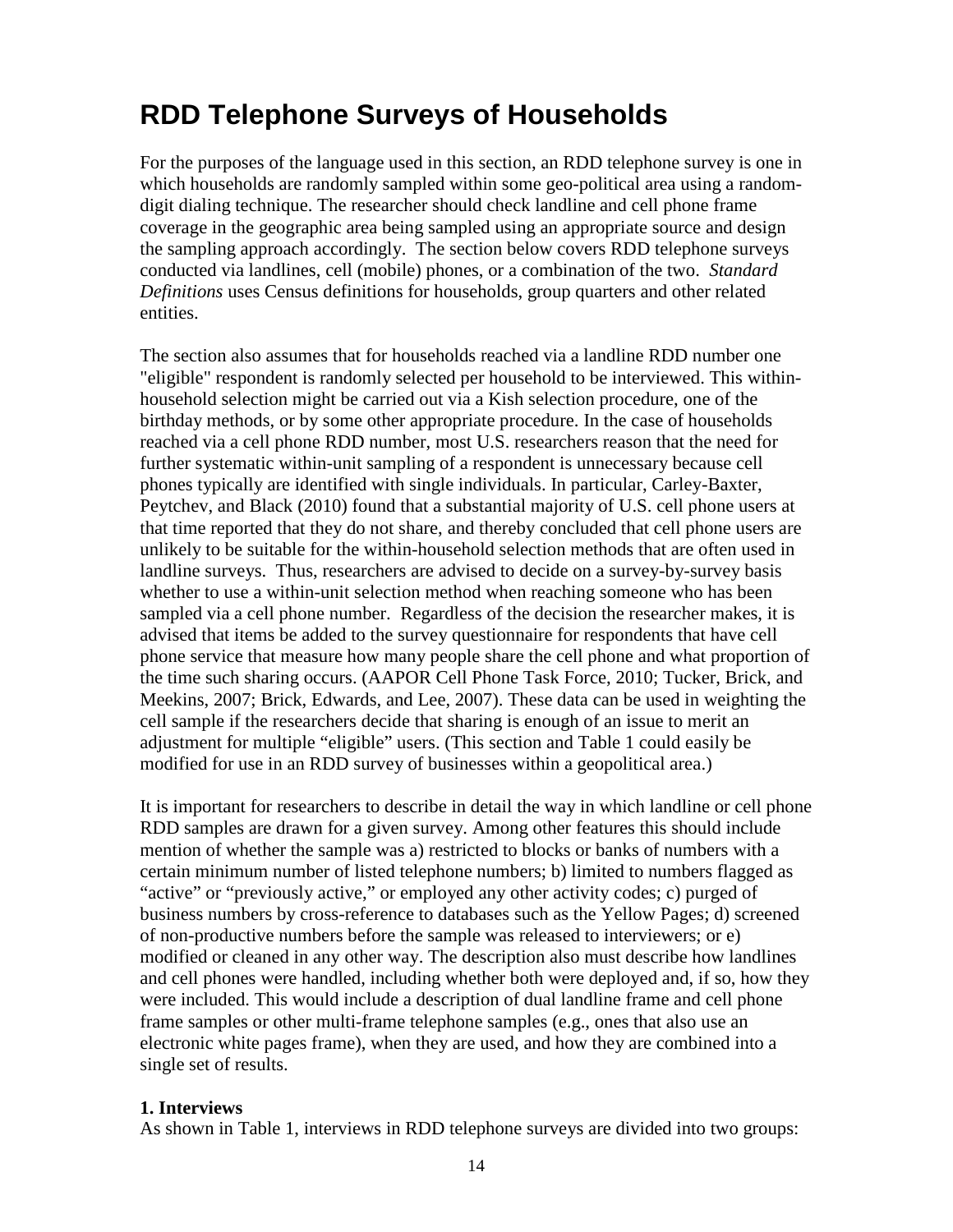# RDD Telephone Surveys of Households

For the purposes of the language used in this section, an RDD telephone survey is one in which households are randomly sampled within some geo-political area using a random-digit dialing technique. The researcher should check landline and cell phone frame coverage in the geographic area being sampled using an appropriate source and design the sampling approach accordingly. The section below covers RDD telephone surveys conducted via landlines, cell (mobile) phones, or a combination of the two. *Standard Definitions* uses Census definitions for households, group quarters and other related entities.

The section also assumes that for households reached via a landline RDD number one "eligible" respondent is randomly selected per household to be interviewed. This within-household selection might be carried out via a Kish selection procedure, one of the birthday methods, or by some other appropriate procedure. In the case of households reached via a cell phone RDD number, most U.S. researchers reason that the need for further systematic within-unit sampling of a respondent is unnecessary because cell phones typically are identified with single individuals. In particular, Carley-Baxter, Peytchev, and Black (2010) found that a substantial majority of U.S. cell phone users at that time reported that they do not share, and thereby concluded that cell phone users are unlikely to be suitable for the within-household selection methods that are often used in landline surveys. Thus, researchers are advised to decide on a survey-by-survey basis whether to use a within-unit selection method when reaching someone who has been sampled via a cell phone number. Regardless of the decision the researcher makes, it is advised that items be added to the survey questionnaire for respondents that have cell phone service that measure how many people share the cell phone and what proportion of the time such sharing occurs. (AAPOR Cell Phone Task Force, 2010; Tucker, Brick, and Meekins, 2007; Brick, Edwards, and Lee, 2007). These data can be used in weighting the cell sample if the researchers decide that sharing is enough of an issue to merit an adjustment for multiple "eligible" users. (This section and Table 1 could easily be modified for use in an RDD survey of businesses within a geopolitical area.)

It is important for researchers to describe in detail the way in which landline or cell phone RDD samples are drawn for a given survey. Among other features this should include mention of whether the sample was a) restricted to blocks or banks of numbers with a certain minimum number of listed telephone numbers; b) limited to numbers flagged as "active" or "previously active," or employed any other activity codes; c) purged of business numbers by cross-reference to databases such as the Yellow Pages; d) screened of non-productive numbers before the sample was released to interviewers; or e) modified or cleaned in any other way. The description also must describe how landlines and cell phones were handled, including whether both were deployed and, if so, how they were included. This would include a description of dual landline frame and cell phone frame samples or other multi-frame telephone samples (e.g., ones that also use an electronic white pages frame), when they are used, and how they are combined into a single set of results.

**1. Interviews**
As shown in Table 1, interviews in RDD telephone surveys are divided into two groups: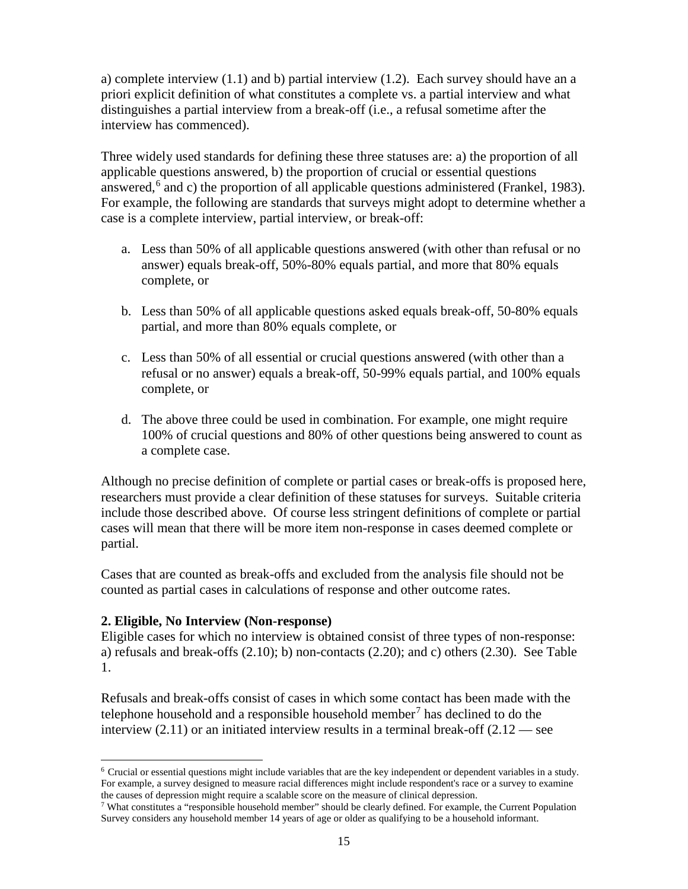a) complete interview (1.1) and b) partial interview (1.2). Each survey should have an a priori explicit definition of what constitutes a complete vs. a partial interview and what distinguishes a partial interview from a break-off (i.e., a refusal sometime after the interview has commenced).

Three widely used standards for defining these three statuses are: a) the proportion of all applicable questions answered, b) the proportion of crucial or essential questions answered,[6] and c) the proportion of all applicable questions administered (Frankel, 1983). For example, the following are standards that surveys might adopt to determine whether a case is a complete interview, partial interview, or break-off:

a. Less than 50% of all applicable questions answered (with other than refusal or no answer) equals break-off, 50%-80% equals partial, and more that 80% equals complete, or

b. Less than 50% of all applicable questions asked equals break-off, 50-80% equals partial, and more than 80% equals complete, or

c. Less than 50% of all essential or crucial questions answered (with other than a refusal or no answer) equals a break-off, 50-99% equals partial, and 100% equals complete, or

d. The above three could be used in combination. For example, one might require 100% of crucial questions and 80% of other questions being answered to count as a complete case.

Although no precise definition of complete or partial cases or break-offs is proposed here, researchers must provide a clear definition of these statuses for surveys. Suitable criteria include those described above. Of course less stringent definitions of complete or partial cases will mean that there will be more item non-response in cases deemed complete or partial.

Cases that are counted as break-offs and excluded from the analysis file should not be counted as partial cases in calculations of response and other outcome rates.

**2. Eligible, No Interview (Non-response)**

Eligible cases for which no interview is obtained consist of three types of non-response: a) refusals and break-offs (2.10); b) non-contacts (2.20); and c) others (2.30). See Table 1.

Refusals and break-offs consist of cases in which some contact has been made with the telephone household and a responsible household member[7] has declined to do the interview (2.11) or an initiated interview results in a terminal break-off (2.12 — see

[6] Crucial or essential questions might include variables that are the key independent or dependent variables in a study. For example, a survey designed to measure racial differences might include respondent's race or a survey to examine the causes of depression might require a scalable score on the measure of clinical depression.

[7] What constitutes a "responsible household member" should be clearly defined. For example, the Current Population Survey considers any household member 14 years of age or older as qualifying to be a household informant.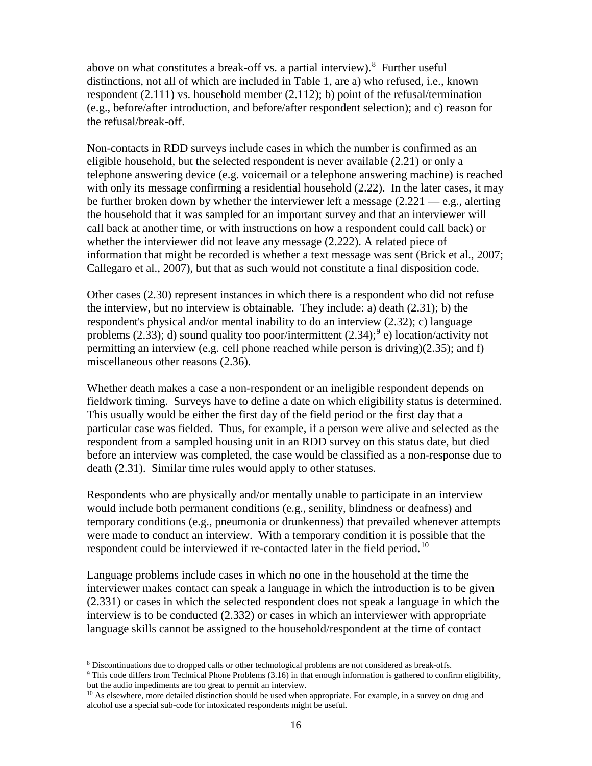above on what constitutes a break-off vs. a partial interview).[8] Further useful distinctions, not all of which are included in Table 1, are a) who refused, i.e., known respondent (2.111) vs. household member (2.112); b) point of the refusal/termination (e.g., before/after introduction, and before/after respondent selection); and c) reason for the refusal/break-off.

Non-contacts in RDD surveys include cases in which the number is confirmed as an eligible household, but the selected respondent is never available (2.21) or only a telephone answering device (e.g. voicemail or a telephone answering machine) is reached with only its message confirming a residential household (2.22). In the later cases, it may be further broken down by whether the interviewer left a message (2.221 — e.g., alerting the household that it was sampled for an important survey and that an interviewer will call back at another time, or with instructions on how a respondent could call back) or whether the interviewer did not leave any message (2.222). A related piece of information that might be recorded is whether a text message was sent (Brick et al., 2007; Callegaro et al., 2007), but that as such would not constitute a final disposition code.

Other cases (2.30) represent instances in which there is a respondent who did not refuse the interview, but no interview is obtainable. They include: a) death (2.31); b) the respondent's physical and/or mental inability to do an interview (2.32); c) language problems (2.33); d) sound quality too poor/intermittent (2.34);[9] e) location/activity not permitting an interview (e.g. cell phone reached while person is driving)(2.35); and f) miscellaneous other reasons (2.36).

Whether death makes a case a non-respondent or an ineligible respondent depends on fieldwork timing. Surveys have to define a date on which eligibility status is determined. This usually would be either the first day of the field period or the first day that a particular case was fielded. Thus, for example, if a person were alive and selected as the respondent from a sampled housing unit in an RDD survey on this status date, but died before an interview was completed, the case would be classified as a non-response due to death (2.31). Similar time rules would apply to other statuses.

Respondents who are physically and/or mentally unable to participate in an interview would include both permanent conditions (e.g., senility, blindness or deafness) and temporary conditions (e.g., pneumonia or drunkenness) that prevailed whenever attempts were made to conduct an interview. With a temporary condition it is possible that the respondent could be interviewed if re-contacted later in the field period.[10]

Language problems include cases in which no one in the household at the time the interviewer makes contact can speak a language in which the introduction is to be given (2.331) or cases in which the selected respondent does not speak a language in which the interview is to be conducted (2.332) or cases in which an interviewer with appropriate language skills cannot be assigned to the household/respondent at the time of contact

---

[8] Discontinuations due to dropped calls or other technological problems are not considered as break-offs.

[9] This code differs from Technical Phone Problems (3.16) in that enough information is gathered to confirm eligibility, but the audio impediments are too great to permit an interview.

[10] As elsewhere, more detailed distinction should be used when appropriate. For example, in a survey on drug and alcohol use a special sub-code for intoxicated respondents might be useful.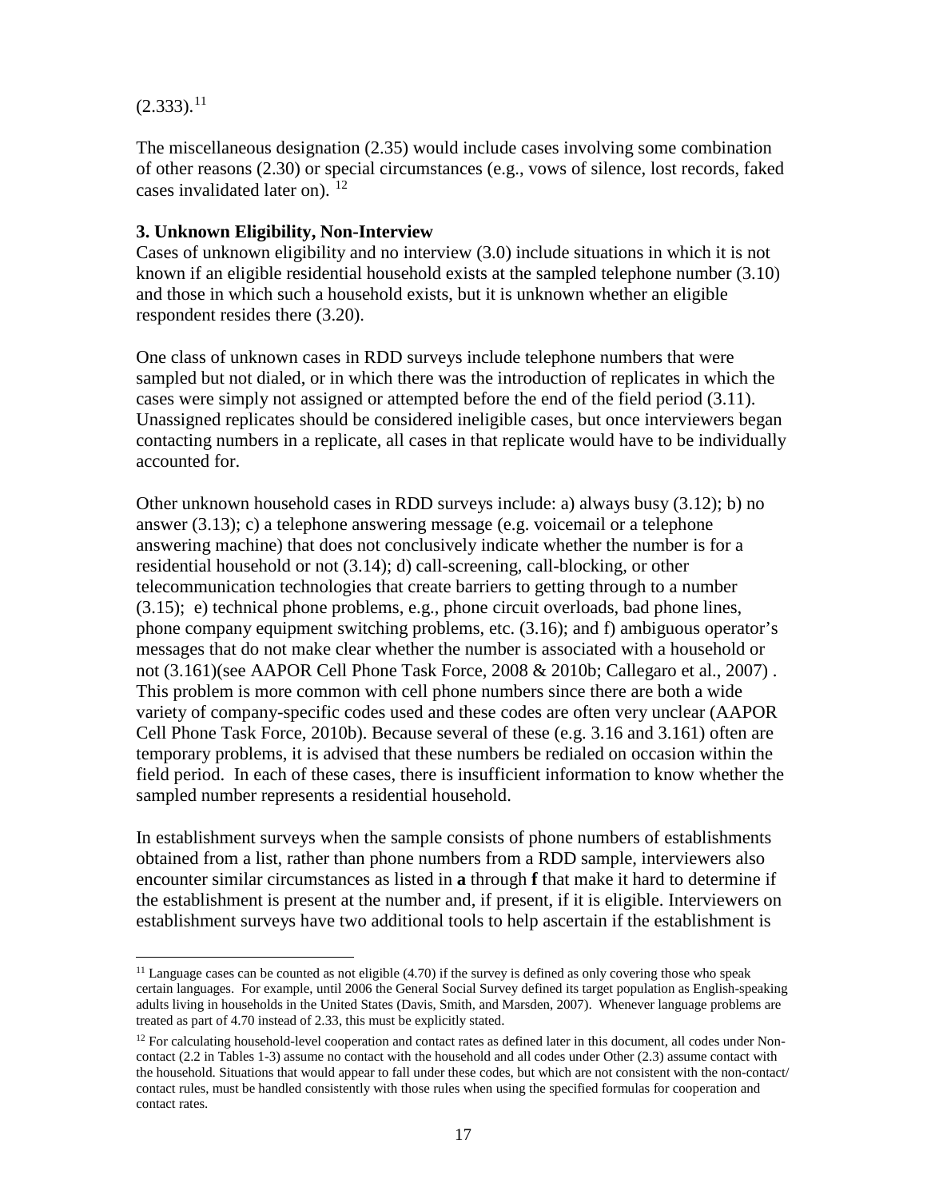(2.333).[11]

The miscellaneous designation (2.35) would include cases involving some combination of other reasons (2.30) or special circumstances (e.g., vows of silence, lost records, faked cases invalidated later on). [12]

**3. Unknown Eligibility, Non-Interview**

Cases of unknown eligibility and no interview (3.0) include situations in which it is not known if an eligible residential household exists at the sampled telephone number (3.10) and those in which such a household exists, but it is unknown whether an eligible respondent resides there (3.20).

One class of unknown cases in RDD surveys include telephone numbers that were sampled but not dialed, or in which there was the introduction of replicates in which the cases were simply not assigned or attempted before the end of the field period (3.11). Unassigned replicates should be considered ineligible cases, but once interviewers began contacting numbers in a replicate, all cases in that replicate would have to be individually accounted for.

Other unknown household cases in RDD surveys include: a) always busy (3.12); b) no answer (3.13); c) a telephone answering message (e.g. voicemail or a telephone answering machine) that does not conclusively indicate whether the number is for a residential household or not (3.14); d) call-screening, call-blocking, or other telecommunication technologies that create barriers to getting through to a number (3.15); e) technical phone problems, e.g., phone circuit overloads, bad phone lines, phone company equipment switching problems, etc. (3.16); and f) ambiguous operator's messages that do not make clear whether the number is associated with a household or not (3.161)(see AAPOR Cell Phone Task Force, 2008 & 2010b; Callegaro et al., 2007) . This problem is more common with cell phone numbers since there are both a wide variety of company-specific codes used and these codes are often very unclear (AAPOR Cell Phone Task Force, 2010b). Because several of these (e.g. 3.16 and 3.161) often are temporary problems, it is advised that these numbers be redialed on occasion within the field period. In each of these cases, there is insufficient information to know whether the sampled number represents a residential household.

In establishment surveys when the sample consists of phone numbers of establishments obtained from a list, rather than phone numbers from a RDD sample, interviewers also encounter similar circumstances as listed in **a** through **f** that make it hard to determine if the establishment is present at the number and, if present, if it is eligible. Interviewers on establishment surveys have two additional tools to help ascertain if the establishment is

---

[11] Language cases can be counted as not eligible (4.70) if the survey is defined as only covering those who speak certain languages. For example, until 2006 the General Social Survey defined its target population as English-speaking adults living in households in the United States (Davis, Smith, and Marsden, 2007). Whenever language problems are treated as part of 4.70 instead of 2.33, this must be explicitly stated.

[12] For calculating household-level cooperation and contact rates as defined later in this document, all codes under Non-contact (2.2 in Tables 1-3) assume no contact with the household and all codes under Other (2.3) assume contact with the household. Situations that would appear to fall under these codes, but which are not consistent with the non-contact/ contact rules, must be handled consistently with those rules when using the specified formulas for cooperation and contact rates.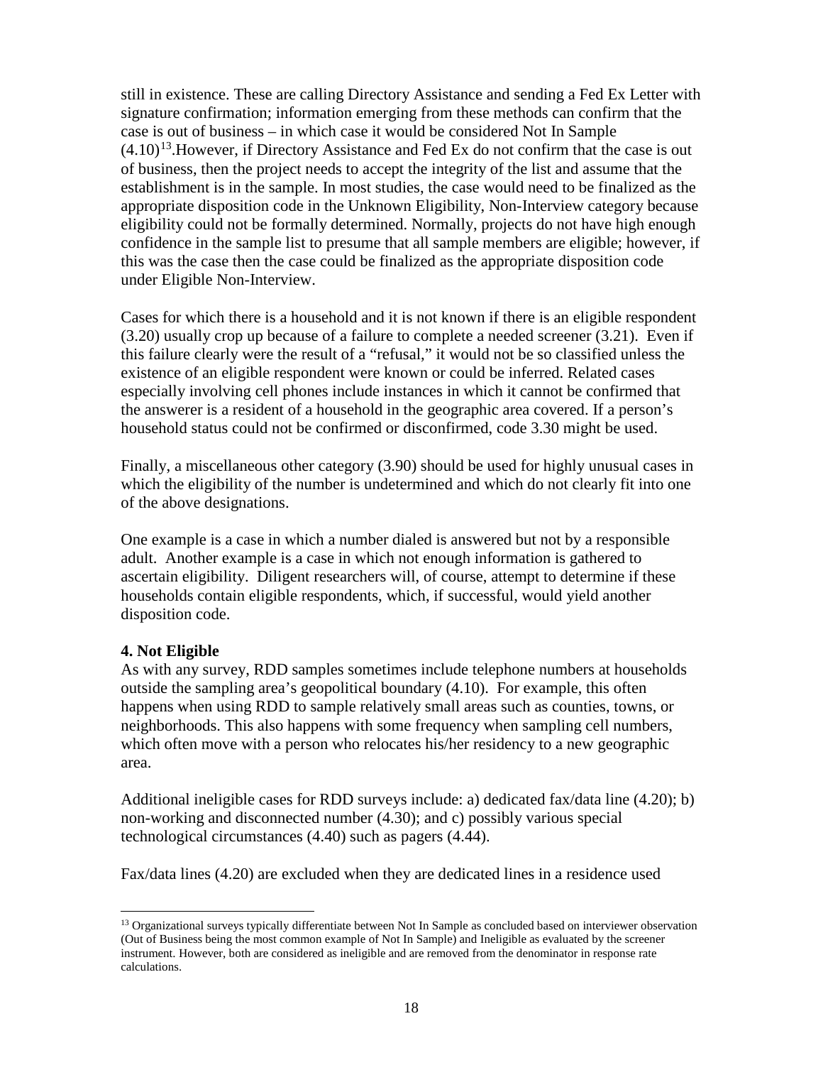still in existence. These are calling Directory Assistance and sending a Fed Ex Letter with signature confirmation; information emerging from these methods can confirm that the case is out of business – in which case it would be considered Not In Sample (4.10)[13].However, if Directory Assistance and Fed Ex do not confirm that the case is out of business, then the project needs to accept the integrity of the list and assume that the establishment is in the sample. In most studies, the case would need to be finalized as the appropriate disposition code in the Unknown Eligibility, Non-Interview category because eligibility could not be formally determined. Normally, projects do not have high enough confidence in the sample list to presume that all sample members are eligible; however, if this was the case then the case could be finalized as the appropriate disposition code under Eligible Non-Interview.

Cases for which there is a household and it is not known if there is an eligible respondent (3.20) usually crop up because of a failure to complete a needed screener (3.21). Even if this failure clearly were the result of a "refusal," it would not be so classified unless the existence of an eligible respondent were known or could be inferred. Related cases especially involving cell phones include instances in which it cannot be confirmed that the answerer is a resident of a household in the geographic area covered. If a person's household status could not be confirmed or disconfirmed, code 3.30 might be used.

Finally, a miscellaneous other category (3.90) should be used for highly unusual cases in which the eligibility of the number is undetermined and which do not clearly fit into one of the above designations.

One example is a case in which a number dialed is answered but not by a responsible adult. Another example is a case in which not enough information is gathered to ascertain eligibility. Diligent researchers will, of course, attempt to determine if these households contain eligible respondents, which, if successful, would yield another disposition code.

**4. Not Eligible**

As with any survey, RDD samples sometimes include telephone numbers at households outside the sampling area's geopolitical boundary (4.10). For example, this often happens when using RDD to sample relatively small areas such as counties, towns, or neighborhoods. This also happens with some frequency when sampling cell numbers, which often move with a person who relocates his/her residency to a new geographic area.

Additional ineligible cases for RDD surveys include: a) dedicated fax/data line (4.20); b) non-working and disconnected number (4.30); and c) possibly various special technological circumstances (4.40) such as pagers (4.44).

Fax/data lines (4.20) are excluded when they are dedicated lines in a residence used

---

[13] Organizational surveys typically differentiate between Not In Sample as concluded based on interviewer observation (Out of Business being the most common example of Not In Sample) and Ineligible as evaluated by the screener instrument. However, both are considered as ineligible and are removed from the denominator in response rate calculations.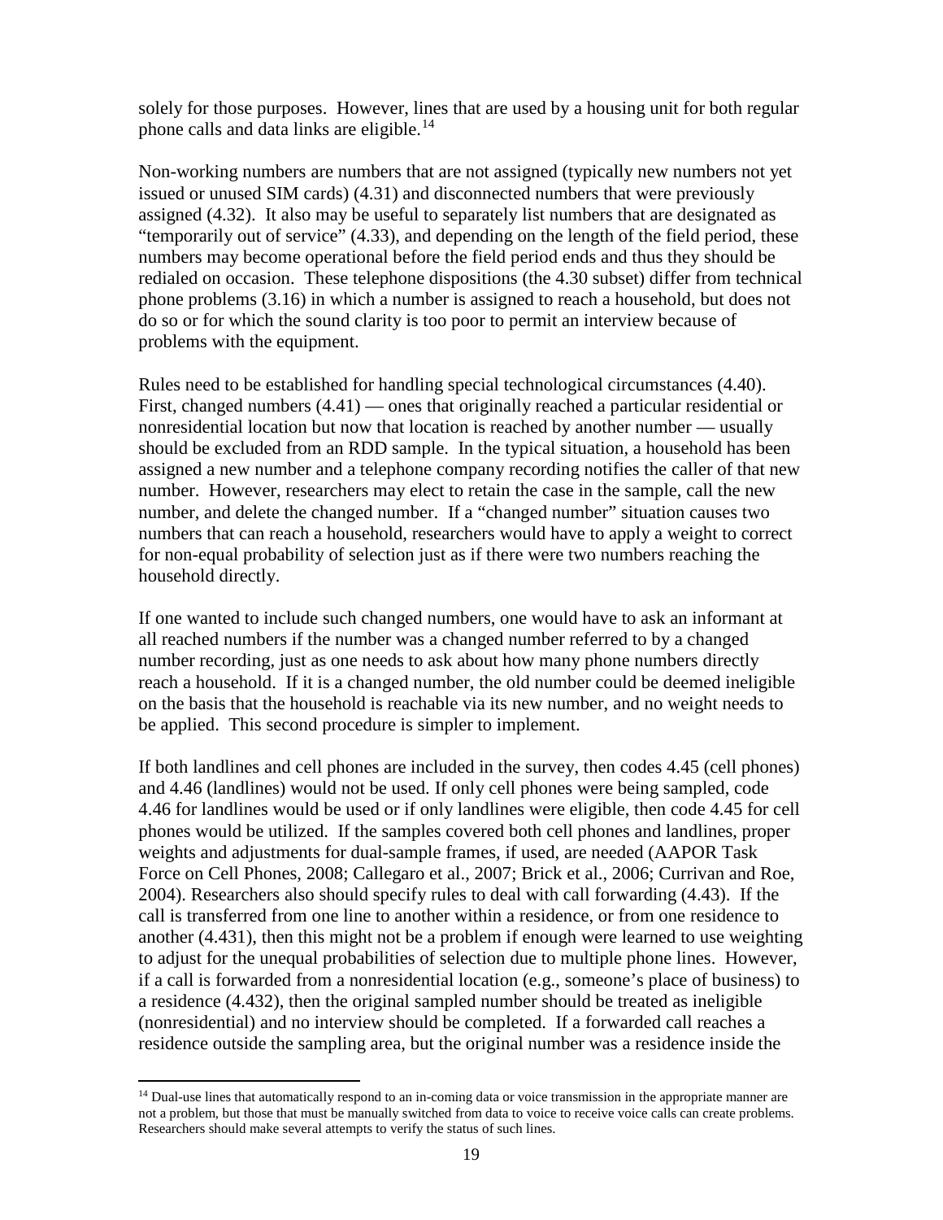solely for those purposes. However, lines that are used by a housing unit for both regular phone calls and data links are eligible.[14]

Non-working numbers are numbers that are not assigned (typically new numbers not yet issued or unused SIM cards) (4.31) and disconnected numbers that were previously assigned (4.32). It also may be useful to separately list numbers that are designated as "temporarily out of service" (4.33), and depending on the length of the field period, these numbers may become operational before the field period ends and thus they should be redialed on occasion. These telephone dispositions (the 4.30 subset) differ from technical phone problems (3.16) in which a number is assigned to reach a household, but does not do so or for which the sound clarity is too poor to permit an interview because of problems with the equipment.

Rules need to be established for handling special technological circumstances (4.40). First, changed numbers (4.41) — ones that originally reached a particular residential or nonresidential location but now that location is reached by another number — usually should be excluded from an RDD sample. In the typical situation, a household has been assigned a new number and a telephone company recording notifies the caller of that new number. However, researchers may elect to retain the case in the sample, call the new number, and delete the changed number. If a "changed number" situation causes two numbers that can reach a household, researchers would have to apply a weight to correct for non-equal probability of selection just as if there were two numbers reaching the household directly.

If one wanted to include such changed numbers, one would have to ask an informant at all reached numbers if the number was a changed number referred to by a changed number recording, just as one needs to ask about how many phone numbers directly reach a household. If it is a changed number, the old number could be deemed ineligible on the basis that the household is reachable via its new number, and no weight needs to be applied. This second procedure is simpler to implement.

If both landlines and cell phones are included in the survey, then codes 4.45 (cell phones) and 4.46 (landlines) would not be used. If only cell phones were being sampled, code 4.46 for landlines would be used or if only landlines were eligible, then code 4.45 for cell phones would be utilized. If the samples covered both cell phones and landlines, proper weights and adjustments for dual-sample frames, if used, are needed (AAPOR Task Force on Cell Phones, 2008; Callegaro et al., 2007; Brick et al., 2006; Currivan and Roe, 2004). Researchers also should specify rules to deal with call forwarding (4.43). If the call is transferred from one line to another within a residence, or from one residence to another (4.431), then this might not be a problem if enough were learned to use weighting to adjust for the unequal probabilities of selection due to multiple phone lines. However, if a call is forwarded from a nonresidential location (e.g., someone's place of business) to a residence (4.432), then the original sampled number should be treated as ineligible (nonresidential) and no interview should be completed. If a forwarded call reaches a residence outside the sampling area, but the original number was a residence inside the

[14] Dual-use lines that automatically respond to an in-coming data or voice transmission in the appropriate manner are not a problem, but those that must be manually switched from data to voice to receive voice calls can create problems. Researchers should make several attempts to verify the status of such lines.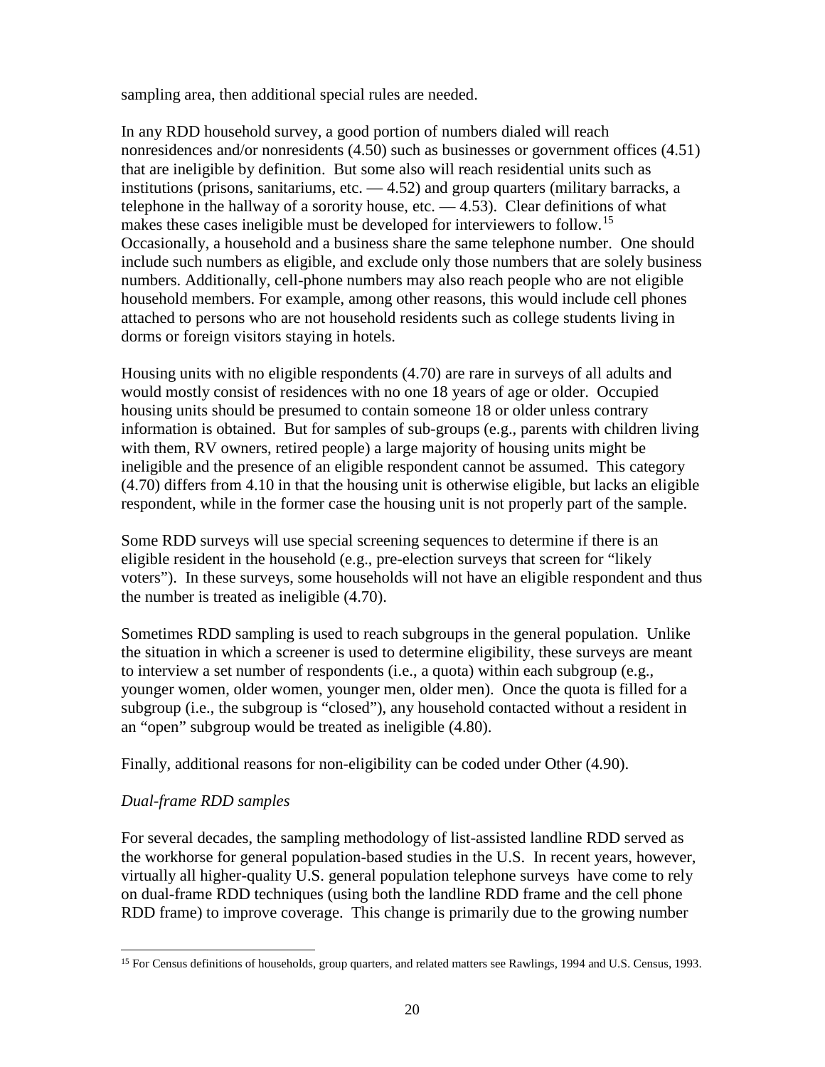sampling area, then additional special rules are needed.

In any RDD household survey, a good portion of numbers dialed will reach nonresidences and/or nonresidents (4.50) such as businesses or government offices (4.51) that are ineligible by definition. But some also will reach residential units such as institutions (prisons, sanitariums, etc. — 4.52) and group quarters (military barracks, a telephone in the hallway of a sorority house, etc. — 4.53). Clear definitions of what makes these cases ineligible must be developed for interviewers to follow.[15] Occasionally, a household and a business share the same telephone number. One should include such numbers as eligible, and exclude only those numbers that are solely business numbers. Additionally, cell-phone numbers may also reach people who are not eligible household members. For example, among other reasons, this would include cell phones attached to persons who are not household residents such as college students living in dorms or foreign visitors staying in hotels.

Housing units with no eligible respondents (4.70) are rare in surveys of all adults and would mostly consist of residences with no one 18 years of age or older. Occupied housing units should be presumed to contain someone 18 or older unless contrary information is obtained. But for samples of sub-groups (e.g., parents with children living with them, RV owners, retired people) a large majority of housing units might be ineligible and the presence of an eligible respondent cannot be assumed. This category (4.70) differs from 4.10 in that the housing unit is otherwise eligible, but lacks an eligible respondent, while in the former case the housing unit is not properly part of the sample.

Some RDD surveys will use special screening sequences to determine if there is an eligible resident in the household (e.g., pre-election surveys that screen for "likely voters"). In these surveys, some households will not have an eligible respondent and thus the number is treated as ineligible (4.70).

Sometimes RDD sampling is used to reach subgroups in the general population. Unlike the situation in which a screener is used to determine eligibility, these surveys are meant to interview a set number of respondents (i.e., a quota) within each subgroup (e.g., younger women, older women, younger men, older men). Once the quota is filled for a subgroup (i.e., the subgroup is "closed"), any household contacted without a resident in an "open" subgroup would be treated as ineligible (4.80).

Finally, additional reasons for non-eligibility can be coded under Other (4.90).

*Dual-frame RDD samples*

For several decades, the sampling methodology of list-assisted landline RDD served as the workhorse for general population-based studies in the U.S. In recent years, however, virtually all higher-quality U.S. general population telephone surveys have come to rely on dual-frame RDD techniques (using both the landline RDD frame and the cell phone RDD frame) to improve coverage. This change is primarily due to the growing number

[15] For Census definitions of households, group quarters, and related matters see Rawlings, 1994 and U.S. Census, 1993.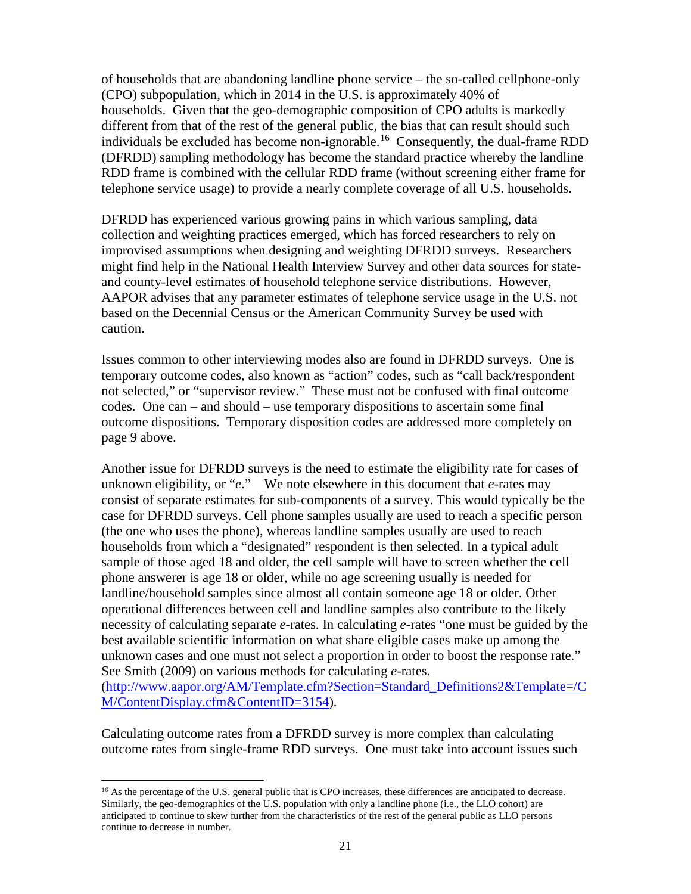of households that are abandoning landline phone service – the so-called cellphone-only (CPO) subpopulation, which in 2014 in the U.S. is approximately 40% of households. Given that the geo-demographic composition of CPO adults is markedly different from that of the rest of the general public, the bias that can result should such individuals be excluded has become non-ignorable.[16] Consequently, the dual-frame RDD (DFRDD) sampling methodology has become the standard practice whereby the landline RDD frame is combined with the cellular RDD frame (without screening either frame for telephone service usage) to provide a nearly complete coverage of all U.S. households.

DFRDD has experienced various growing pains in which various sampling, data collection and weighting practices emerged, which has forced researchers to rely on improvised assumptions when designing and weighting DFRDD surveys. Researchers might find help in the National Health Interview Survey and other data sources for state- and county-level estimates of household telephone service distributions. However, AAPOR advises that any parameter estimates of telephone service usage in the U.S. not based on the Decennial Census or the American Community Survey be used with caution.

Issues common to other interviewing modes also are found in DFRDD surveys. One is temporary outcome codes, also known as "action" codes, such as "call back/respondent not selected," or "supervisor review." These must not be confused with final outcome codes. One can – and should – use temporary dispositions to ascertain some final outcome dispositions. Temporary disposition codes are addressed more completely on page 9 above.

Another issue for DFRDD surveys is the need to estimate the eligibility rate for cases of unknown eligibility, or "*e*." We note elsewhere in this document that *e*-rates may consist of separate estimates for sub-components of a survey. This would typically be the case for DFRDD surveys. Cell phone samples usually are used to reach a specific person (the one who uses the phone), whereas landline samples usually are used to reach households from which a "designated" respondent is then selected. In a typical adult sample of those aged 18 and older, the cell sample will have to screen whether the cell phone answerer is age 18 or older, while no age screening usually is needed for landline/household samples since almost all contain someone age 18 or older. Other operational differences between cell and landline samples also contribute to the likely necessity of calculating separate *e*-rates. In calculating *e*-rates "one must be guided by the best available scientific information on what share eligible cases make up among the unknown cases and one must not select a proportion in order to boost the response rate." See Smith (2009) on various methods for calculating *e*-rates. (http://www.aapor.org/AM/Template.cfm?Section=Standard_Definitions2&Template=/CM/ContentDisplay.cfm&ContentID=3154).

Calculating outcome rates from a DFRDD survey is more complex than calculating outcome rates from single-frame RDD surveys. One must take into account issues such

[16] As the percentage of the U.S. general public that is CPO increases, these differences are anticipated to decrease. Similarly, the geo-demographics of the U.S. population with only a landline phone (i.e., the LLO cohort) are anticipated to continue to skew further from the characteristics of the rest of the general public as LLO persons continue to decrease in number.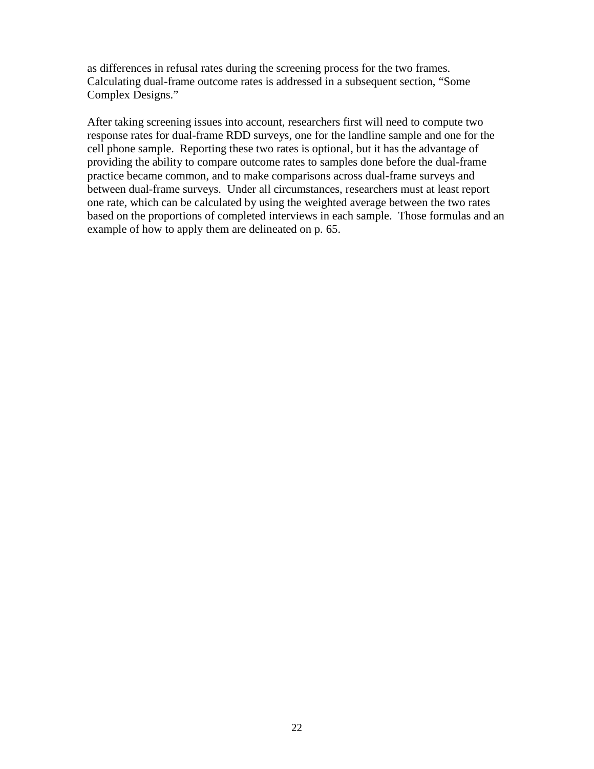as differences in refusal rates during the screening process for the two frames. Calculating dual-frame outcome rates is addressed in a subsequent section, "Some Complex Designs."

After taking screening issues into account, researchers first will need to compute two response rates for dual-frame RDD surveys, one for the landline sample and one for the cell phone sample. Reporting these two rates is optional, but it has the advantage of providing the ability to compare outcome rates to samples done before the dual-frame practice became common, and to make comparisons across dual-frame surveys and between dual-frame surveys. Under all circumstances, researchers must at least report one rate, which can be calculated by using the weighted average between the two rates based on the proportions of completed interviews in each sample. Those formulas and an example of how to apply them are delineated on p. 65.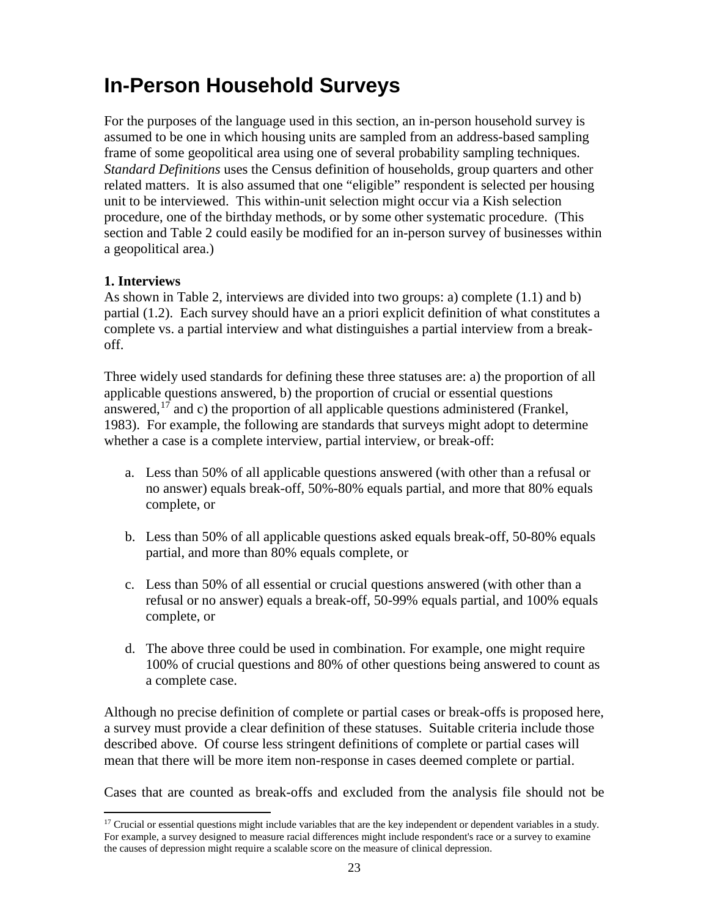# In-Person Household Surveys

For the purposes of the language used in this section, an in-person household survey is assumed to be one in which housing units are sampled from an address-based sampling frame of some geopolitical area using one of several probability sampling techniques. *Standard Definitions* uses the Census definition of households, group quarters and other related matters. It is also assumed that one "eligible" respondent is selected per housing unit to be interviewed. This within-unit selection might occur via a Kish selection procedure, one of the birthday methods, or by some other systematic procedure. (This section and Table 2 could easily be modified for an in-person survey of businesses within a geopolitical area.)

**1. Interviews**

As shown in Table 2, interviews are divided into two groups: a) complete (1.1) and b) partial (1.2). Each survey should have an a priori explicit definition of what constitutes a complete vs. a partial interview and what distinguishes a partial interview from a break-off.

Three widely used standards for defining these three statuses are: a) the proportion of all applicable questions answered, b) the proportion of crucial or essential questions answered,[17] and c) the proportion of all applicable questions administered (Frankel, 1983). For example, the following are standards that surveys might adopt to determine whether a case is a complete interview, partial interview, or break-off:

a. Less than 50% of all applicable questions answered (with other than a refusal or no answer) equals break-off, 50%-80% equals partial, and more that 80% equals complete, or

b. Less than 50% of all applicable questions asked equals break-off, 50-80% equals partial, and more than 80% equals complete, or

c. Less than 50% of all essential or crucial questions answered (with other than a refusal or no answer) equals a break-off, 50-99% equals partial, and 100% equals complete, or

d. The above three could be used in combination. For example, one might require 100% of crucial questions and 80% of other questions being answered to count as a complete case.

Although no precise definition of complete or partial cases or break-offs is proposed here, a survey must provide a clear definition of these statuses. Suitable criteria include those described above. Of course less stringent definitions of complete or partial cases will mean that there will be more item non-response in cases deemed complete or partial.

Cases that are counted as break-offs and excluded from the analysis file should not be

[17] Crucial or essential questions might include variables that are the key independent or dependent variables in a study. For example, a survey designed to measure racial differences might include respondent's race or a survey to examine the causes of depression might require a scalable score on the measure of clinical depression.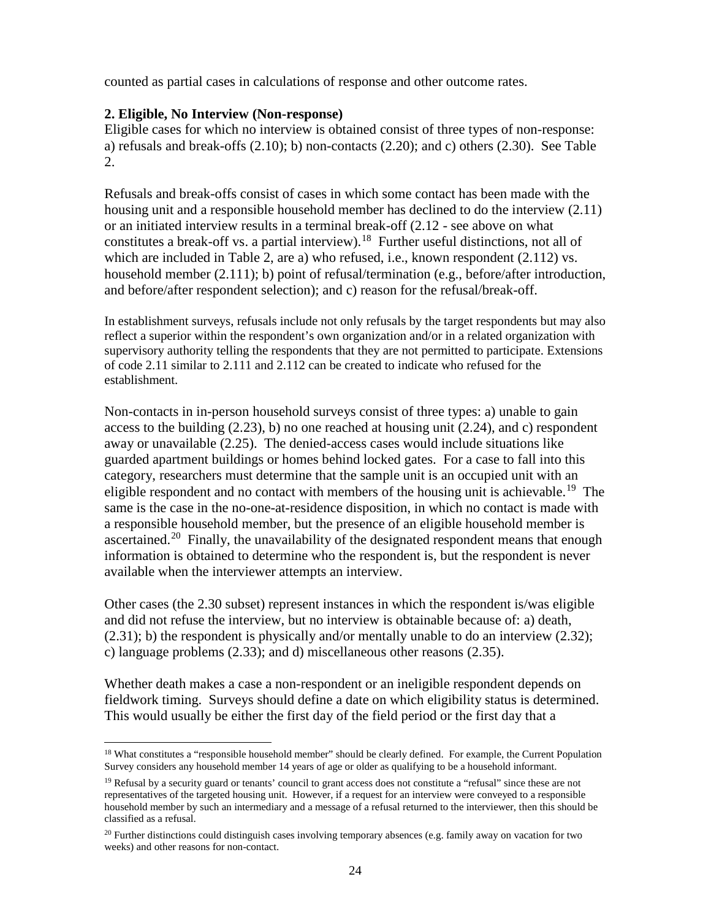counted as partial cases in calculations of response and other outcome rates.

**2. Eligible, No Interview (Non-response)**

Eligible cases for which no interview is obtained consist of three types of non-response: a) refusals and break-offs (2.10); b) non-contacts (2.20); and c) others (2.30). See Table 2.

Refusals and break-offs consist of cases in which some contact has been made with the housing unit and a responsible household member has declined to do the interview (2.11) or an initiated interview results in a terminal break-off (2.12 - see above on what constitutes a break-off vs. a partial interview).[18] Further useful distinctions, not all of which are included in Table 2, are a) who refused, i.e., known respondent (2.112) vs. household member (2.111); b) point of refusal/termination (e.g., before/after introduction, and before/after respondent selection); and c) reason for the refusal/break-off.

In establishment surveys, refusals include not only refusals by the target respondents but may also reflect a superior within the respondent's own organization and/or in a related organization with supervisory authority telling the respondents that they are not permitted to participate. Extensions of code 2.11 similar to 2.111 and 2.112 can be created to indicate who refused for the establishment.

Non-contacts in in-person household surveys consist of three types: a) unable to gain access to the building (2.23), b) no one reached at housing unit (2.24), and c) respondent away or unavailable (2.25). The denied-access cases would include situations like guarded apartment buildings or homes behind locked gates. For a case to fall into this category, researchers must determine that the sample unit is an occupied unit with an eligible respondent and no contact with members of the housing unit is achievable.[19] The same is the case in the no-one-at-residence disposition, in which no contact is made with a responsible household member, but the presence of an eligible household member is ascertained.[20] Finally, the unavailability of the designated respondent means that enough information is obtained to determine who the respondent is, but the respondent is never available when the interviewer attempts an interview.

Other cases (the 2.30 subset) represent instances in which the respondent is/was eligible and did not refuse the interview, but no interview is obtainable because of: a) death, (2.31); b) the respondent is physically and/or mentally unable to do an interview (2.32); c) language problems (2.33); and d) miscellaneous other reasons (2.35).

Whether death makes a case a non-respondent or an ineligible respondent depends on fieldwork timing. Surveys should define a date on which eligibility status is determined. This would usually be either the first day of the field period or the first day that a

---

[18] What constitutes a "responsible household member" should be clearly defined. For example, the Current Population Survey considers any household member 14 years of age or older as qualifying to be a household informant.

[19] Refusal by a security guard or tenants' council to grant access does not constitute a "refusal" since these are not representatives of the targeted housing unit. However, if a request for an interview were conveyed to a responsible household member by such an intermediary and a message of a refusal returned to the interviewer, then this should be classified as a refusal.

[20] Further distinctions could distinguish cases involving temporary absences (e.g. family away on vacation for two weeks) and other reasons for non-contact.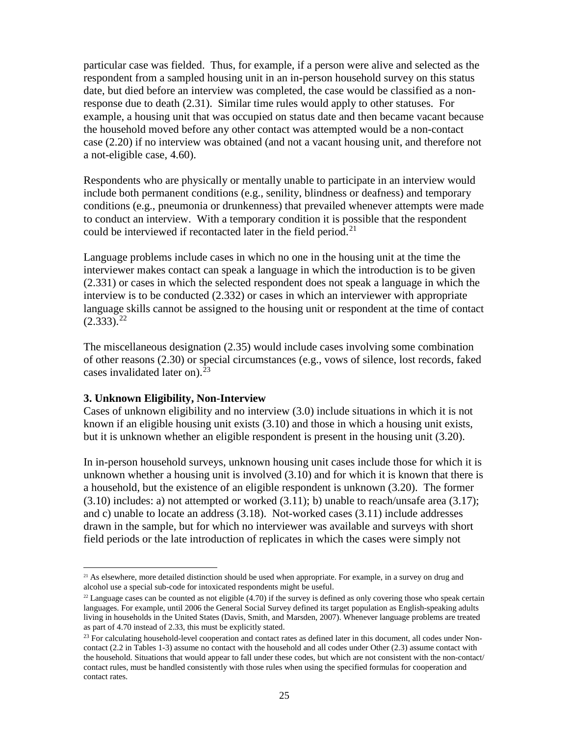particular case was fielded. Thus, for example, if a person were alive and selected as the respondent from a sampled housing unit in an in-person household survey on this status date, but died before an interview was completed, the case would be classified as a non-response due to death (2.31). Similar time rules would apply to other statuses. For example, a housing unit that was occupied on status date and then became vacant because the household moved before any other contact was attempted would be a non-contact case (2.20) if no interview was obtained (and not a vacant housing unit, and therefore not a not-eligible case, 4.60).

Respondents who are physically or mentally unable to participate in an interview would include both permanent conditions (e.g., senility, blindness or deafness) and temporary conditions (e.g., pneumonia or drunkenness) that prevailed whenever attempts were made to conduct an interview. With a temporary condition it is possible that the respondent could be interviewed if recontacted later in the field period.[21]

Language problems include cases in which no one in the housing unit at the time the interviewer makes contact can speak a language in which the introduction is to be given (2.331) or cases in which the selected respondent does not speak a language in which the interview is to be conducted (2.332) or cases in which an interviewer with appropriate language skills cannot be assigned to the housing unit or respondent at the time of contact (2.333).[22]

The miscellaneous designation (2.35) would include cases involving some combination of other reasons (2.30) or special circumstances (e.g., vows of silence, lost records, faked cases invalidated later on).[23]

**3. Unknown Eligibility, Non-Interview**

Cases of unknown eligibility and no interview (3.0) include situations in which it is not known if an eligible housing unit exists (3.10) and those in which a housing unit exists, but it is unknown whether an eligible respondent is present in the housing unit (3.20).

In in-person household surveys, unknown housing unit cases include those for which it is unknown whether a housing unit is involved (3.10) and for which it is known that there is a household, but the existence of an eligible respondent is unknown (3.20). The former (3.10) includes: a) not attempted or worked (3.11); b) unable to reach/unsafe area (3.17); and c) unable to locate an address (3.18). Not-worked cases (3.11) include addresses drawn in the sample, but for which no interviewer was available and surveys with short field periods or the late introduction of replicates in which the cases were simply not

---

[21] As elsewhere, more detailed distinction should be used when appropriate. For example, in a survey on drug and alcohol use a special sub-code for intoxicated respondents might be useful.

[22] Language cases can be counted as not eligible (4.70) if the survey is defined as only covering those who speak certain languages. For example, until 2006 the General Social Survey defined its target population as English-speaking adults living in households in the United States (Davis, Smith, and Marsden, 2007). Whenever language problems are treated as part of 4.70 instead of 2.33, this must be explicitly stated.

[23] For calculating household-level cooperation and contact rates as defined later in this document, all codes under Non-contact (2.2 in Tables 1-3) assume no contact with the household and all codes under Other (2.3) assume contact with the household. Situations that would appear to fall under these codes, but which are not consistent with the non-contact/ contact rules, must be handled consistently with those rules when using the specified formulas for cooperation and contact rates.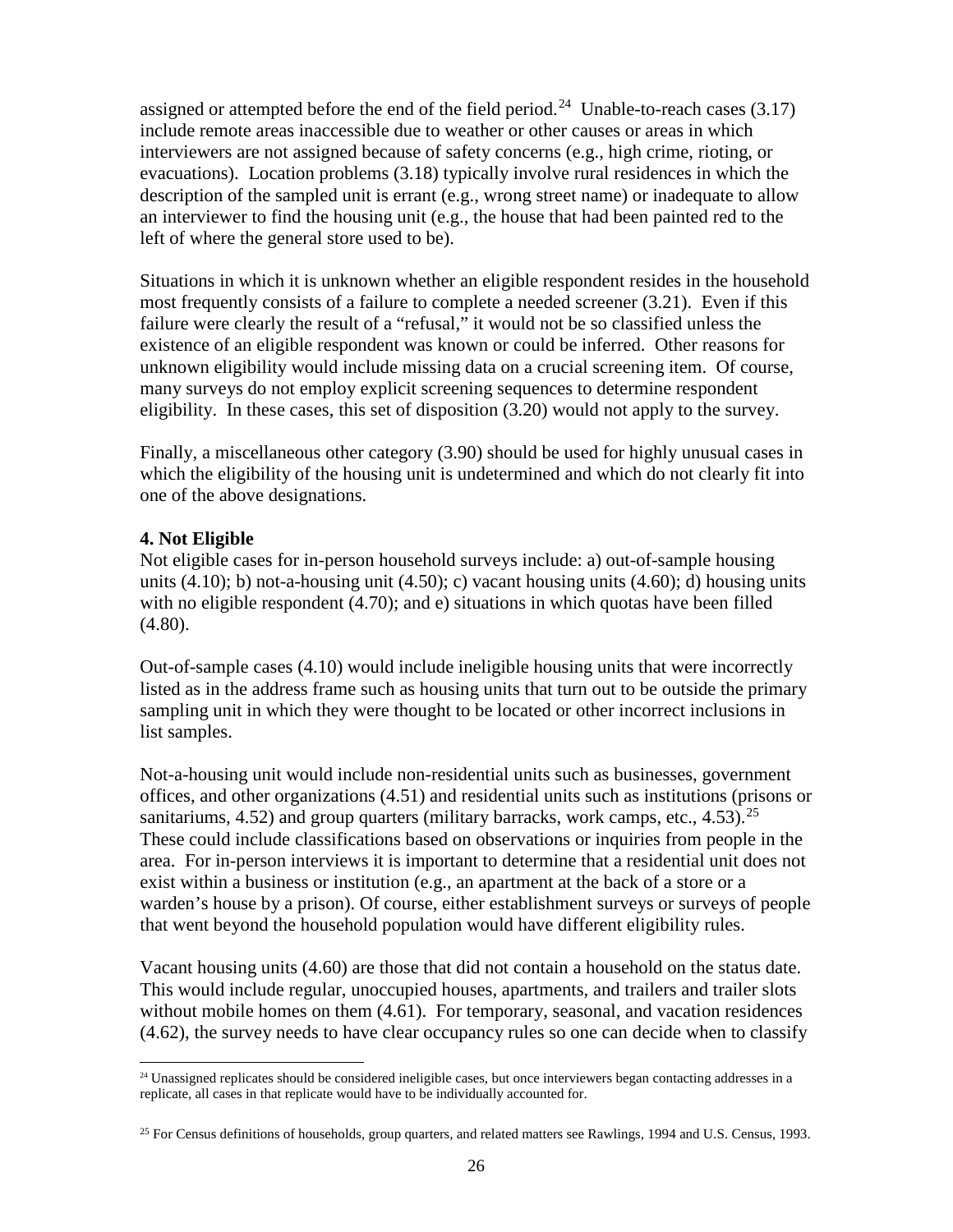assigned or attempted before the end of the field period.[24] Unable-to-reach cases (3.17) include remote areas inaccessible due to weather or other causes or areas in which interviewers are not assigned because of safety concerns (e.g., high crime, rioting, or evacuations). Location problems (3.18) typically involve rural residences in which the description of the sampled unit is errant (e.g., wrong street name) or inadequate to allow an interviewer to find the housing unit (e.g., the house that had been painted red to the left of where the general store used to be).

Situations in which it is unknown whether an eligible respondent resides in the household most frequently consists of a failure to complete a needed screener (3.21). Even if this failure were clearly the result of a "refusal," it would not be so classified unless the existence of an eligible respondent was known or could be inferred. Other reasons for unknown eligibility would include missing data on a crucial screening item. Of course, many surveys do not employ explicit screening sequences to determine respondent eligibility. In these cases, this set of disposition (3.20) would not apply to the survey.

Finally, a miscellaneous other category (3.90) should be used for highly unusual cases in which the eligibility of the housing unit is undetermined and which do not clearly fit into one of the above designations.

**4. Not Eligible**

Not eligible cases for in-person household surveys include: a) out-of-sample housing units (4.10); b) not-a-housing unit (4.50); c) vacant housing units (4.60); d) housing units with no eligible respondent (4.70); and e) situations in which quotas have been filled (4.80).

Out-of-sample cases (4.10) would include ineligible housing units that were incorrectly listed as in the address frame such as housing units that turn out to be outside the primary sampling unit in which they were thought to be located or other incorrect inclusions in list samples.

Not-a-housing unit would include non-residential units such as businesses, government offices, and other organizations (4.51) and residential units such as institutions (prisons or sanitariums, 4.52) and group quarters (military barracks, work camps, etc., 4.53).[25] These could include classifications based on observations or inquiries from people in the area. For in-person interviews it is important to determine that a residential unit does not exist within a business or institution (e.g., an apartment at the back of a store or a warden's house by a prison). Of course, either establishment surveys or surveys of people that went beyond the household population would have different eligibility rules.

Vacant housing units (4.60) are those that did not contain a household on the status date. This would include regular, unoccupied houses, apartments, and trailers and trailer slots without mobile homes on them (4.61). For temporary, seasonal, and vacation residences (4.62), the survey needs to have clear occupancy rules so one can decide when to classify

[24] Unassigned replicates should be considered ineligible cases, but once interviewers began contacting addresses in a replicate, all cases in that replicate would have to be individually accounted for.

[25] For Census definitions of households, group quarters, and related matters see Rawlings, 1994 and U.S. Census, 1993.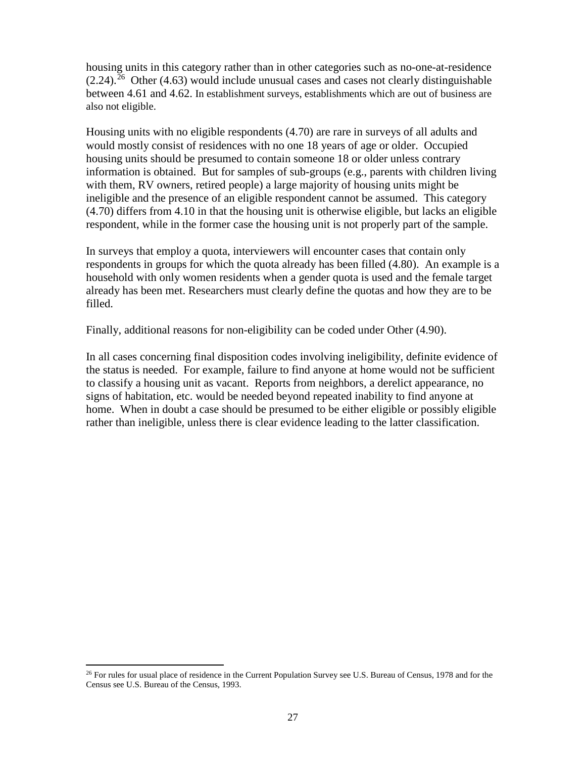housing units in this category rather than in other categories such as no-one-at-residence (2.24).[26] Other (4.63) would include unusual cases and cases not clearly distinguishable between 4.61 and 4.62. In establishment surveys, establishments which are out of business are also not eligible.

Housing units with no eligible respondents (4.70) are rare in surveys of all adults and would mostly consist of residences with no one 18 years of age or older. Occupied housing units should be presumed to contain someone 18 or older unless contrary information is obtained. But for samples of sub-groups (e.g., parents with children living with them, RV owners, retired people) a large majority of housing units might be ineligible and the presence of an eligible respondent cannot be assumed. This category (4.70) differs from 4.10 in that the housing unit is otherwise eligible, but lacks an eligible respondent, while in the former case the housing unit is not properly part of the sample.

In surveys that employ a quota, interviewers will encounter cases that contain only respondents in groups for which the quota already has been filled (4.80). An example is a household with only women residents when a gender quota is used and the female target already has been met. Researchers must clearly define the quotas and how they are to be filled.

Finally, additional reasons for non-eligibility can be coded under Other (4.90).

In all cases concerning final disposition codes involving ineligibility, definite evidence of the status is needed. For example, failure to find anyone at home would not be sufficient to classify a housing unit as vacant. Reports from neighbors, a derelict appearance, no signs of habitation, etc. would be needed beyond repeated inability to find anyone at home. When in doubt a case should be presumed to be either eligible or possibly eligible rather than ineligible, unless there is clear evidence leading to the latter classification.

---

[26] For rules for usual place of residence in the Current Population Survey see U.S. Bureau of Census, 1978 and for the Census see U.S. Bureau of the Census, 1993.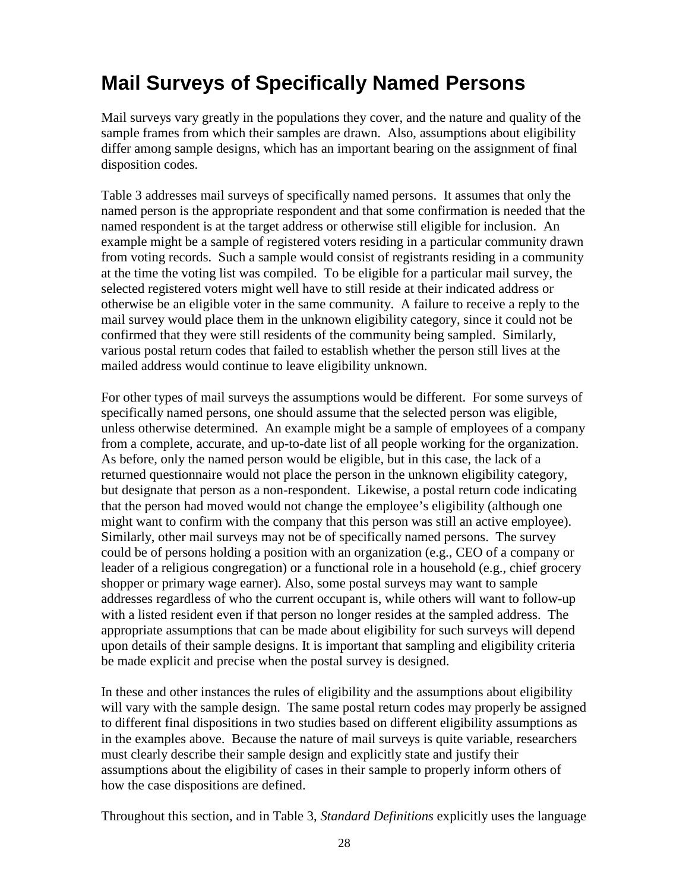## Mail Surveys of Specifically Named Persons

Mail surveys vary greatly in the populations they cover, and the nature and quality of the sample frames from which their samples are drawn. Also, assumptions about eligibility differ among sample designs, which has an important bearing on the assignment of final disposition codes.

Table 3 addresses mail surveys of specifically named persons. It assumes that only the named person is the appropriate respondent and that some confirmation is needed that the named respondent is at the target address or otherwise still eligible for inclusion. An example might be a sample of registered voters residing in a particular community drawn from voting records. Such a sample would consist of registrants residing in a community at the time the voting list was compiled. To be eligible for a particular mail survey, the selected registered voters might well have to still reside at their indicated address or otherwise be an eligible voter in the same community. A failure to receive a reply to the mail survey would place them in the unknown eligibility category, since it could not be confirmed that they were still residents of the community being sampled. Similarly, various postal return codes that failed to establish whether the person still lives at the mailed address would continue to leave eligibility unknown.

For other types of mail surveys the assumptions would be different. For some surveys of specifically named persons, one should assume that the selected person was eligible, unless otherwise determined. An example might be a sample of employees of a company from a complete, accurate, and up-to-date list of all people working for the organization. As before, only the named person would be eligible, but in this case, the lack of a returned questionnaire would not place the person in the unknown eligibility category, but designate that person as a non-respondent. Likewise, a postal return code indicating that the person had moved would not change the employee's eligibility (although one might want to confirm with the company that this person was still an active employee). Similarly, other mail surveys may not be of specifically named persons. The survey could be of persons holding a position with an organization (e.g., CEO of a company or leader of a religious congregation) or a functional role in a household (e.g., chief grocery shopper or primary wage earner). Also, some postal surveys may want to sample addresses regardless of who the current occupant is, while others will want to follow-up with a listed resident even if that person no longer resides at the sampled address. The appropriate assumptions that can be made about eligibility for such surveys will depend upon details of their sample designs. It is important that sampling and eligibility criteria be made explicit and precise when the postal survey is designed.

In these and other instances the rules of eligibility and the assumptions about eligibility will vary with the sample design. The same postal return codes may properly be assigned to different final dispositions in two studies based on different eligibility assumptions as in the examples above. Because the nature of mail surveys is quite variable, researchers must clearly describe their sample design and explicitly state and justify their assumptions about the eligibility of cases in their sample to properly inform others of how the case dispositions are defined.

Throughout this section, and in Table 3, *Standard Definitions* explicitly uses the language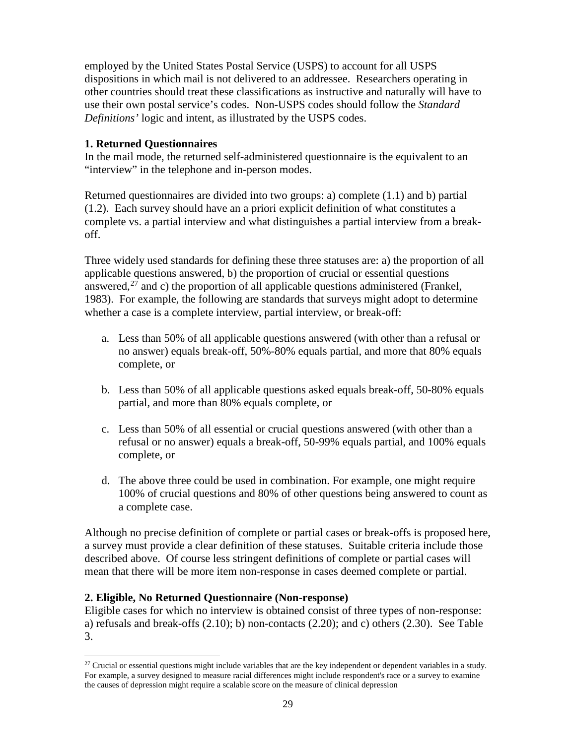employed by the United States Postal Service (USPS) to account for all USPS dispositions in which mail is not delivered to an addressee. Researchers operating in other countries should treat these classifications as instructive and naturally will have to use their own postal service's codes. Non-USPS codes should follow the *Standard Definitions'* logic and intent, as illustrated by the USPS codes.

**1. Returned Questionnaires**

In the mail mode, the returned self-administered questionnaire is the equivalent to an "interview" in the telephone and in-person modes.

Returned questionnaires are divided into two groups: a) complete (1.1) and b) partial (1.2). Each survey should have an a priori explicit definition of what constitutes a complete vs. a partial interview and what distinguishes a partial interview from a break-off.

Three widely used standards for defining these three statuses are: a) the proportion of all applicable questions answered, b) the proportion of crucial or essential questions answered,[27] and c) the proportion of all applicable questions administered (Frankel, 1983). For example, the following are standards that surveys might adopt to determine whether a case is a complete interview, partial interview, or break-off:

a. Less than 50% of all applicable questions answered (with other than a refusal or no answer) equals break-off, 50%-80% equals partial, and more that 80% equals complete, or

b. Less than 50% of all applicable questions asked equals break-off, 50-80% equals partial, and more than 80% equals complete, or

c. Less than 50% of all essential or crucial questions answered (with other than a refusal or no answer) equals a break-off, 50-99% equals partial, and 100% equals complete, or

d. The above three could be used in combination. For example, one might require 100% of crucial questions and 80% of other questions being answered to count as a complete case.

Although no precise definition of complete or partial cases or break-offs is proposed here, a survey must provide a clear definition of these statuses. Suitable criteria include those described above. Of course less stringent definitions of complete or partial cases will mean that there will be more item non-response in cases deemed complete or partial.

**2. Eligible, No Returned Questionnaire (Non-response)**

Eligible cases for which no interview is obtained consist of three types of non-response: a) refusals and break-offs (2.10); b) non-contacts (2.20); and c) others (2.30). See Table 3.

[27] Crucial or essential questions might include variables that are the key independent or dependent variables in a study. For example, a survey designed to measure racial differences might include respondent's race or a survey to examine the causes of depression might require a scalable score on the measure of clinical depression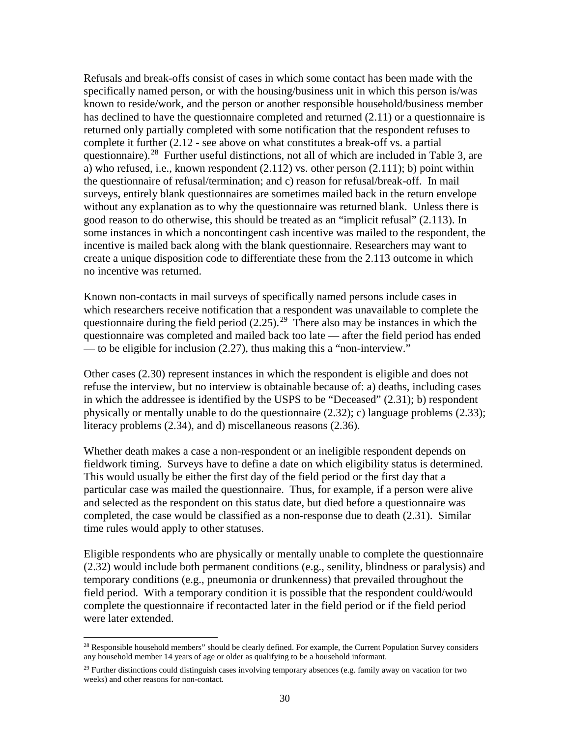Refusals and break-offs consist of cases in which some contact has been made with the specifically named person, or with the housing/business unit in which this person is/was known to reside/work, and the person or another responsible household/business member has declined to have the questionnaire completed and returned (2.11) or a questionnaire is returned only partially completed with some notification that the respondent refuses to complete it further (2.12 - see above on what constitutes a break-off vs. a partial questionnaire).[28] Further useful distinctions, not all of which are included in Table 3, are a) who refused, i.e., known respondent (2.112) vs. other person (2.111); b) point within the questionnaire of refusal/termination; and c) reason for refusal/break-off. In mail surveys, entirely blank questionnaires are sometimes mailed back in the return envelope without any explanation as to why the questionnaire was returned blank. Unless there is good reason to do otherwise, this should be treated as an "implicit refusal" (2.113). In some instances in which a noncontingent cash incentive was mailed to the respondent, the incentive is mailed back along with the blank questionnaire. Researchers may want to create a unique disposition code to differentiate these from the 2.113 outcome in which no incentive was returned.

Known non-contacts in mail surveys of specifically named persons include cases in which researchers receive notification that a respondent was unavailable to complete the questionnaire during the field period (2.25).[29] There also may be instances in which the questionnaire was completed and mailed back too late — after the field period has ended — to be eligible for inclusion (2.27), thus making this a "non-interview."

Other cases (2.30) represent instances in which the respondent is eligible and does not refuse the interview, but no interview is obtainable because of: a) deaths, including cases in which the addressee is identified by the USPS to be "Deceased" (2.31); b) respondent physically or mentally unable to do the questionnaire (2.32); c) language problems (2.33); literacy problems (2.34), and d) miscellaneous reasons (2.36).

Whether death makes a case a non-respondent or an ineligible respondent depends on fieldwork timing. Surveys have to define a date on which eligibility status is determined. This would usually be either the first day of the field period or the first day that a particular case was mailed the questionnaire. Thus, for example, if a person were alive and selected as the respondent on this status date, but died before a questionnaire was completed, the case would be classified as a non-response due to death (2.31). Similar time rules would apply to other statuses.

Eligible respondents who are physically or mentally unable to complete the questionnaire (2.32) would include both permanent conditions (e.g., senility, blindness or paralysis) and temporary conditions (e.g., pneumonia or drunkenness) that prevailed throughout the field period. With a temporary condition it is possible that the respondent could/would complete the questionnaire if recontacted later in the field period or if the field period were later extended.

---

[28] Responsible household members" should be clearly defined. For example, the Current Population Survey considers any household member 14 years of age or older as qualifying to be a household informant.

[29] Further distinctions could distinguish cases involving temporary absences (e.g. family away on vacation for two weeks) and other reasons for non-contact.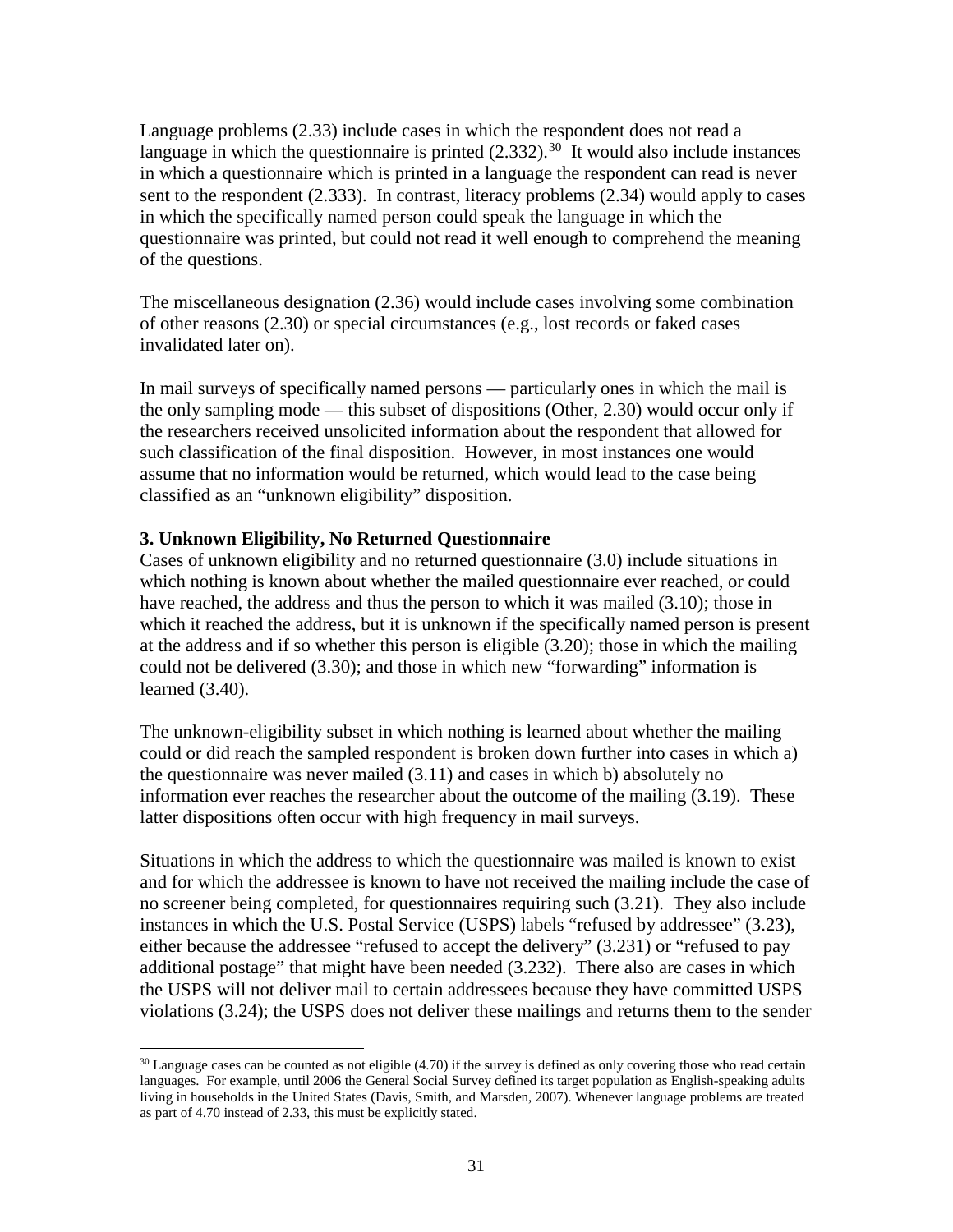Language problems (2.33) include cases in which the respondent does not read a language in which the questionnaire is printed (2.332).[30] It would also include instances in which a questionnaire which is printed in a language the respondent can read is never sent to the respondent (2.333). In contrast, literacy problems (2.34) would apply to cases in which the specifically named person could speak the language in which the questionnaire was printed, but could not read it well enough to comprehend the meaning of the questions.

The miscellaneous designation (2.36) would include cases involving some combination of other reasons (2.30) or special circumstances (e.g., lost records or faked cases invalidated later on).

In mail surveys of specifically named persons — particularly ones in which the mail is the only sampling mode — this subset of dispositions (Other, 2.30) would occur only if the researchers received unsolicited information about the respondent that allowed for such classification of the final disposition. However, in most instances one would assume that no information would be returned, which would lead to the case being classified as an "unknown eligibility" disposition.

**3. Unknown Eligibility, No Returned Questionnaire**

Cases of unknown eligibility and no returned questionnaire (3.0) include situations in which nothing is known about whether the mailed questionnaire ever reached, or could have reached, the address and thus the person to which it was mailed (3.10); those in which it reached the address, but it is unknown if the specifically named person is present at the address and if so whether this person is eligible (3.20); those in which the mailing could not be delivered (3.30); and those in which new "forwarding" information is learned (3.40).

The unknown-eligibility subset in which nothing is learned about whether the mailing could or did reach the sampled respondent is broken down further into cases in which a) the questionnaire was never mailed (3.11) and cases in which b) absolutely no information ever reaches the researcher about the outcome of the mailing (3.19). These latter dispositions often occur with high frequency in mail surveys.

Situations in which the address to which the questionnaire was mailed is known to exist and for which the addressee is known to have not received the mailing include the case of no screener being completed, for questionnaires requiring such (3.21). They also include instances in which the U.S. Postal Service (USPS) labels "refused by addressee" (3.23), either because the addressee "refused to accept the delivery" (3.231) or "refused to pay additional postage" that might have been needed (3.232). There also are cases in which the USPS will not deliver mail to certain addressees because they have committed USPS violations (3.24); the USPS does not deliver these mailings and returns them to the sender

[30] Language cases can be counted as not eligible (4.70) if the survey is defined as only covering those who read certain languages. For example, until 2006 the General Social Survey defined its target population as English-speaking adults living in households in the United States (Davis, Smith, and Marsden, 2007). Whenever language problems are treated as part of 4.70 instead of 2.33, this must be explicitly stated.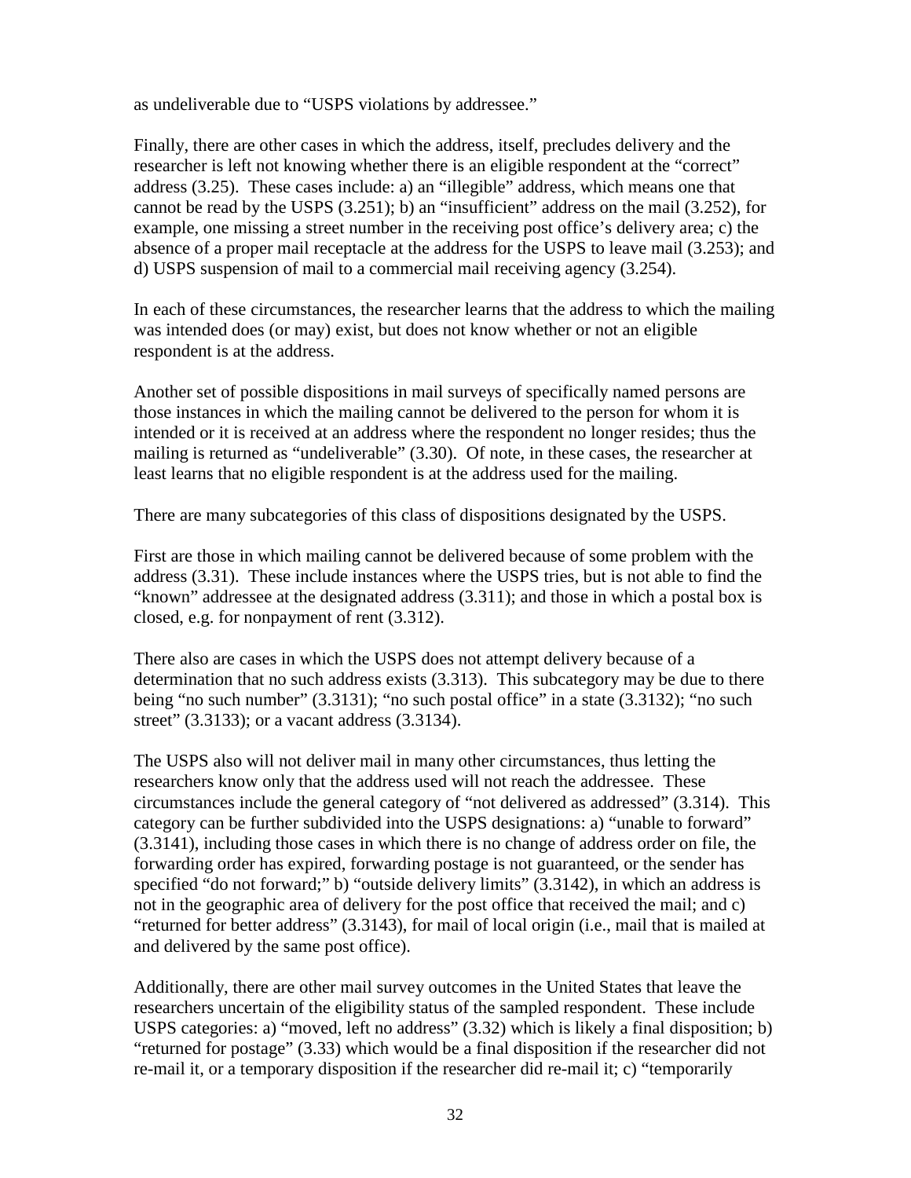as undeliverable due to “USPS violations by addressee.”

Finally, there are other cases in which the address, itself, precludes delivery and the researcher is left not knowing whether there is an eligible respondent at the “correct” address (3.25). These cases include: a) an “illegible” address, which means one that cannot be read by the USPS (3.251); b) an “insufficient” address on the mail (3.252), for example, one missing a street number in the receiving post office’s delivery area; c) the absence of a proper mail receptacle at the address for the USPS to leave mail (3.253); and d) USPS suspension of mail to a commercial mail receiving agency (3.254).

In each of these circumstances, the researcher learns that the address to which the mailing was intended does (or may) exist, but does not know whether or not an eligible respondent is at the address.

Another set of possible dispositions in mail surveys of specifically named persons are those instances in which the mailing cannot be delivered to the person for whom it is intended or it is received at an address where the respondent no longer resides; thus the mailing is returned as “undeliverable” (3.30). Of note, in these cases, the researcher at least learns that no eligible respondent is at the address used for the mailing.

There are many subcategories of this class of dispositions designated by the USPS.

First are those in which mailing cannot be delivered because of some problem with the address (3.31). These include instances where the USPS tries, but is not able to find the “known” addressee at the designated address (3.311); and those in which a postal box is closed, e.g. for nonpayment of rent (3.312).

There also are cases in which the USPS does not attempt delivery because of a determination that no such address exists (3.313). This subcategory may be due to there being “no such number” (3.3131); “no such postal office” in a state (3.3132); “no such street” (3.3133); or a vacant address (3.3134).

The USPS also will not deliver mail in many other circumstances, thus letting the researchers know only that the address used will not reach the addressee. These circumstances include the general category of “not delivered as addressed” (3.314). This category can be further subdivided into the USPS designations: a) “unable to forward” (3.3141), including those cases in which there is no change of address order on file, the forwarding order has expired, forwarding postage is not guaranteed, or the sender has specified “do not forward;” b) “outside delivery limits” (3.3142), in which an address is not in the geographic area of delivery for the post office that received the mail; and c) “returned for better address” (3.3143), for mail of local origin (i.e., mail that is mailed at and delivered by the same post office).

Additionally, there are other mail survey outcomes in the United States that leave the researchers uncertain of the eligibility status of the sampled respondent. These include USPS categories: a) “moved, left no address” (3.32) which is likely a final disposition; b) “returned for postage” (3.33) which would be a final disposition if the researcher did not re-mail it, or a temporary disposition if the researcher did re-mail it; c) “temporarily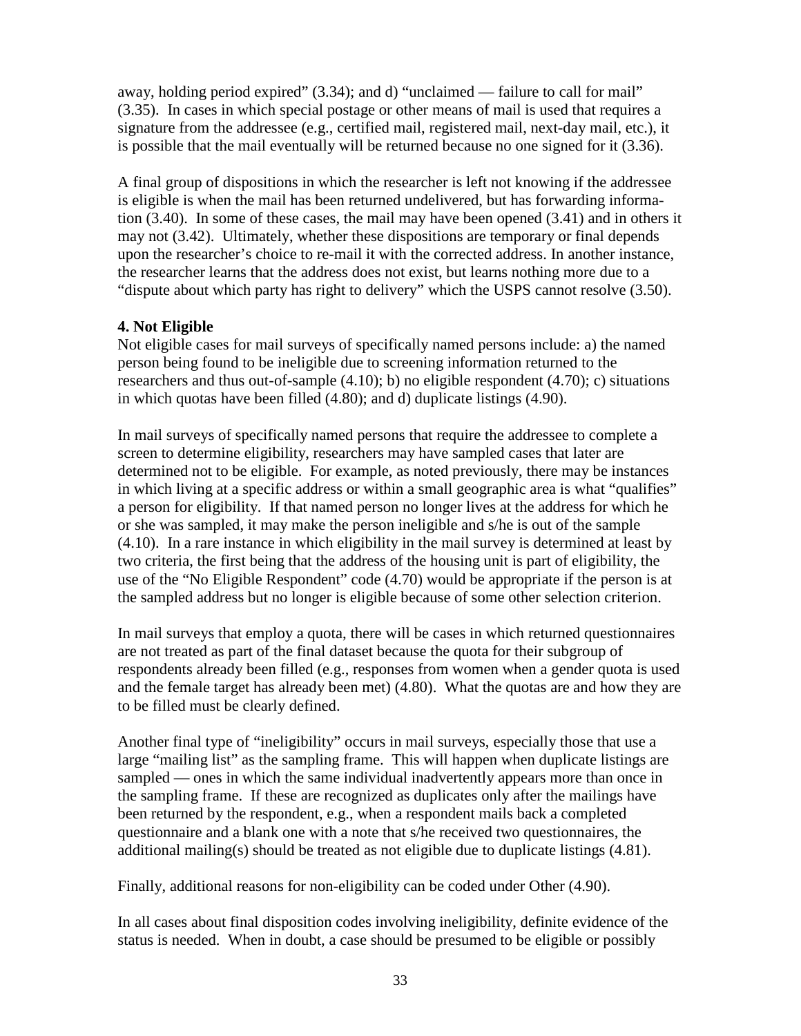away, holding period expired" (3.34); and d) "unclaimed — failure to call for mail" (3.35). In cases in which special postage or other means of mail is used that requires a signature from the addressee (e.g., certified mail, registered mail, next-day mail, etc.), it is possible that the mail eventually will be returned because no one signed for it (3.36).

A final group of dispositions in which the researcher is left not knowing if the addressee is eligible is when the mail has been returned undelivered, but has forwarding information (3.40). In some of these cases, the mail may have been opened (3.41) and in others it may not (3.42). Ultimately, whether these dispositions are temporary or final depends upon the researcher's choice to re-mail it with the corrected address. In another instance, the researcher learns that the address does not exist, but learns nothing more due to a "dispute about which party has right to delivery" which the USPS cannot resolve (3.50).

**4. Not Eligible**

Not eligible cases for mail surveys of specifically named persons include: a) the named person being found to be ineligible due to screening information returned to the researchers and thus out-of-sample (4.10); b) no eligible respondent (4.70); c) situations in which quotas have been filled (4.80); and d) duplicate listings (4.90).

In mail surveys of specifically named persons that require the addressee to complete a screen to determine eligibility, researchers may have sampled cases that later are determined not to be eligible. For example, as noted previously, there may be instances in which living at a specific address or within a small geographic area is what "qualifies" a person for eligibility. If that named person no longer lives at the address for which he or she was sampled, it may make the person ineligible and s/he is out of the sample (4.10). In a rare instance in which eligibility in the mail survey is determined at least by two criteria, the first being that the address of the housing unit is part of eligibility, the use of the "No Eligible Respondent" code (4.70) would be appropriate if the person is at the sampled address but no longer is eligible because of some other selection criterion.

In mail surveys that employ a quota, there will be cases in which returned questionnaires are not treated as part of the final dataset because the quota for their subgroup of respondents already been filled (e.g., responses from women when a gender quota is used and the female target has already been met) (4.80). What the quotas are and how they are to be filled must be clearly defined.

Another final type of "ineligibility" occurs in mail surveys, especially those that use a large "mailing list" as the sampling frame. This will happen when duplicate listings are sampled — ones in which the same individual inadvertently appears more than once in the sampling frame. If these are recognized as duplicates only after the mailings have been returned by the respondent, e.g., when a respondent mails back a completed questionnaire and a blank one with a note that s/he received two questionnaires, the additional mailing(s) should be treated as not eligible due to duplicate listings (4.81).

Finally, additional reasons for non-eligibility can be coded under Other (4.90).

In all cases about final disposition codes involving ineligibility, definite evidence of the status is needed. When in doubt, a case should be presumed to be eligible or possibly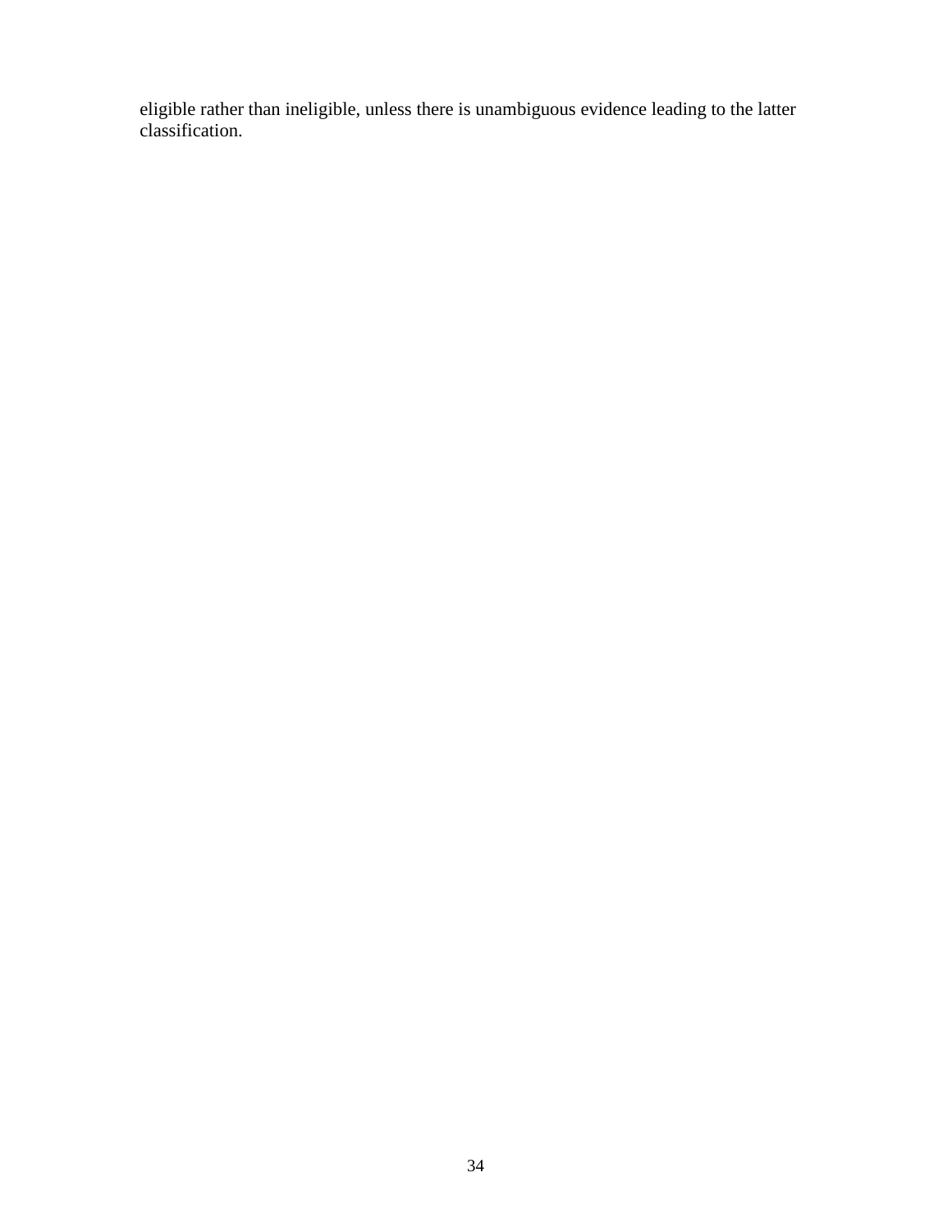eligible rather than ineligible, unless there is unambiguous evidence leading to the latter classification.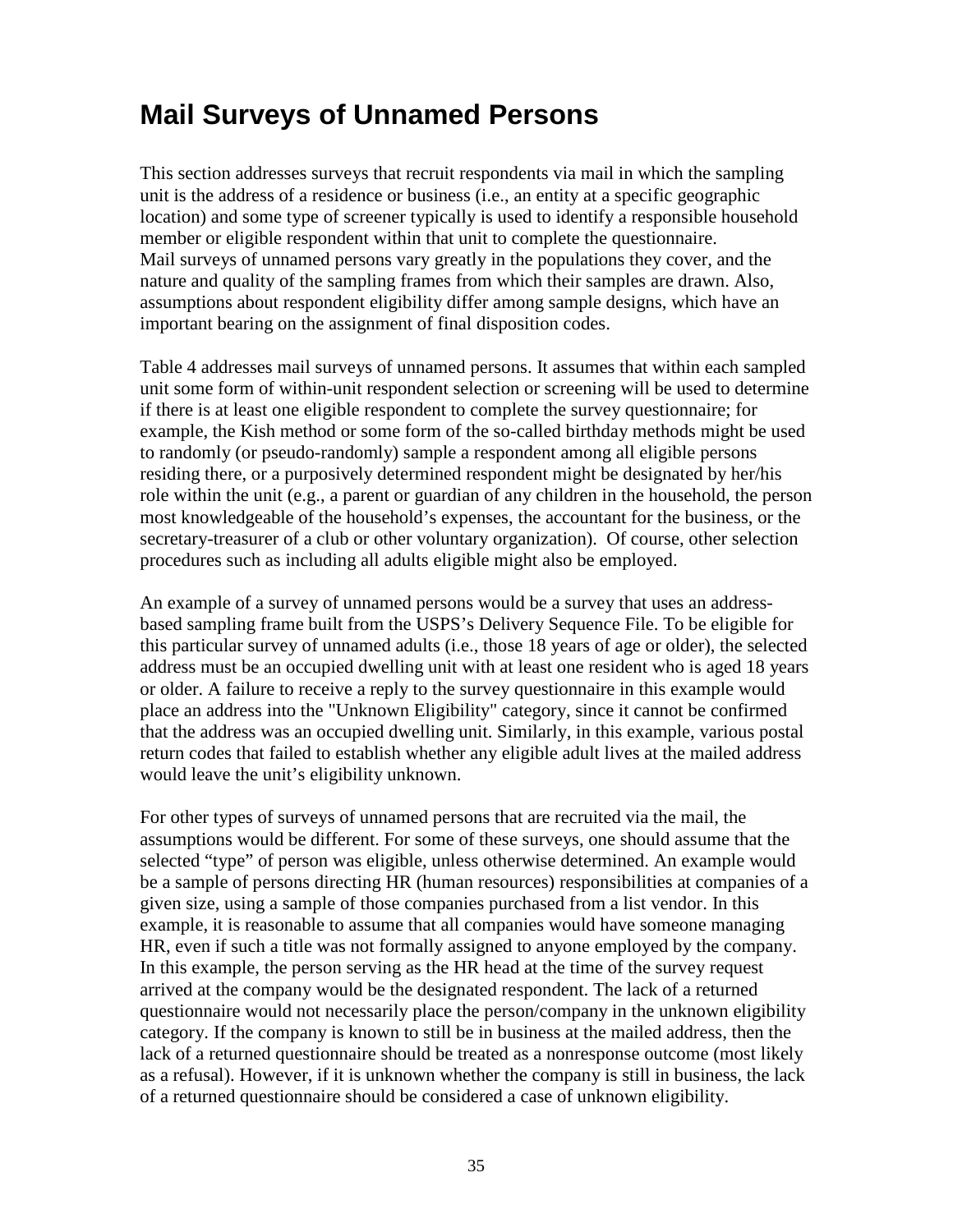# Mail Surveys of Unnamed Persons

This section addresses surveys that recruit respondents via mail in which the sampling unit is the address of a residence or business (i.e., an entity at a specific geographic location) and some type of screener typically is used to identify a responsible household member or eligible respondent within that unit to complete the questionnaire.
Mail surveys of unnamed persons vary greatly in the populations they cover, and the nature and quality of the sampling frames from which their samples are drawn. Also, assumptions about respondent eligibility differ among sample designs, which have an important bearing on the assignment of final disposition codes.

Table 4 addresses mail surveys of unnamed persons. It assumes that within each sampled unit some form of within-unit respondent selection or screening will be used to determine if there is at least one eligible respondent to complete the survey questionnaire; for example, the Kish method or some form of the so-called birthday methods might be used to randomly (or pseudo-randomly) sample a respondent among all eligible persons residing there, or a purposively determined respondent might be designated by her/his role within the unit (e.g., a parent or guardian of any children in the household, the person most knowledgeable of the household's expenses, the accountant for the business, or the secretary-treasurer of a club or other voluntary organization). Of course, other selection procedures such as including all adults eligible might also be employed.

An example of a survey of unnamed persons would be a survey that uses an address-based sampling frame built from the USPS's Delivery Sequence File. To be eligible for this particular survey of unnamed adults (i.e., those 18 years of age or older), the selected address must be an occupied dwelling unit with at least one resident who is aged 18 years or older. A failure to receive a reply to the survey questionnaire in this example would place an address into the "Unknown Eligibility" category, since it cannot be confirmed that the address was an occupied dwelling unit. Similarly, in this example, various postal return codes that failed to establish whether any eligible adult lives at the mailed address would leave the unit's eligibility unknown.

For other types of surveys of unnamed persons that are recruited via the mail, the assumptions would be different. For some of these surveys, one should assume that the selected "type" of person was eligible, unless otherwise determined. An example would be a sample of persons directing HR (human resources) responsibilities at companies of a given size, using a sample of those companies purchased from a list vendor. In this example, it is reasonable to assume that all companies would have someone managing HR, even if such a title was not formally assigned to anyone employed by the company. In this example, the person serving as the HR head at the time of the survey request arrived at the company would be the designated respondent. The lack of a returned questionnaire would not necessarily place the person/company in the unknown eligibility category. If the company is known to still be in business at the mailed address, then the lack of a returned questionnaire should be treated as a nonresponse outcome (most likely as a refusal). However, if it is unknown whether the company is still in business, the lack of a returned questionnaire should be considered a case of unknown eligibility.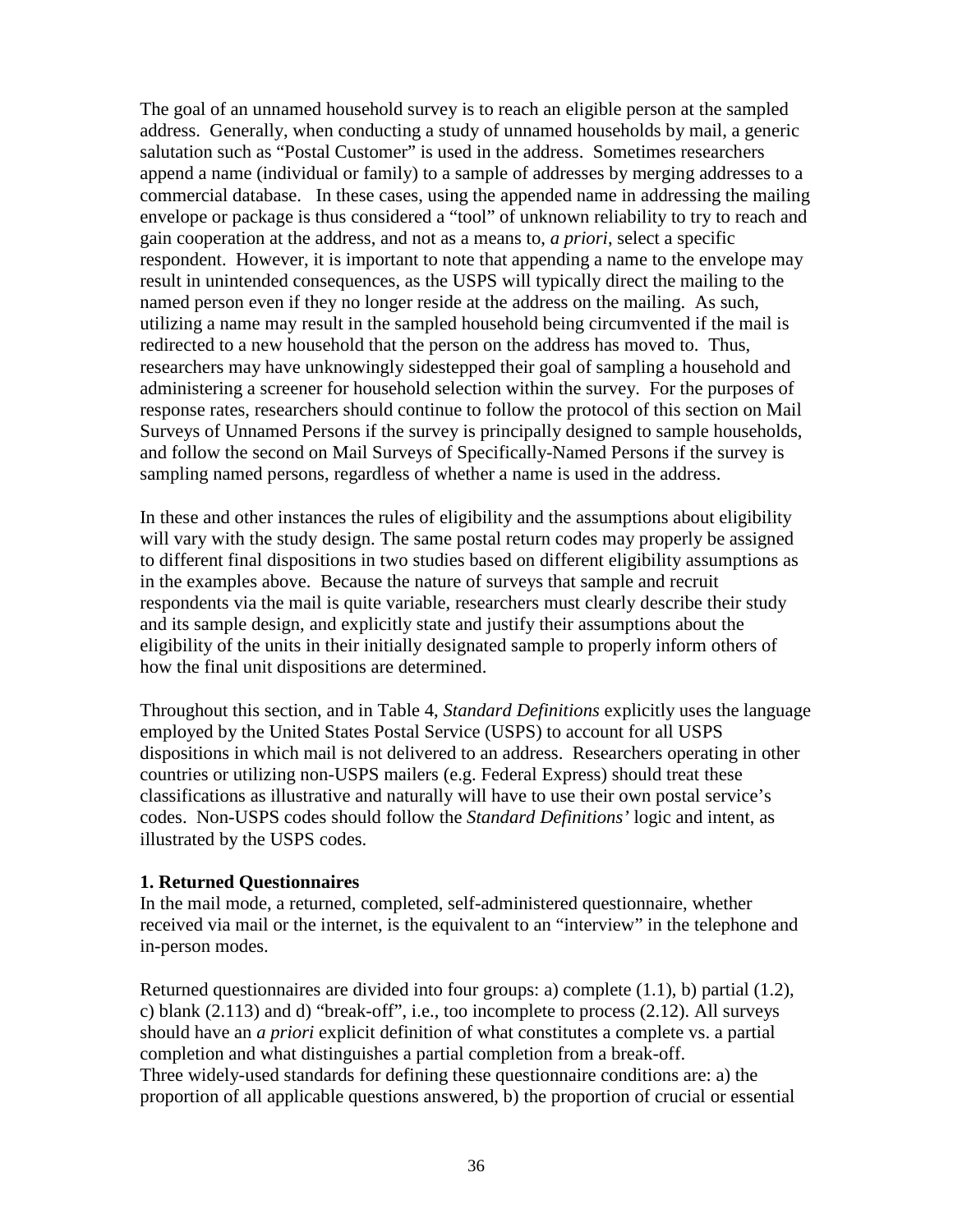The goal of an unnamed household survey is to reach an eligible person at the sampled address. Generally, when conducting a study of unnamed households by mail, a generic salutation such as "Postal Customer" is used in the address. Sometimes researchers append a name (individual or family) to a sample of addresses by merging addresses to a commercial database. In these cases, using the appended name in addressing the mailing envelope or package is thus considered a "tool" of unknown reliability to try to reach and gain cooperation at the address, and not as a means to, *a priori*, select a specific respondent. However, it is important to note that appending a name to the envelope may result in unintended consequences, as the USPS will typically direct the mailing to the named person even if they no longer reside at the address on the mailing. As such, utilizing a name may result in the sampled household being circumvented if the mail is redirected to a new household that the person on the address has moved to. Thus, researchers may have unknowingly sidestepped their goal of sampling a household and administering a screener for household selection within the survey. For the purposes of response rates, researchers should continue to follow the protocol of this section on Mail Surveys of Unnamed Persons if the survey is principally designed to sample households, and follow the second on Mail Surveys of Specifically-Named Persons if the survey is sampling named persons, regardless of whether a name is used in the address.

In these and other instances the rules of eligibility and the assumptions about eligibility will vary with the study design. The same postal return codes may properly be assigned to different final dispositions in two studies based on different eligibility assumptions as in the examples above. Because the nature of surveys that sample and recruit respondents via the mail is quite variable, researchers must clearly describe their study and its sample design, and explicitly state and justify their assumptions about the eligibility of the units in their initially designated sample to properly inform others of how the final unit dispositions are determined.

Throughout this section, and in Table 4, *Standard Definitions* explicitly uses the language employed by the United States Postal Service (USPS) to account for all USPS dispositions in which mail is not delivered to an address. Researchers operating in other countries or utilizing non-USPS mailers (e.g. Federal Express) should treat these classifications as illustrative and naturally will have to use their own postal service's codes. Non-USPS codes should follow the *Standard Definitions'* logic and intent, as illustrated by the USPS codes.

**1. Returned Questionnaires**

In the mail mode, a returned, completed, self-administered questionnaire, whether received via mail or the internet, is the equivalent to an "interview" in the telephone and in-person modes.

Returned questionnaires are divided into four groups: a) complete (1.1), b) partial (1.2), c) blank (2.113) and d) "break-off", i.e., too incomplete to process (2.12). All surveys should have an *a priori* explicit definition of what constitutes a complete vs. a partial completion and what distinguishes a partial completion from a break-off.

Three widely-used standards for defining these questionnaire conditions are: a) the proportion of all applicable questions answered, b) the proportion of crucial or essential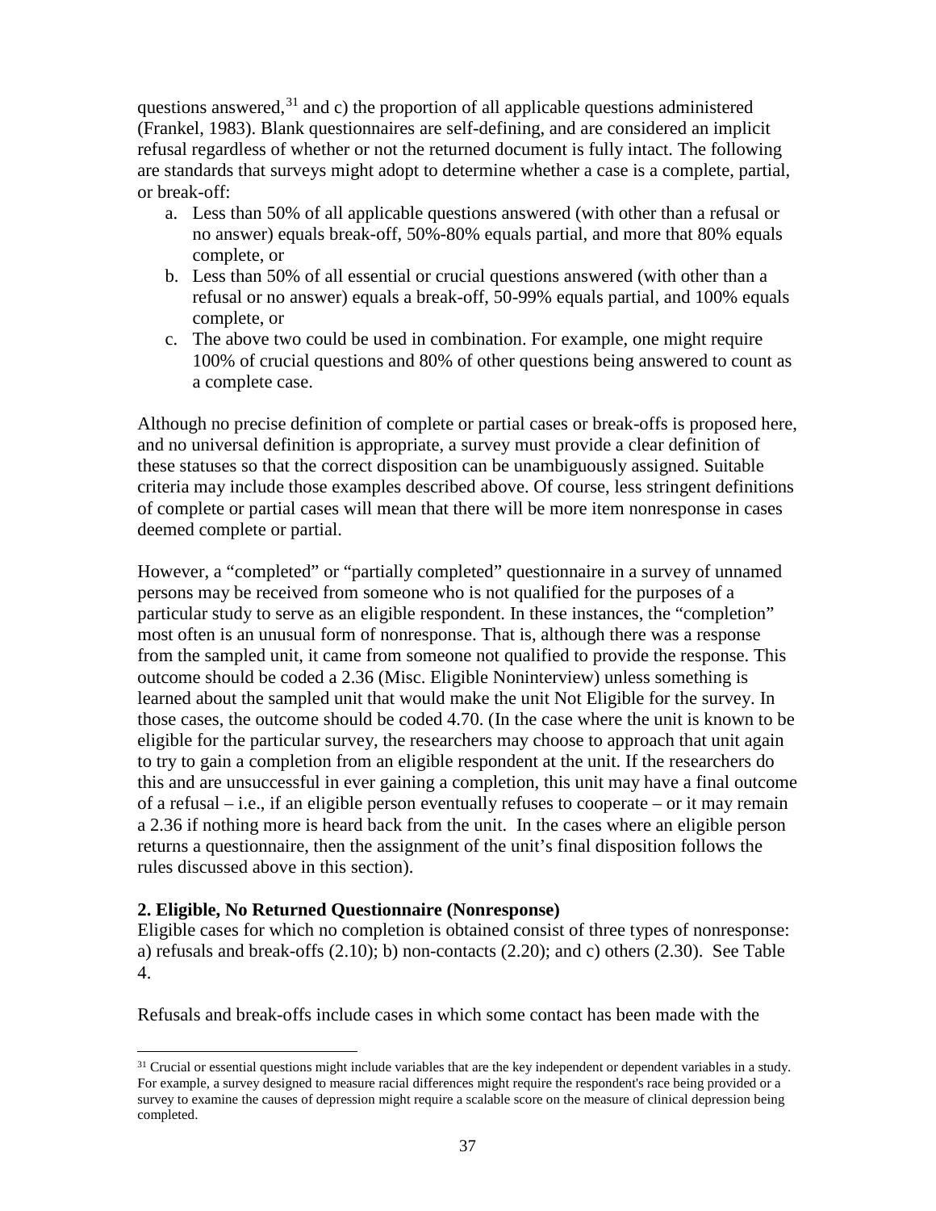questions answered,[31] and c) the proportion of all applicable questions administered (Frankel, 1983). Blank questionnaires are self-defining, and are considered an implicit refusal regardless of whether or not the returned document is fully intact. The following are standards that surveys might adopt to determine whether a case is a complete, partial, or break-off:

a. Less than 50% of all applicable questions answered (with other than a refusal or no answer) equals break-off, 50%-80% equals partial, and more that 80% equals complete, or
b. Less than 50% of all essential or crucial questions answered (with other than a refusal or no answer) equals a break-off, 50-99% equals partial, and 100% equals complete, or
c. The above two could be used in combination. For example, one might require 100% of crucial questions and 80% of other questions being answered to count as a complete case.

Although no precise definition of complete or partial cases or break-offs is proposed here, and no universal definition is appropriate, a survey must provide a clear definition of these statuses so that the correct disposition can be unambiguously assigned. Suitable criteria may include those examples described above. Of course, less stringent definitions of complete or partial cases will mean that there will be more item nonresponse in cases deemed complete or partial.

However, a "completed" or "partially completed" questionnaire in a survey of unnamed persons may be received from someone who is not qualified for the purposes of a particular study to serve as an eligible respondent. In these instances, the "completion" most often is an unusual form of nonresponse. That is, although there was a response from the sampled unit, it came from someone not qualified to provide the response. This outcome should be coded a 2.36 (Misc. Eligible Noninterview) unless something is learned about the sampled unit that would make the unit Not Eligible for the survey. In those cases, the outcome should be coded 4.70. (In the case where the unit is known to be eligible for the particular survey, the researchers may choose to approach that unit again to try to gain a completion from an eligible respondent at the unit. If the researchers do this and are unsuccessful in ever gaining a completion, this unit may have a final outcome of a refusal – i.e., if an eligible person eventually refuses to cooperate – or it may remain a 2.36 if nothing more is heard back from the unit. In the cases where an eligible person returns a questionnaire, then the assignment of the unit's final disposition follows the rules discussed above in this section).

**2. Eligible, No Returned Questionnaire (Nonresponse)**

Eligible cases for which no completion is obtained consist of three types of nonresponse: a) refusals and break-offs (2.10); b) non-contacts (2.20); and c) others (2.30). See Table 4.

Refusals and break-offs include cases in which some contact has been made with the

[31] Crucial or essential questions might include variables that are the key independent or dependent variables in a study. For example, a survey designed to measure racial differences might require the respondent's race being provided or a survey to examine the causes of depression might require a scalable score on the measure of clinical depression being completed.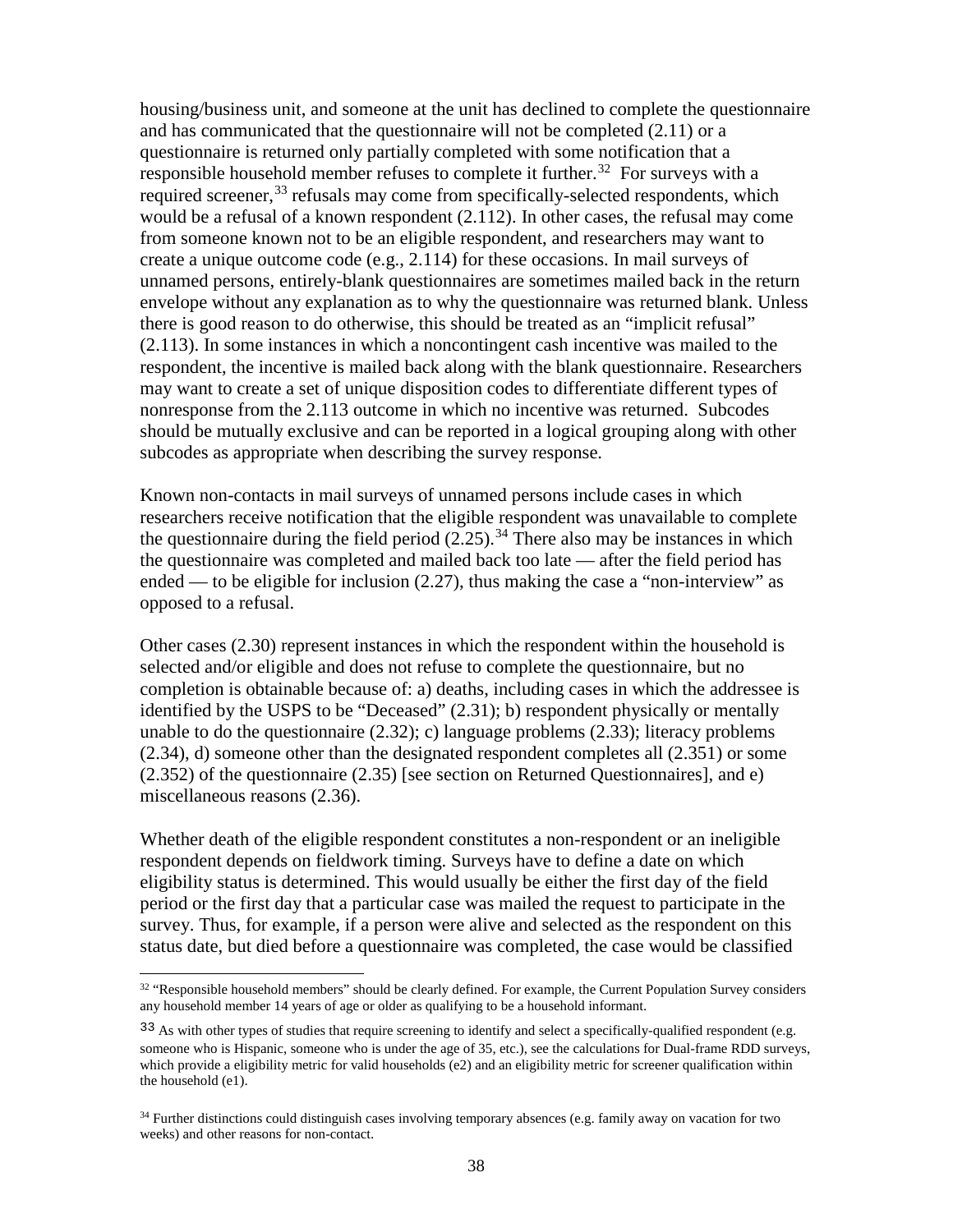housing/business unit, and someone at the unit has declined to complete the questionnaire and has communicated that the questionnaire will not be completed (2.11) or a questionnaire is returned only partially completed with some notification that a responsible household member refuses to complete it further.[32] For surveys with a required screener,[33] refusals may come from specifically-selected respondents, which would be a refusal of a known respondent (2.112). In other cases, the refusal may come from someone known not to be an eligible respondent, and researchers may want to create a unique outcome code (e.g., 2.114) for these occasions. In mail surveys of unnamed persons, entirely-blank questionnaires are sometimes mailed back in the return envelope without any explanation as to why the questionnaire was returned blank. Unless there is good reason to do otherwise, this should be treated as an "implicit refusal" (2.113). In some instances in which a noncontingent cash incentive was mailed to the respondent, the incentive is mailed back along with the blank questionnaire. Researchers may want to create a set of unique disposition codes to differentiate different types of nonresponse from the 2.113 outcome in which no incentive was returned. Subcodes should be mutually exclusive and can be reported in a logical grouping along with other subcodes as appropriate when describing the survey response.

Known non-contacts in mail surveys of unnamed persons include cases in which researchers receive notification that the eligible respondent was unavailable to complete the questionnaire during the field period (2.25).[34] There also may be instances in which the questionnaire was completed and mailed back too late — after the field period has ended — to be eligible for inclusion (2.27), thus making the case a "non-interview" as opposed to a refusal.

Other cases (2.30) represent instances in which the respondent within the household is selected and/or eligible and does not refuse to complete the questionnaire, but no completion is obtainable because of: a) deaths, including cases in which the addressee is identified by the USPS to be "Deceased" (2.31); b) respondent physically or mentally unable to do the questionnaire (2.32); c) language problems (2.33); literacy problems (2.34), d) someone other than the designated respondent completes all (2.351) or some (2.352) of the questionnaire (2.35) [see section on Returned Questionnaires], and e) miscellaneous reasons (2.36).

Whether death of the eligible respondent constitutes a non-respondent or an ineligible respondent depends on fieldwork timing. Surveys have to define a date on which eligibility status is determined. This would usually be either the first day of the field period or the first day that a particular case was mailed the request to participate in the survey. Thus, for example, if a person were alive and selected as the respondent on this status date, but died before a questionnaire was completed, the case would be classified

---

[32] "Responsible household members" should be clearly defined. For example, the Current Population Survey considers any household member 14 years of age or older as qualifying to be a household informant.

[33] As with other types of studies that require screening to identify and select a specifically-qualified respondent (e.g. someone who is Hispanic, someone who is under the age of 35, etc.), see the calculations for Dual-frame RDD surveys, which provide a eligibility metric for valid households (e2) and an eligibility metric for screener qualification within the household (e1).

[34] Further distinctions could distinguish cases involving temporary absences (e.g. family away on vacation for two weeks) and other reasons for non-contact.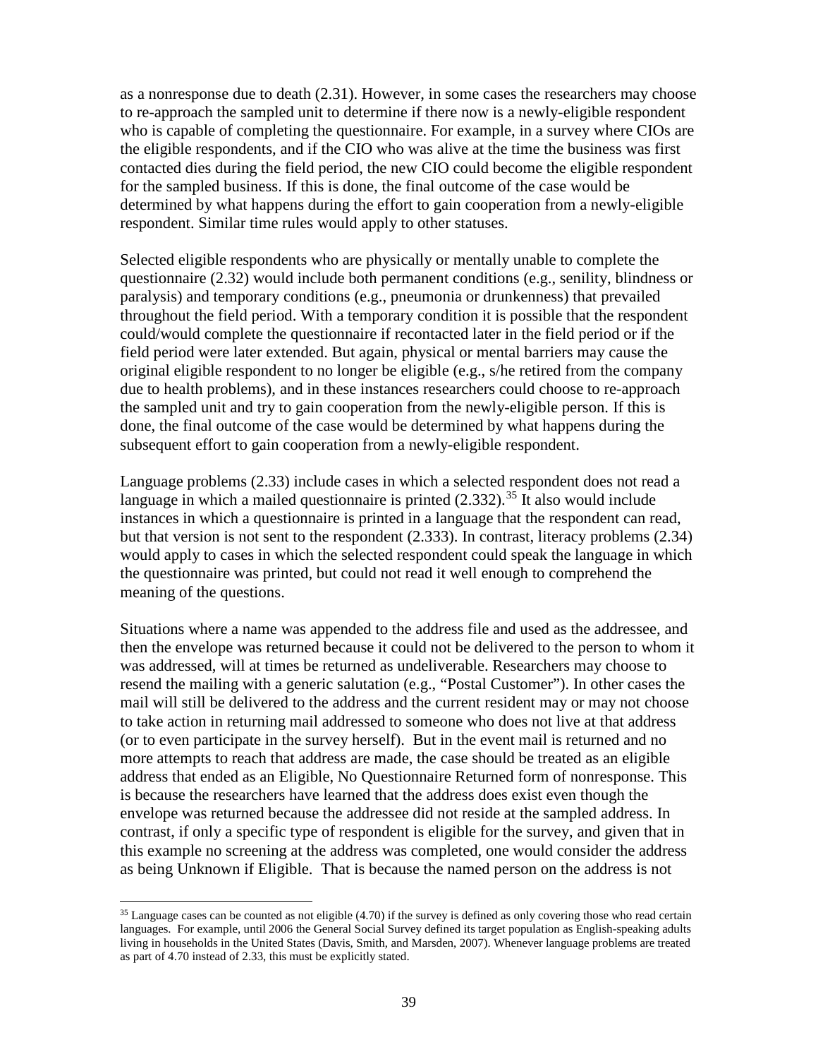as a nonresponse due to death (2.31). However, in some cases the researchers may choose to re-approach the sampled unit to determine if there now is a newly-eligible respondent who is capable of completing the questionnaire. For example, in a survey where CIOs are the eligible respondents, and if the CIO who was alive at the time the business was first contacted dies during the field period, the new CIO could become the eligible respondent for the sampled business. If this is done, the final outcome of the case would be determined by what happens during the effort to gain cooperation from a newly-eligible respondent. Similar time rules would apply to other statuses.

Selected eligible respondents who are physically or mentally unable to complete the questionnaire (2.32) would include both permanent conditions (e.g., senility, blindness or paralysis) and temporary conditions (e.g., pneumonia or drunkenness) that prevailed throughout the field period. With a temporary condition it is possible that the respondent could/would complete the questionnaire if recontacted later in the field period or if the field period were later extended. But again, physical or mental barriers may cause the original eligible respondent to no longer be eligible (e.g., s/he retired from the company due to health problems), and in these instances researchers could choose to re-approach the sampled unit and try to gain cooperation from the newly-eligible person. If this is done, the final outcome of the case would be determined by what happens during the subsequent effort to gain cooperation from a newly-eligible respondent.

Language problems (2.33) include cases in which a selected respondent does not read a language in which a mailed questionnaire is printed (2.332).[35] It also would include instances in which a questionnaire is printed in a language that the respondent can read, but that version is not sent to the respondent (2.333). In contrast, literacy problems (2.34) would apply to cases in which the selected respondent could speak the language in which the questionnaire was printed, but could not read it well enough to comprehend the meaning of the questions.

Situations where a name was appended to the address file and used as the addressee, and then the envelope was returned because it could not be delivered to the person to whom it was addressed, will at times be returned as undeliverable. Researchers may choose to resend the mailing with a generic salutation (e.g., "Postal Customer"). In other cases the mail will still be delivered to the address and the current resident may or may not choose to take action in returning mail addressed to someone who does not live at that address (or to even participate in the survey herself). But in the event mail is returned and no more attempts to reach that address are made, the case should be treated as an eligible address that ended as an Eligible, No Questionnaire Returned form of nonresponse. This is because the researchers have learned that the address does exist even though the envelope was returned because the addressee did not reside at the sampled address. In contrast, if only a specific type of respondent is eligible for the survey, and given that in this example no screening at the address was completed, one would consider the address as being Unknown if Eligible. That is because the named person on the address is not

[35] Language cases can be counted as not eligible (4.70) if the survey is defined as only covering those who read certain languages. For example, until 2006 the General Social Survey defined its target population as English-speaking adults living in households in the United States (Davis, Smith, and Marsden, 2007). Whenever language problems are treated as part of 4.70 instead of 2.33, this must be explicitly stated.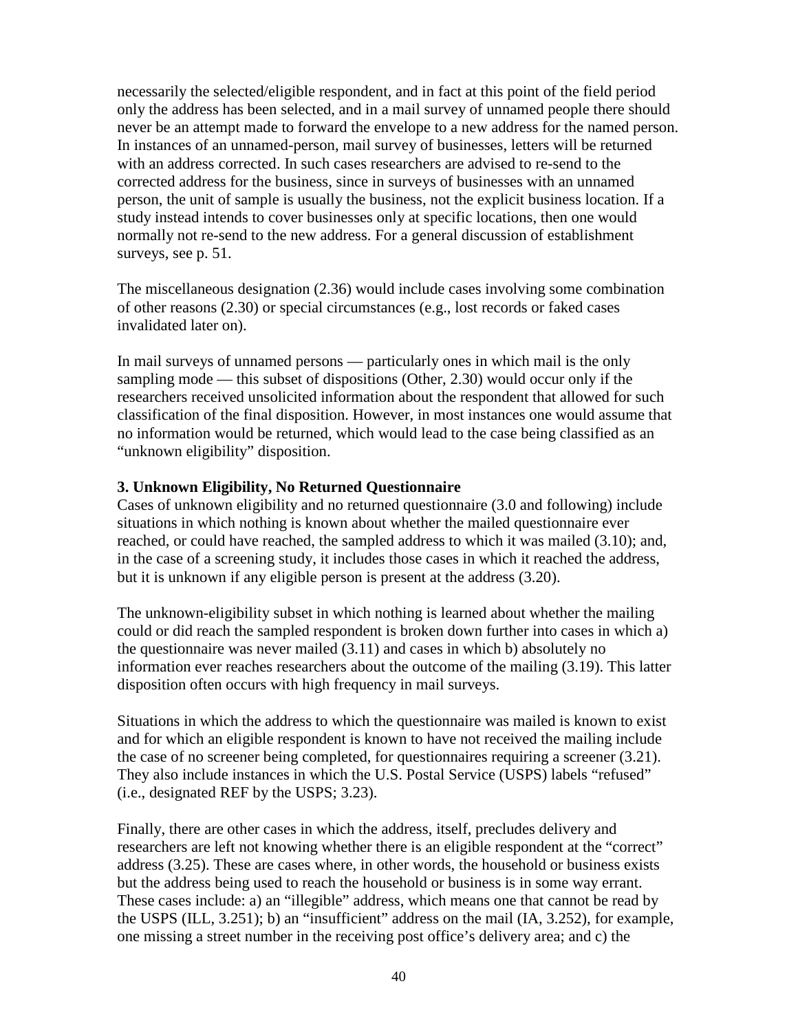necessarily the selected/eligible respondent, and in fact at this point of the field period only the address has been selected, and in a mail survey of unnamed people there should never be an attempt made to forward the envelope to a new address for the named person. In instances of an unnamed-person, mail survey of businesses, letters will be returned with an address corrected. In such cases researchers are advised to re-send to the corrected address for the business, since in surveys of businesses with an unnamed person, the unit of sample is usually the business, not the explicit business location. If a study instead intends to cover businesses only at specific locations, then one would normally not re-send to the new address. For a general discussion of establishment surveys, see p. 51.

The miscellaneous designation (2.36) would include cases involving some combination of other reasons (2.30) or special circumstances (e.g., lost records or faked cases invalidated later on).

In mail surveys of unnamed persons — particularly ones in which mail is the only sampling mode — this subset of dispositions (Other, 2.30) would occur only if the researchers received unsolicited information about the respondent that allowed for such classification of the final disposition. However, in most instances one would assume that no information would be returned, which would lead to the case being classified as an "unknown eligibility" disposition.

**3. Unknown Eligibility, No Returned Questionnaire**

Cases of unknown eligibility and no returned questionnaire (3.0 and following) include situations in which nothing is known about whether the mailed questionnaire ever reached, or could have reached, the sampled address to which it was mailed (3.10); and, in the case of a screening study, it includes those cases in which it reached the address, but it is unknown if any eligible person is present at the address (3.20).

The unknown-eligibility subset in which nothing is learned about whether the mailing could or did reach the sampled respondent is broken down further into cases in which a) the questionnaire was never mailed (3.11) and cases in which b) absolutely no information ever reaches researchers about the outcome of the mailing (3.19). This latter disposition often occurs with high frequency in mail surveys.

Situations in which the address to which the questionnaire was mailed is known to exist and for which an eligible respondent is known to have not received the mailing include the case of no screener being completed, for questionnaires requiring a screener (3.21). They also include instances in which the U.S. Postal Service (USPS) labels "refused" (i.e., designated REF by the USPS; 3.23).

Finally, there are other cases in which the address, itself, precludes delivery and researchers are left not knowing whether there is an eligible respondent at the "correct" address (3.25). These are cases where, in other words, the household or business exists but the address being used to reach the household or business is in some way errant. These cases include: a) an "illegible" address, which means one that cannot be read by the USPS (ILL, 3.251); b) an "insufficient" address on the mail (IA, 3.252), for example, one missing a street number in the receiving post office's delivery area; and c) the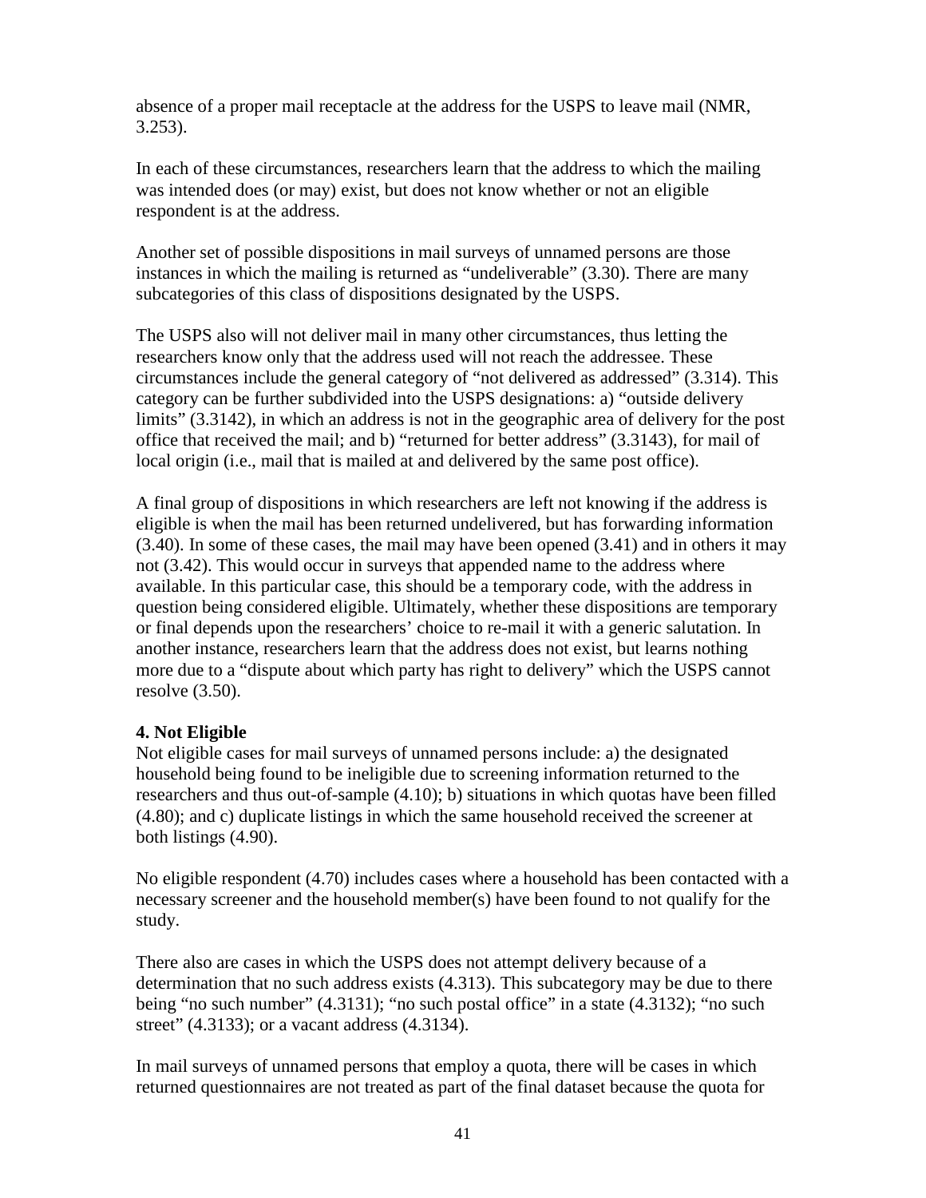absence of a proper mail receptacle at the address for the USPS to leave mail (NMR, 3.253).

In each of these circumstances, researchers learn that the address to which the mailing was intended does (or may) exist, but does not know whether or not an eligible respondent is at the address.

Another set of possible dispositions in mail surveys of unnamed persons are those instances in which the mailing is returned as "undeliverable" (3.30). There are many subcategories of this class of dispositions designated by the USPS.

The USPS also will not deliver mail in many other circumstances, thus letting the researchers know only that the address used will not reach the addressee. These circumstances include the general category of "not delivered as addressed" (3.314). This category can be further subdivided into the USPS designations: a) "outside delivery limits" (3.3142), in which an address is not in the geographic area of delivery for the post office that received the mail; and b) "returned for better address" (3.3143), for mail of local origin (i.e., mail that is mailed at and delivered by the same post office).

A final group of dispositions in which researchers are left not knowing if the address is eligible is when the mail has been returned undelivered, but has forwarding information (3.40). In some of these cases, the mail may have been opened (3.41) and in others it may not (3.42). This would occur in surveys that appended name to the address where available. In this particular case, this should be a temporary code, with the address in question being considered eligible. Ultimately, whether these dispositions are temporary or final depends upon the researchers' choice to re-mail it with a generic salutation. In another instance, researchers learn that the address does not exist, but learns nothing more due to a "dispute about which party has right to delivery" which the USPS cannot resolve (3.50).

**4. Not Eligible**
Not eligible cases for mail surveys of unnamed persons include: a) the designated household being found to be ineligible due to screening information returned to the researchers and thus out-of-sample (4.10); b) situations in which quotas have been filled (4.80); and c) duplicate listings in which the same household received the screener at both listings (4.90).

No eligible respondent (4.70) includes cases where a household has been contacted with a necessary screener and the household member(s) have been found to not qualify for the study.

There also are cases in which the USPS does not attempt delivery because of a determination that no such address exists (4.313). This subcategory may be due to there being "no such number" (4.3131); "no such postal office" in a state (4.3132); "no such street" (4.3133); or a vacant address (4.3134).

In mail surveys of unnamed persons that employ a quota, there will be cases in which returned questionnaires are not treated as part of the final dataset because the quota for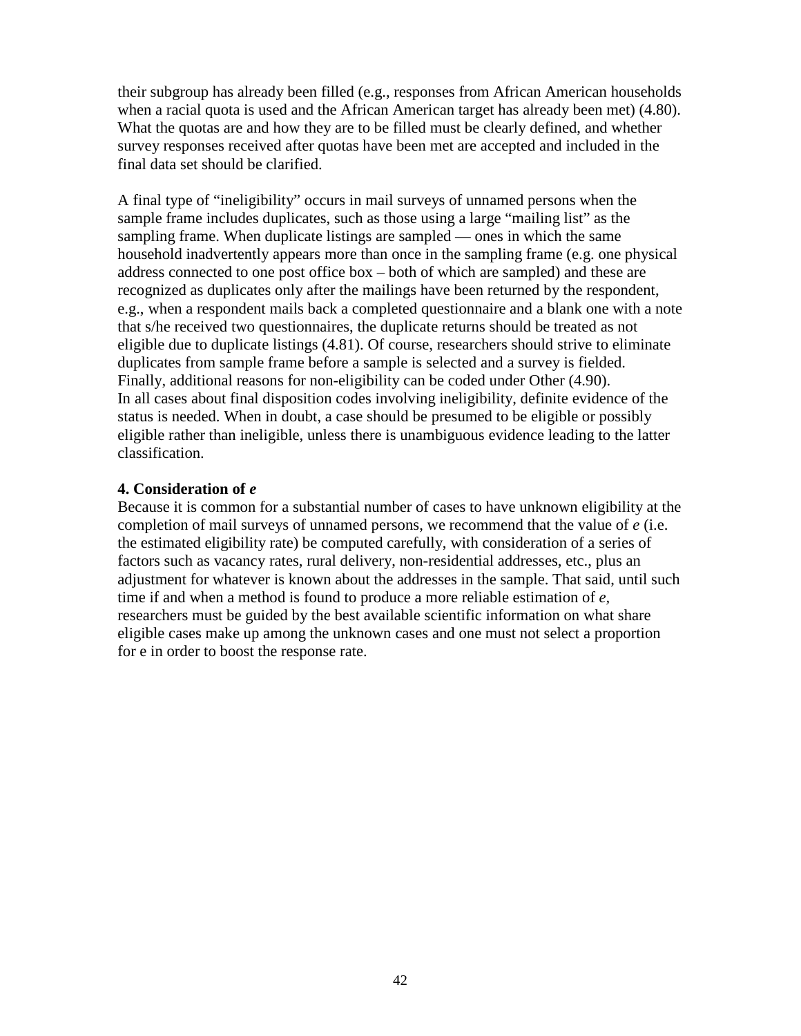their subgroup has already been filled (e.g., responses from African American households when a racial quota is used and the African American target has already been met) (4.80). What the quotas are and how they are to be filled must be clearly defined, and whether survey responses received after quotas have been met are accepted and included in the final data set should be clarified.

A final type of "ineligibility" occurs in mail surveys of unnamed persons when the sample frame includes duplicates, such as those using a large "mailing list" as the sampling frame. When duplicate listings are sampled — ones in which the same household inadvertently appears more than once in the sampling frame (e.g. one physical address connected to one post office box – both of which are sampled) and these are recognized as duplicates only after the mailings have been returned by the respondent, e.g., when a respondent mails back a completed questionnaire and a blank one with a note that s/he received two questionnaires, the duplicate returns should be treated as not eligible due to duplicate listings (4.81). Of course, researchers should strive to eliminate duplicates from sample frame before a sample is selected and a survey is fielded. Finally, additional reasons for non-eligibility can be coded under Other (4.90).
In all cases about final disposition codes involving ineligibility, definite evidence of the status is needed. When in doubt, a case should be presumed to be eligible or possibly eligible rather than ineligible, unless there is unambiguous evidence leading to the latter classification.

**4. Consideration of *e***

Because it is common for a substantial number of cases to have unknown eligibility at the completion of mail surveys of unnamed persons, we recommend that the value of *e* (i.e. the estimated eligibility rate) be computed carefully, with consideration of a series of factors such as vacancy rates, rural delivery, non-residential addresses, etc., plus an adjustment for whatever is known about the addresses in the sample. That said, until such time if and when a method is found to produce a more reliable estimation of *e*, researchers must be guided by the best available scientific information on what share eligible cases make up among the unknown cases and one must not select a proportion for e in order to boost the response rate.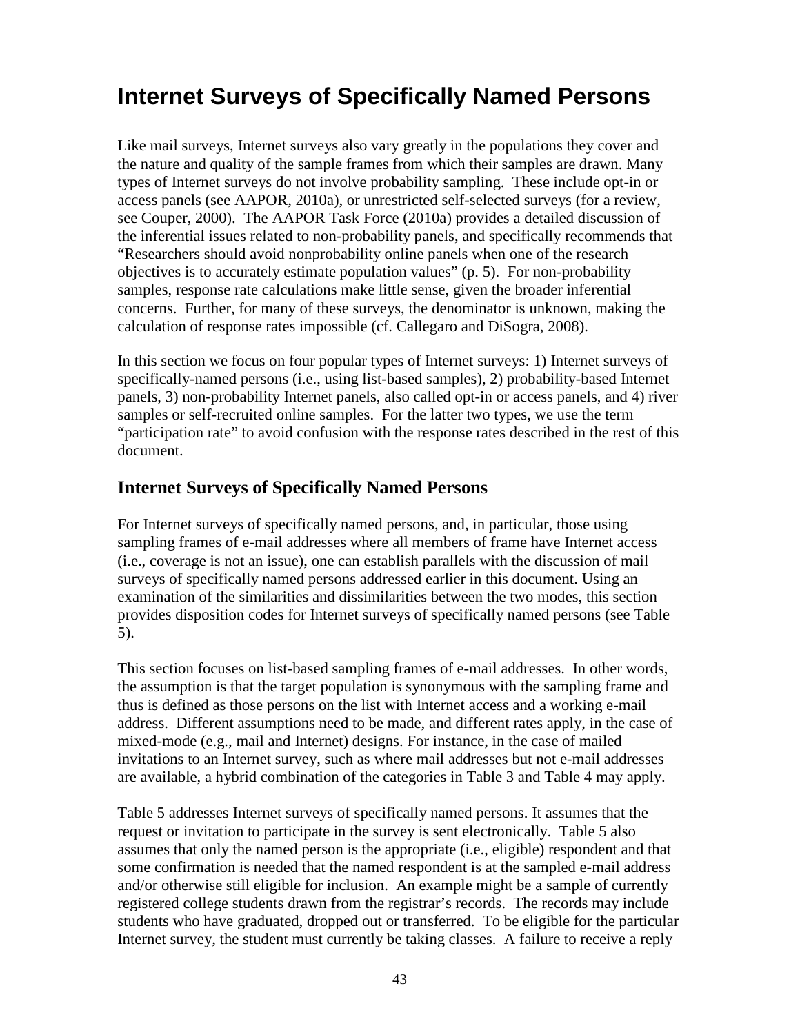# Internet Surveys of Specifically Named Persons

Like mail surveys, Internet surveys also vary greatly in the populations they cover and the nature and quality of the sample frames from which their samples are drawn. Many types of Internet surveys do not involve probability sampling. These include opt-in or access panels (see AAPOR, 2010a), or unrestricted self-selected surveys (for a review, see Couper, 2000). The AAPOR Task Force (2010a) provides a detailed discussion of the inferential issues related to non-probability panels, and specifically recommends that "Researchers should avoid nonprobability online panels when one of the research objectives is to accurately estimate population values" (p. 5). For non-probability samples, response rate calculations make little sense, given the broader inferential concerns. Further, for many of these surveys, the denominator is unknown, making the calculation of response rates impossible (cf. Callegaro and DiSogra, 2008).

In this section we focus on four popular types of Internet surveys: 1) Internet surveys of specifically-named persons (i.e., using list-based samples), 2) probability-based Internet panels, 3) non-probability Internet panels, also called opt-in or access panels, and 4) river samples or self-recruited online samples. For the latter two types, we use the term "participation rate" to avoid confusion with the response rates described in the rest of this document.

## Internet Surveys of Specifically Named Persons

For Internet surveys of specifically named persons, and, in particular, those using sampling frames of e-mail addresses where all members of frame have Internet access (i.e., coverage is not an issue), one can establish parallels with the discussion of mail surveys of specifically named persons addressed earlier in this document. Using an examination of the similarities and dissimilarities between the two modes, this section provides disposition codes for Internet surveys of specifically named persons (see Table 5).

This section focuses on list-based sampling frames of e-mail addresses. In other words, the assumption is that the target population is synonymous with the sampling frame and thus is defined as those persons on the list with Internet access and a working e-mail address. Different assumptions need to be made, and different rates apply, in the case of mixed-mode (e.g., mail and Internet) designs. For instance, in the case of mailed invitations to an Internet survey, such as where mail addresses but not e-mail addresses are available, a hybrid combination of the categories in Table 3 and Table 4 may apply.

Table 5 addresses Internet surveys of specifically named persons. It assumes that the request or invitation to participate in the survey is sent electronically. Table 5 also assumes that only the named person is the appropriate (i.e., eligible) respondent and that some confirmation is needed that the named respondent is at the sampled e-mail address and/or otherwise still eligible for inclusion. An example might be a sample of currently registered college students drawn from the registrar's records. The records may include students who have graduated, dropped out or transferred. To be eligible for the particular Internet survey, the student must currently be taking classes. A failure to receive a reply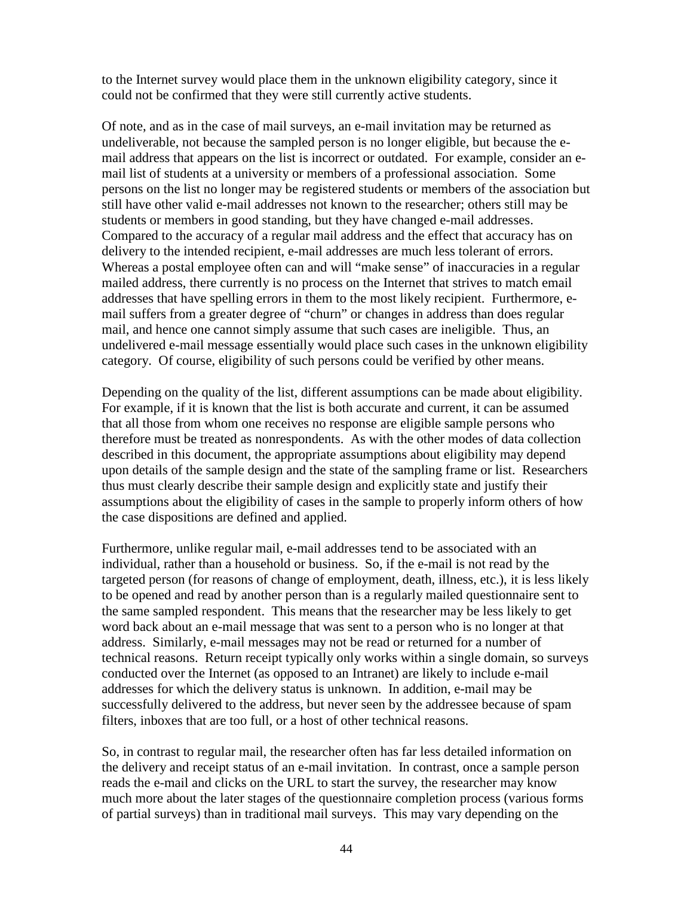to the Internet survey would place them in the unknown eligibility category, since it could not be confirmed that they were still currently active students.

Of note, and as in the case of mail surveys, an e-mail invitation may be returned as undeliverable, not because the sampled person is no longer eligible, but because the e-mail address that appears on the list is incorrect or outdated. For example, consider an e-mail list of students at a university or members of a professional association. Some persons on the list no longer may be registered students or members of the association but still have other valid e-mail addresses not known to the researcher; others still may be students or members in good standing, but they have changed e-mail addresses. Compared to the accuracy of a regular mail address and the effect that accuracy has on delivery to the intended recipient, e-mail addresses are much less tolerant of errors. Whereas a postal employee often can and will "make sense" of inaccuracies in a regular mailed address, there currently is no process on the Internet that strives to match email addresses that have spelling errors in them to the most likely recipient. Furthermore, e-mail suffers from a greater degree of "churn" or changes in address than does regular mail, and hence one cannot simply assume that such cases are ineligible. Thus, an undelivered e-mail message essentially would place such cases in the unknown eligibility category. Of course, eligibility of such persons could be verified by other means.

Depending on the quality of the list, different assumptions can be made about eligibility. For example, if it is known that the list is both accurate and current, it can be assumed that all those from whom one receives no response are eligible sample persons who therefore must be treated as nonrespondents. As with the other modes of data collection described in this document, the appropriate assumptions about eligibility may depend upon details of the sample design and the state of the sampling frame or list. Researchers thus must clearly describe their sample design and explicitly state and justify their assumptions about the eligibility of cases in the sample to properly inform others of how the case dispositions are defined and applied.

Furthermore, unlike regular mail, e-mail addresses tend to be associated with an individual, rather than a household or business. So, if the e-mail is not read by the targeted person (for reasons of change of employment, death, illness, etc.), it is less likely to be opened and read by another person than is a regularly mailed questionnaire sent to the same sampled respondent. This means that the researcher may be less likely to get word back about an e-mail message that was sent to a person who is no longer at that address. Similarly, e-mail messages may not be read or returned for a number of technical reasons. Return receipt typically only works within a single domain, so surveys conducted over the Internet (as opposed to an Intranet) are likely to include e-mail addresses for which the delivery status is unknown. In addition, e-mail may be successfully delivered to the address, but never seen by the addressee because of spam filters, inboxes that are too full, or a host of other technical reasons.

So, in contrast to regular mail, the researcher often has far less detailed information on the delivery and receipt status of an e-mail invitation. In contrast, once a sample person reads the e-mail and clicks on the URL to start the survey, the researcher may know much more about the later stages of the questionnaire completion process (various forms of partial surveys) than in traditional mail surveys. This may vary depending on the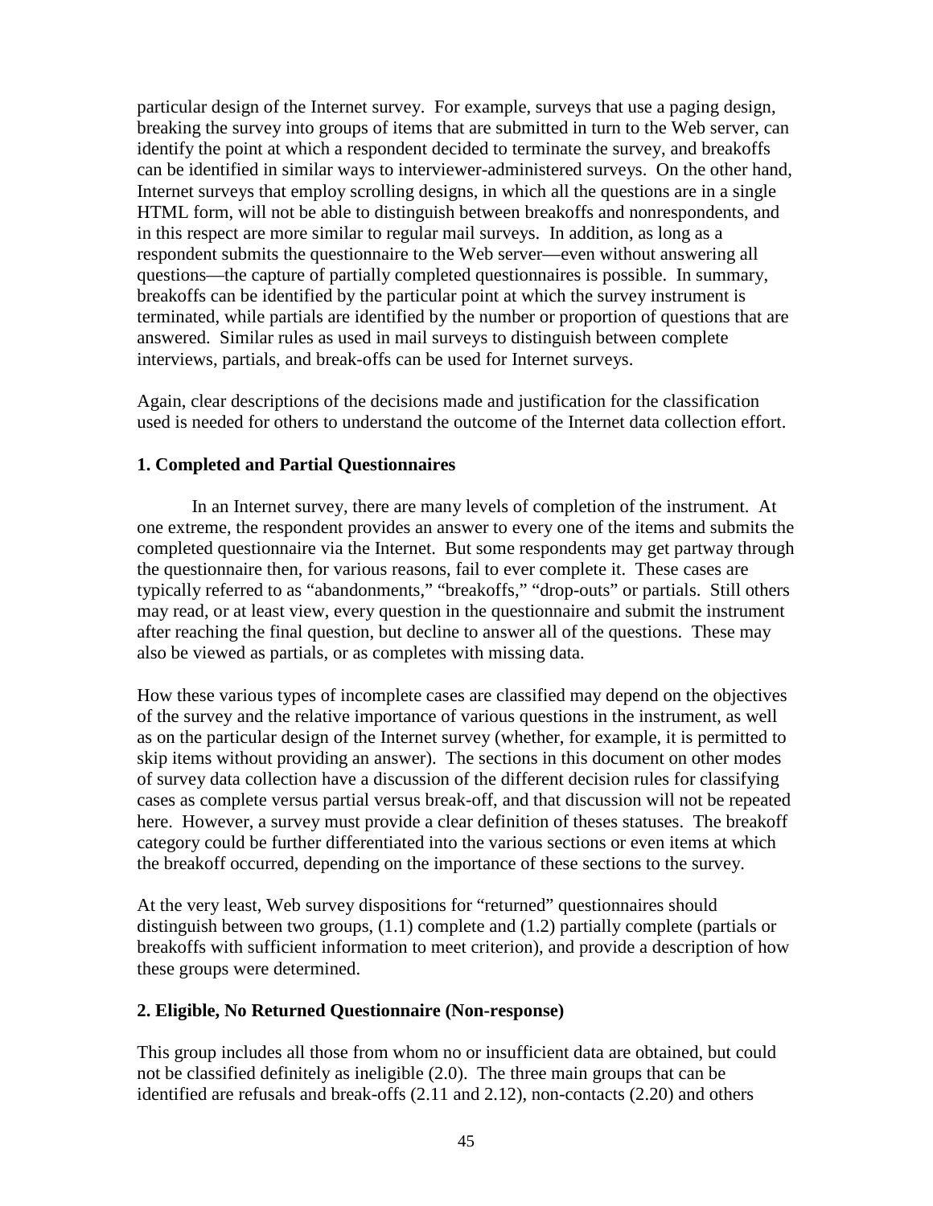particular design of the Internet survey. For example, surveys that use a paging design, breaking the survey into groups of items that are submitted in turn to the Web server, can identify the point at which a respondent decided to terminate the survey, and breakoffs can be identified in similar ways to interviewer-administered surveys. On the other hand, Internet surveys that employ scrolling designs, in which all the questions are in a single HTML form, will not be able to distinguish between breakoffs and nonrespondents, and in this respect are more similar to regular mail surveys. In addition, as long as a respondent submits the questionnaire to the Web server—even without answering all questions—the capture of partially completed questionnaires is possible. In summary, breakoffs can be identified by the particular point at which the survey instrument is terminated, while partials are identified by the number or proportion of questions that are answered. Similar rules as used in mail surveys to distinguish between complete interviews, partials, and break-offs can be used for Internet surveys.

Again, clear descriptions of the decisions made and justification for the classification used is needed for others to understand the outcome of the Internet data collection effort.

**1. Completed and Partial Questionnaires**

In an Internet survey, there are many levels of completion of the instrument. At one extreme, the respondent provides an answer to every one of the items and submits the completed questionnaire via the Internet. But some respondents may get partway through the questionnaire then, for various reasons, fail to ever complete it. These cases are typically referred to as "abandonments," "breakoffs," "drop-outs" or partials. Still others may read, or at least view, every question in the questionnaire and submit the instrument after reaching the final question, but decline to answer all of the questions. These may also be viewed as partials, or as completes with missing data.

How these various types of incomplete cases are classified may depend on the objectives of the survey and the relative importance of various questions in the instrument, as well as on the particular design of the Internet survey (whether, for example, it is permitted to skip items without providing an answer). The sections in this document on other modes of survey data collection have a discussion of the different decision rules for classifying cases as complete versus partial versus break-off, and that discussion will not be repeated here. However, a survey must provide a clear definition of theses statuses. The breakoff category could be further differentiated into the various sections or even items at which the breakoff occurred, depending on the importance of these sections to the survey.

At the very least, Web survey dispositions for "returned" questionnaires should distinguish between two groups, (1.1) complete and (1.2) partially complete (partials or breakoffs with sufficient information to meet criterion), and provide a description of how these groups were determined.

**2. Eligible, No Returned Questionnaire (Non-response)**

This group includes all those from whom no or insufficient data are obtained, but could not be classified definitely as ineligible (2.0). The three main groups that can be identified are refusals and break-offs (2.11 and 2.12), non-contacts (2.20) and others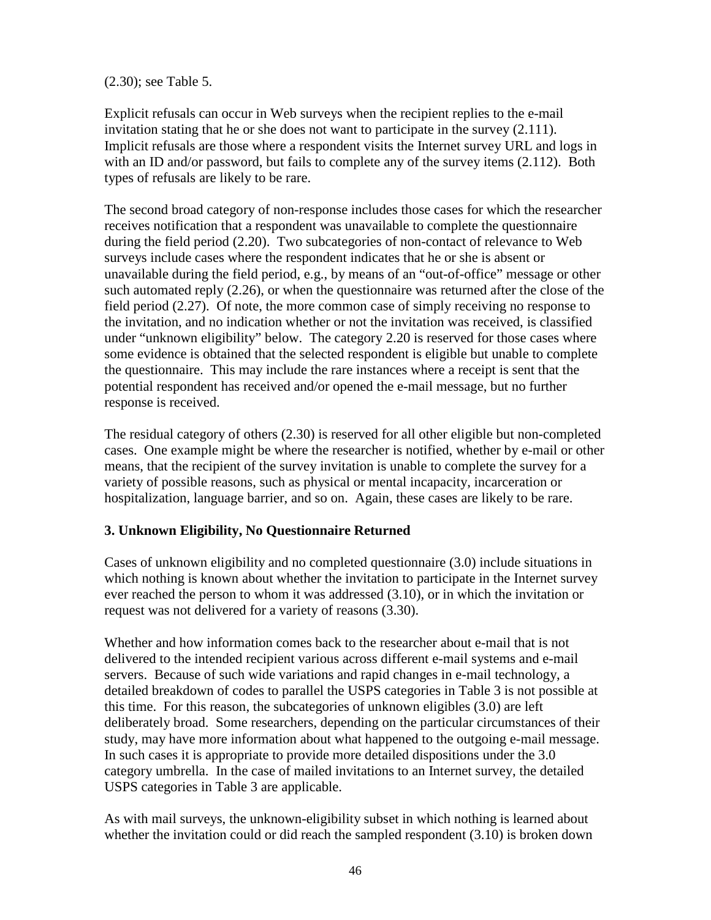(2.30); see Table 5.

Explicit refusals can occur in Web surveys when the recipient replies to the e-mail invitation stating that he or she does not want to participate in the survey (2.111). Implicit refusals are those where a respondent visits the Internet survey URL and logs in with an ID and/or password, but fails to complete any of the survey items (2.112). Both types of refusals are likely to be rare.

The second broad category of non-response includes those cases for which the researcher receives notification that a respondent was unavailable to complete the questionnaire during the field period (2.20). Two subcategories of non-contact of relevance to Web surveys include cases where the respondent indicates that he or she is absent or unavailable during the field period, e.g., by means of an "out-of-office" message or other such automated reply (2.26), or when the questionnaire was returned after the close of the field period (2.27). Of note, the more common case of simply receiving no response to the invitation, and no indication whether or not the invitation was received, is classified under "unknown eligibility" below. The category 2.20 is reserved for those cases where some evidence is obtained that the selected respondent is eligible but unable to complete the questionnaire. This may include the rare instances where a receipt is sent that the potential respondent has received and/or opened the e-mail message, but no further response is received.

The residual category of others (2.30) is reserved for all other eligible but non-completed cases. One example might be where the researcher is notified, whether by e-mail or other means, that the recipient of the survey invitation is unable to complete the survey for a variety of possible reasons, such as physical or mental incapacity, incarceration or hospitalization, language barrier, and so on. Again, these cases are likely to be rare.

### 3. Unknown Eligibility, No Questionnaire Returned

Cases of unknown eligibility and no completed questionnaire (3.0) include situations in which nothing is known about whether the invitation to participate in the Internet survey ever reached the person to whom it was addressed (3.10), or in which the invitation or request was not delivered for a variety of reasons (3.30).

Whether and how information comes back to the researcher about e-mail that is not delivered to the intended recipient various across different e-mail systems and e-mail servers. Because of such wide variations and rapid changes in e-mail technology, a detailed breakdown of codes to parallel the USPS categories in Table 3 is not possible at this time. For this reason, the subcategories of unknown eligibles (3.0) are left deliberately broad. Some researchers, depending on the particular circumstances of their study, may have more information about what happened to the outgoing e-mail message. In such cases it is appropriate to provide more detailed dispositions under the 3.0 category umbrella. In the case of mailed invitations to an Internet survey, the detailed USPS categories in Table 3 are applicable.

As with mail surveys, the unknown-eligibility subset in which nothing is learned about whether the invitation could or did reach the sampled respondent (3.10) is broken down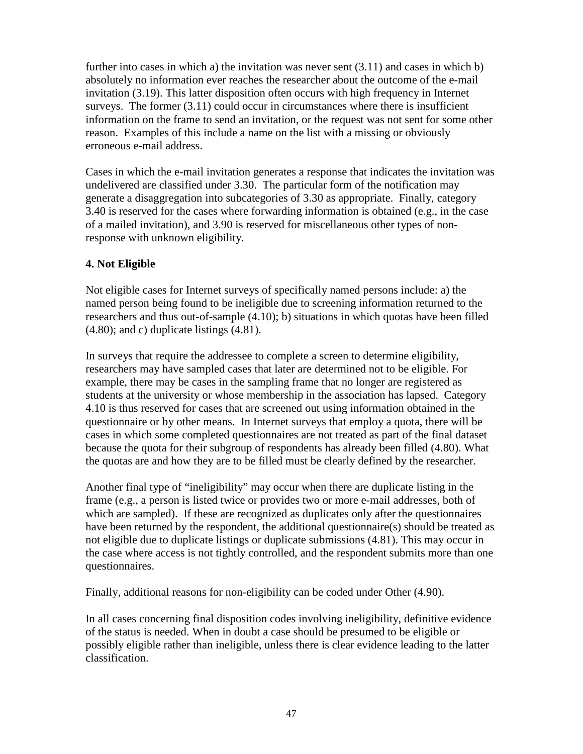further into cases in which a) the invitation was never sent (3.11) and cases in which b) absolutely no information ever reaches the researcher about the outcome of the e-mail invitation (3.19). This latter disposition often occurs with high frequency in Internet surveys. The former (3.11) could occur in circumstances where there is insufficient information on the frame to send an invitation, or the request was not sent for some other reason. Examples of this include a name on the list with a missing or obviously erroneous e-mail address.

Cases in which the e-mail invitation generates a response that indicates the invitation was undelivered are classified under 3.30. The particular form of the notification may generate a disaggregation into subcategories of 3.30 as appropriate. Finally, category 3.40 is reserved for the cases where forwarding information is obtained (e.g., in the case of a mailed invitation), and 3.90 is reserved for miscellaneous other types of non-response with unknown eligibility.

**4. Not Eligible**

Not eligible cases for Internet surveys of specifically named persons include: a) the named person being found to be ineligible due to screening information returned to the researchers and thus out-of-sample (4.10); b) situations in which quotas have been filled (4.80); and c) duplicate listings (4.81).

In surveys that require the addressee to complete a screen to determine eligibility, researchers may have sampled cases that later are determined not to be eligible. For example, there may be cases in the sampling frame that no longer are registered as students at the university or whose membership in the association has lapsed. Category 4.10 is thus reserved for cases that are screened out using information obtained in the questionnaire or by other means. In Internet surveys that employ a quota, there will be cases in which some completed questionnaires are not treated as part of the final dataset because the quota for their subgroup of respondents has already been filled (4.80). What the quotas are and how they are to be filled must be clearly defined by the researcher.

Another final type of "ineligibility" may occur when there are duplicate listing in the frame (e.g., a person is listed twice or provides two or more e-mail addresses, both of which are sampled). If these are recognized as duplicates only after the questionnaires have been returned by the respondent, the additional questionnaire(s) should be treated as not eligible due to duplicate listings or duplicate submissions (4.81). This may occur in the case where access is not tightly controlled, and the respondent submits more than one questionnaires.

Finally, additional reasons for non-eligibility can be coded under Other (4.90).

In all cases concerning final disposition codes involving ineligibility, definitive evidence of the status is needed. When in doubt a case should be presumed to be eligible or possibly eligible rather than ineligible, unless there is clear evidence leading to the latter classification.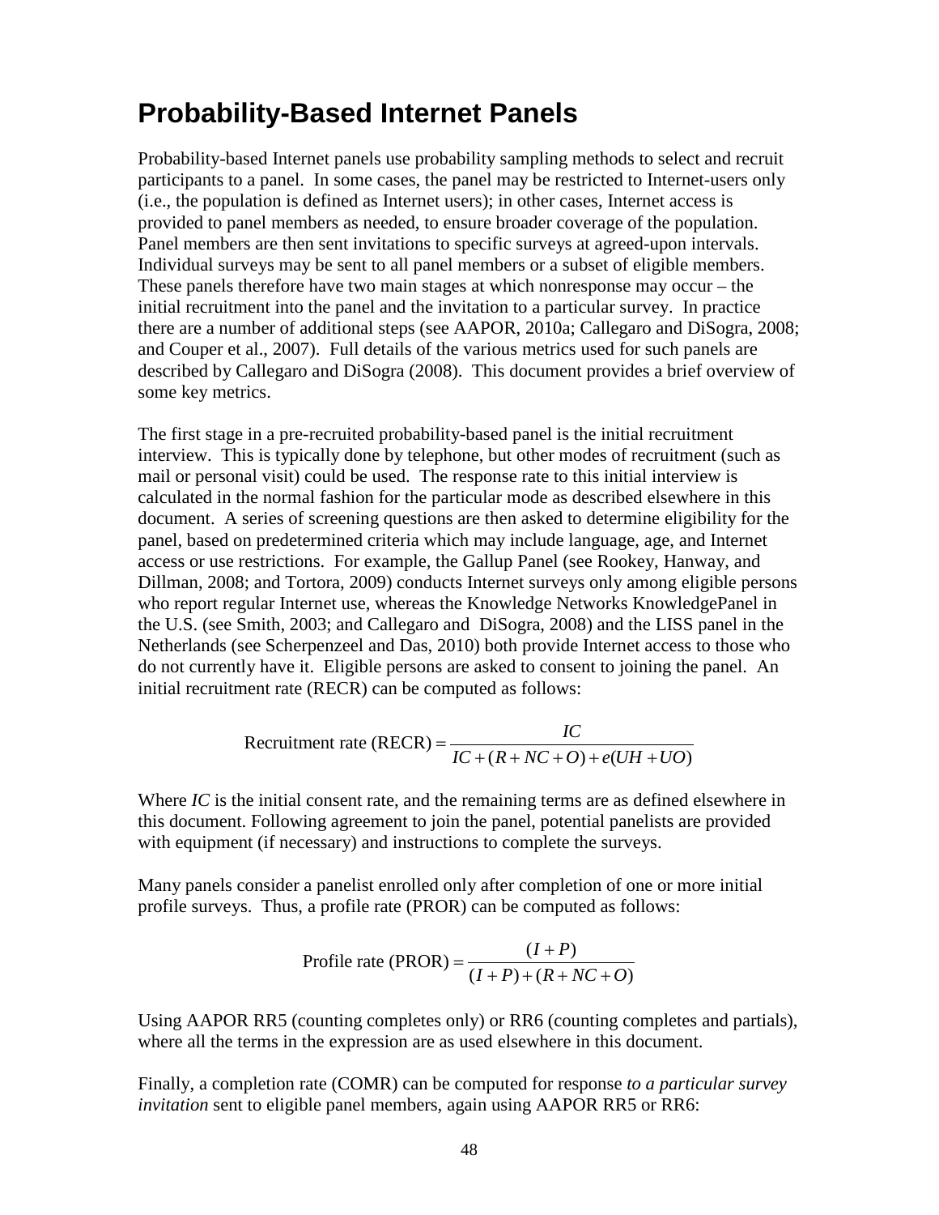## Probability-Based Internet Panels

Probability-based Internet panels use probability sampling methods to select and recruit participants to a panel. In some cases, the panel may be restricted to Internet-users only (i.e., the population is defined as Internet users); in other cases, Internet access is provided to panel members as needed, to ensure broader coverage of the population. Panel members are then sent invitations to specific surveys at agreed-upon intervals. Individual surveys may be sent to all panel members or a subset of eligible members. These panels therefore have two main stages at which nonresponse may occur – the initial recruitment into the panel and the invitation to a particular survey. In practice there are a number of additional steps (see AAPOR, 2010a; Callegaro and DiSogra, 2008; and Couper et al., 2007). Full details of the various metrics used for such panels are described by Callegaro and DiSogra (2008). This document provides a brief overview of some key metrics.

The first stage in a pre-recruited probability-based panel is the initial recruitment interview. This is typically done by telephone, but other modes of recruitment (such as mail or personal visit) could be used. The response rate to this initial interview is calculated in the normal fashion for the particular mode as described elsewhere in this document. A series of screening questions are then asked to determine eligibility for the panel, based on predetermined criteria which may include language, age, and Internet access or use restrictions. For example, the Gallup Panel (see Rookey, Hanway, and Dillman, 2008; and Tortora, 2009) conducts Internet surveys only among eligible persons who report regular Internet use, whereas the Knowledge Networks KnowledgePanel in the U.S. (see Smith, 2003; and Callegaro and DiSogra, 2008) and the LISS panel in the Netherlands (see Scherpenzeel and Das, 2010) both provide Internet access to those who do not currently have it. Eligible persons are asked to consent to joining the panel. An initial recruitment rate (RECR) can be computed as follows:

$$\text{Recruitment rate (RECR)} = \frac{IC}{IC + (R + NC + O) + e(UH + UO)}$$

Where *IC* is the initial consent rate, and the remaining terms are as defined elsewhere in this document. Following agreement to join the panel, potential panelists are provided with equipment (if necessary) and instructions to complete the surveys.

Many panels consider a panelist enrolled only after completion of one or more initial profile surveys. Thus, a profile rate (PROR) can be computed as follows:

$$\text{Profile rate (PROR)} = \frac{(I + P)}{(I + P) + (R + NC + O)}$$

Using AAPOR RR5 (counting completes only) or RR6 (counting completes and partials), where all the terms in the expression are as used elsewhere in this document.

Finally, a completion rate (COMR) can be computed for response *to a particular survey invitation* sent to eligible panel members, again using AAPOR RR5 or RR6: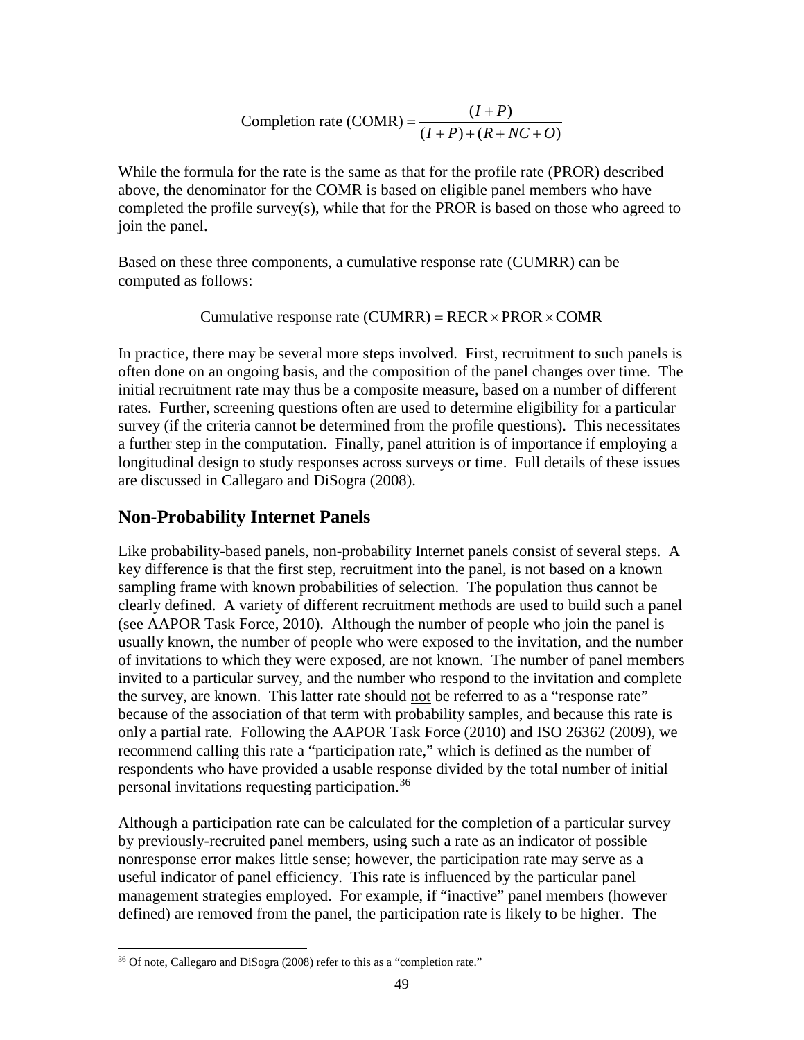$$\text{Completion rate (COMR)} = \frac{(I+P)}{(I+P)+(R+NC+O)}$$

While the formula for the rate is the same as that for the profile rate (PROR) described above, the denominator for the COMR is based on eligible panel members who have completed the profile survey(s), while that for the PROR is based on those who agreed to join the panel.

Based on these three components, a cumulative response rate (CUMRR) can be computed as follows:

$$\text{Cumulative response rate (CUMRR)} = \text{RECR} \times \text{PROR} \times \text{COMR}$$

In practice, there may be several more steps involved. First, recruitment to such panels is often done on an ongoing basis, and the composition of the panel changes over time. The initial recruitment rate may thus be a composite measure, based on a number of different rates. Further, screening questions often are used to determine eligibility for a particular survey (if the criteria cannot be determined from the profile questions). This necessitates a further step in the computation. Finally, panel attrition is of importance if employing a longitudinal design to study responses across surveys or time. Full details of these issues are discussed in Callegaro and DiSogra (2008).

## Non-Probability Internet Panels

Like probability-based panels, non-probability Internet panels consist of several steps. A key difference is that the first step, recruitment into the panel, is not based on a known sampling frame with known probabilities of selection. The population thus cannot be clearly defined. A variety of different recruitment methods are used to build such a panel (see AAPOR Task Force, 2010). Although the number of people who join the panel is usually known, the number of people who were exposed to the invitation, and the number of invitations to which they were exposed, are not known. The number of panel members invited to a particular survey, and the number who respond to the invitation and complete the survey, are known. This latter rate should <u>not</u> be referred to as a "response rate" because of the association of that term with probability samples, and because this rate is only a partial rate. Following the AAPOR Task Force (2010) and ISO 26362 (2009), we recommend calling this rate a "participation rate," which is defined as the number of respondents who have provided a usable response divided by the total number of initial personal invitations requesting participation.[36]

Although a participation rate can be calculated for the completion of a particular survey by previously-recruited panel members, using such a rate as an indicator of possible nonresponse error makes little sense; however, the participation rate may serve as a useful indicator of panel efficiency. This rate is influenced by the particular panel management strategies employed. For example, if "inactive" panel members (however defined) are removed from the panel, the participation rate is likely to be higher. The

---

[36] Of note, Callegaro and DiSogra (2008) refer to this as a "completion rate."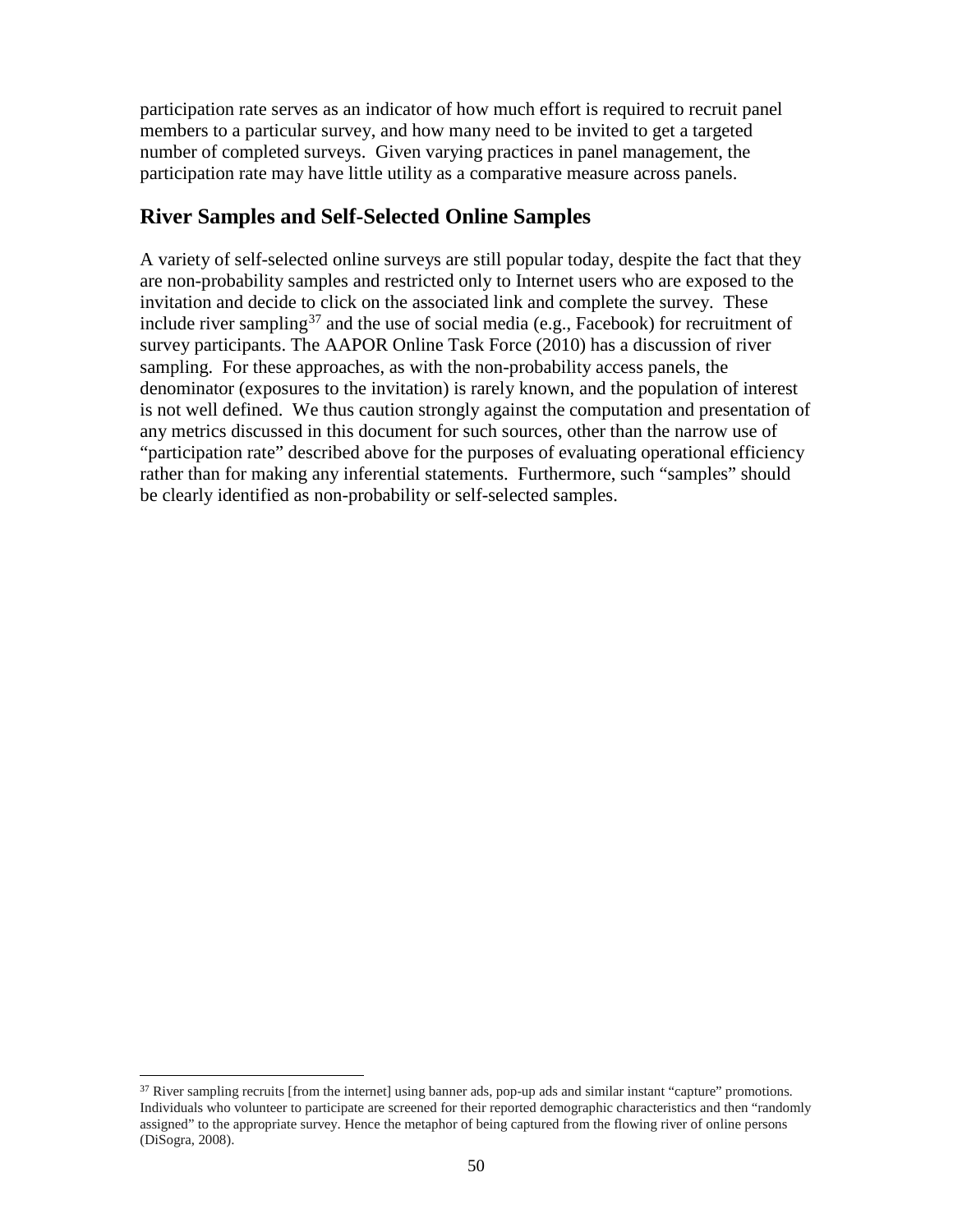participation rate serves as an indicator of how much effort is required to recruit panel members to a particular survey, and how many need to be invited to get a targeted number of completed surveys. Given varying practices in panel management, the participation rate may have little utility as a comparative measure across panels.

## River Samples and Self-Selected Online Samples

A variety of self-selected online surveys are still popular today, despite the fact that they are non-probability samples and restricted only to Internet users who are exposed to the invitation and decide to click on the associated link and complete the survey. These include river sampling[37] and the use of social media (e.g., Facebook) for recruitment of survey participants. The AAPOR Online Task Force (2010) has a discussion of river sampling. For these approaches, as with the non-probability access panels, the denominator (exposures to the invitation) is rarely known, and the population of interest is not well defined. We thus caution strongly against the computation and presentation of any metrics discussed in this document for such sources, other than the narrow use of "participation rate" described above for the purposes of evaluating operational efficiency rather than for making any inferential statements. Furthermore, such "samples" should be clearly identified as non-probability or self-selected samples.

---

[37] River sampling recruits [from the internet] using banner ads, pop-up ads and similar instant "capture" promotions. Individuals who volunteer to participate are screened for their reported demographic characteristics and then "randomly assigned" to the appropriate survey. Hence the metaphor of being captured from the flowing river of online persons (DiSogra, 2008).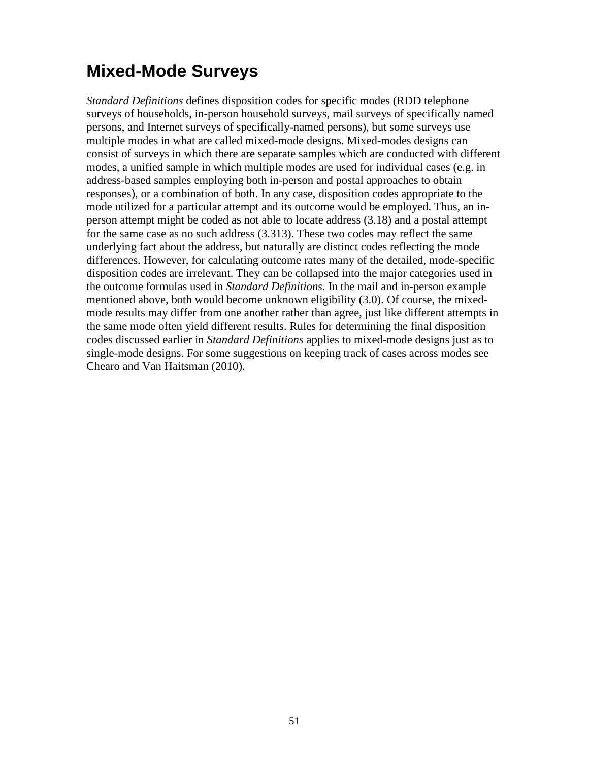## Mixed-Mode Surveys

*Standard Definitions* defines disposition codes for specific modes (RDD telephone surveys of households, in-person household surveys, mail surveys of specifically named persons, and Internet surveys of specifically-named persons), but some surveys use multiple modes in what are called mixed-mode designs. Mixed-modes designs can consist of surveys in which there are separate samples which are conducted with different modes, a unified sample in which multiple modes are used for individual cases (e.g. in address-based samples employing both in-person and postal approaches to obtain responses), or a combination of both. In any case, disposition codes appropriate to the mode utilized for a particular attempt and its outcome would be employed. Thus, an in-person attempt might be coded as not able to locate address (3.18) and a postal attempt for the same case as no such address (3.313). These two codes may reflect the same underlying fact about the address, but naturally are distinct codes reflecting the mode differences. However, for calculating outcome rates many of the detailed, mode-specific disposition codes are irrelevant. They can be collapsed into the major categories used in the outcome formulas used in *Standard Definitions*. In the mail and in-person example mentioned above, both would become unknown eligibility (3.0). Of course, the mixed-mode results may differ from one another rather than agree, just like different attempts in the same mode often yield different results. Rules for determining the final disposition codes discussed earlier in *Standard Definitions* applies to mixed-mode designs just as to single-mode designs. For some suggestions on keeping track of cases across modes see Chearo and Van Haitsman (2010).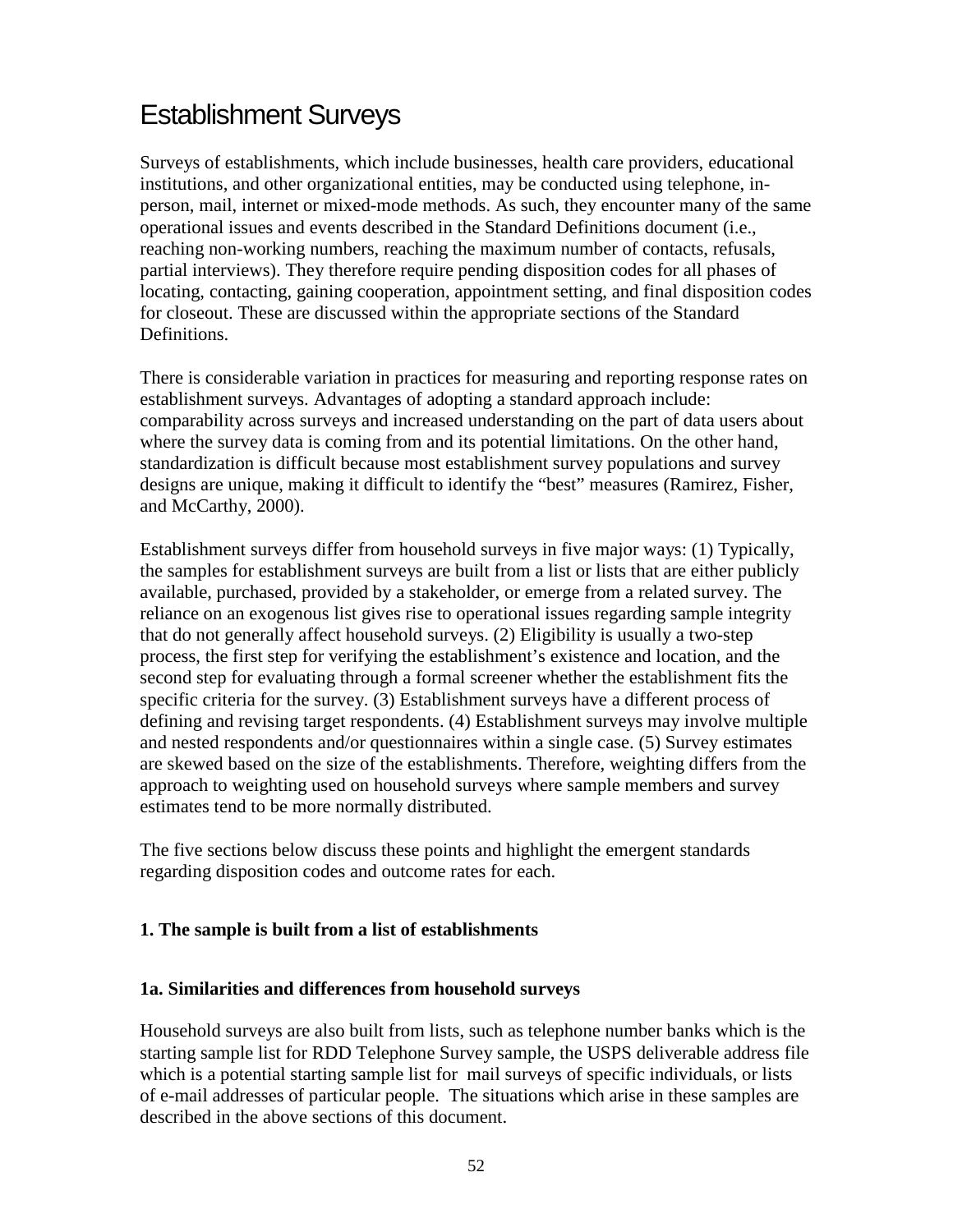# Establishment Surveys

Surveys of establishments, which include businesses, health care providers, educational institutions, and other organizational entities, may be conducted using telephone, in-person, mail, internet or mixed-mode methods. As such, they encounter many of the same operational issues and events described in the Standard Definitions document (i.e., reaching non-working numbers, reaching the maximum number of contacts, refusals, partial interviews). They therefore require pending disposition codes for all phases of locating, contacting, gaining cooperation, appointment setting, and final disposition codes for closeout. These are discussed within the appropriate sections of the Standard Definitions.

There is considerable variation in practices for measuring and reporting response rates on establishment surveys. Advantages of adopting a standard approach include: comparability across surveys and increased understanding on the part of data users about where the survey data is coming from and its potential limitations. On the other hand, standardization is difficult because most establishment survey populations and survey designs are unique, making it difficult to identify the "best" measures (Ramirez, Fisher, and McCarthy, 2000).

Establishment surveys differ from household surveys in five major ways: (1) Typically, the samples for establishment surveys are built from a list or lists that are either publicly available, purchased, provided by a stakeholder, or emerge from a related survey. The reliance on an exogenous list gives rise to operational issues regarding sample integrity that do not generally affect household surveys. (2) Eligibility is usually a two-step process, the first step for verifying the establishment's existence and location, and the second step for evaluating through a formal screener whether the establishment fits the specific criteria for the survey. (3) Establishment surveys have a different process of defining and revising target respondents. (4) Establishment surveys may involve multiple and nested respondents and/or questionnaires within a single case. (5) Survey estimates are skewed based on the size of the establishments. Therefore, weighting differs from the approach to weighting used on household surveys where sample members and survey estimates tend to be more normally distributed.

The five sections below discuss these points and highlight the emergent standards regarding disposition codes and outcome rates for each.

**1. The sample is built from a list of establishments**

**1a. Similarities and differences from household surveys**

Household surveys are also built from lists, such as telephone number banks which is the starting sample list for RDD Telephone Survey sample, the USPS deliverable address file which is a potential starting sample list for mail surveys of specific individuals, or lists of e-mail addresses of particular people. The situations which arise in these samples are described in the above sections of this document.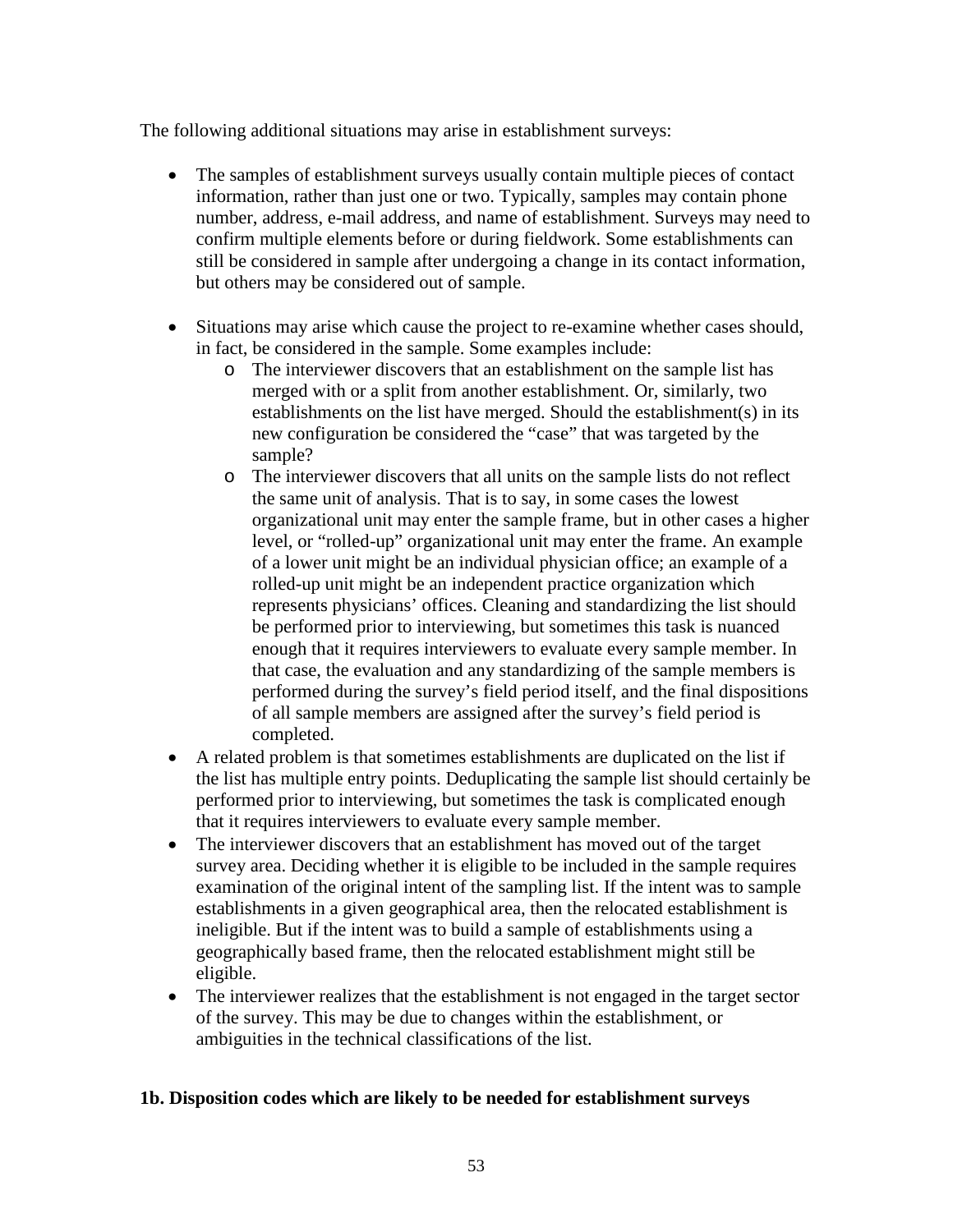The following additional situations may arise in establishment surveys:

- The samples of establishment surveys usually contain multiple pieces of contact information, rather than just one or two. Typically, samples may contain phone number, address, e-mail address, and name of establishment. Surveys may need to confirm multiple elements before or during fieldwork. Some establishments can still be considered in sample after undergoing a change in its contact information, but others may be considered out of sample.

- Situations may arise which cause the project to re-examine whether cases should, in fact, be considered in the sample. Some examples include:
  - The interviewer discovers that an establishment on the sample list has merged with or a split from another establishment. Or, similarly, two establishments on the list have merged. Should the establishment(s) in its new configuration be considered the "case" that was targeted by the sample?
  - The interviewer discovers that all units on the sample lists do not reflect the same unit of analysis. That is to say, in some cases the lowest organizational unit may enter the sample frame, but in other cases a higher level, or "rolled-up" organizational unit may enter the frame. An example of a lower unit might be an individual physician office; an example of a rolled-up unit might be an independent practice organization which represents physicians' offices. Cleaning and standardizing the list should be performed prior to interviewing, but sometimes this task is nuanced enough that it requires interviewers to evaluate every sample member. In that case, the evaluation and any standardizing of the sample members is performed during the survey's field period itself, and the final dispositions of all sample members are assigned after the survey's field period is completed.
- A related problem is that sometimes establishments are duplicated on the list if the list has multiple entry points. Deduplicating the sample list should certainly be performed prior to interviewing, but sometimes the task is complicated enough that it requires interviewers to evaluate every sample member.
- The interviewer discovers that an establishment has moved out of the target survey area. Deciding whether it is eligible to be included in the sample requires examination of the original intent of the sampling list. If the intent was to sample establishments in a given geographical area, then the relocated establishment is ineligible. But if the intent was to build a sample of establishments using a geographically based frame, then the relocated establishment might still be eligible.
- The interviewer realizes that the establishment is not engaged in the target sector of the survey. This may be due to changes within the establishment, or ambiguities in the technical classifications of the list.

**1b. Disposition codes which are likely to be needed for establishment surveys**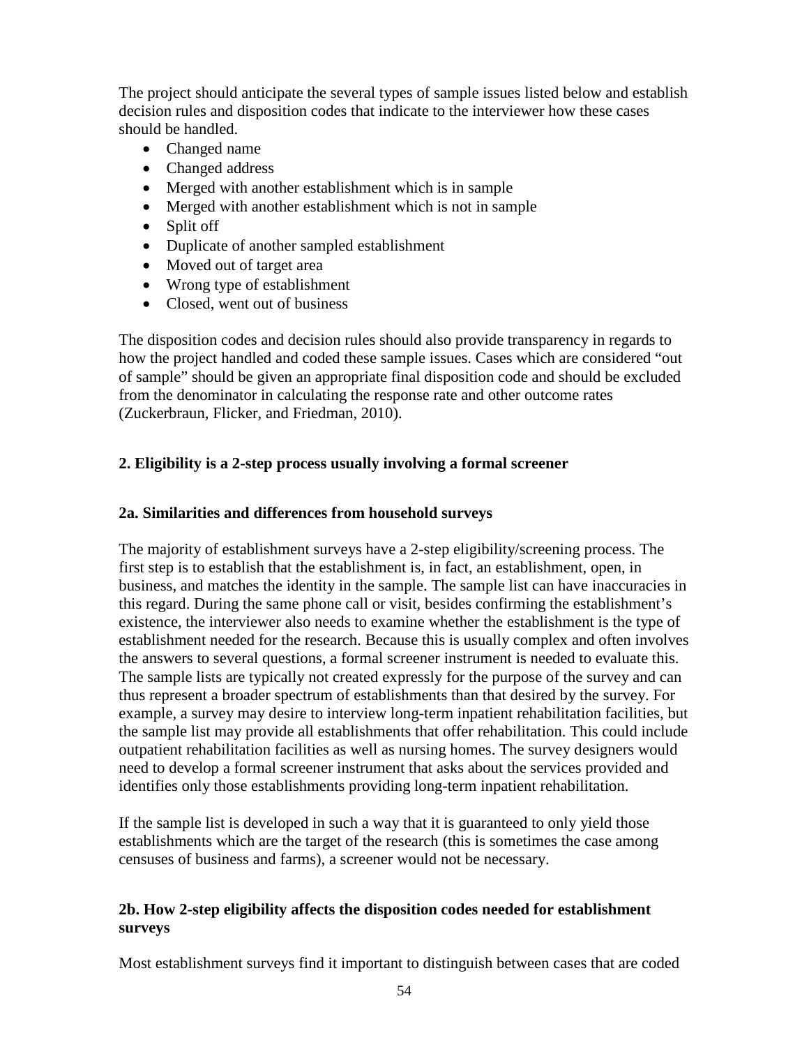The project should anticipate the several types of sample issues listed below and establish decision rules and disposition codes that indicate to the interviewer how these cases should be handled.

- Changed name
- Changed address
- Merged with another establishment which is in sample
- Merged with another establishment which is not in sample
- Split off
- Duplicate of another sampled establishment
- Moved out of target area
- Wrong type of establishment
- Closed, went out of business

The disposition codes and decision rules should also provide transparency in regards to how the project handled and coded these sample issues. Cases which are considered "out of sample" should be given an appropriate final disposition code and should be excluded from the denominator in calculating the response rate and other outcome rates (Zuckerbraun, Flicker, and Friedman, 2010).

### 2. Eligibility is a 2-step process usually involving a formal screener

#### 2a. Similarities and differences from household surveys

The majority of establishment surveys have a 2-step eligibility/screening process. The first step is to establish that the establishment is, in fact, an establishment, open, in business, and matches the identity in the sample. The sample list can have inaccuracies in this regard. During the same phone call or visit, besides confirming the establishment's existence, the interviewer also needs to examine whether the establishment is the type of establishment needed for the research. Because this is usually complex and often involves the answers to several questions, a formal screener instrument is needed to evaluate this. The sample lists are typically not created expressly for the purpose of the survey and can thus represent a broader spectrum of establishments than that desired by the survey. For example, a survey may desire to interview long-term inpatient rehabilitation facilities, but the sample list may provide all establishments that offer rehabilitation. This could include outpatient rehabilitation facilities as well as nursing homes. The survey designers would need to develop a formal screener instrument that asks about the services provided and identifies only those establishments providing long-term inpatient rehabilitation.

If the sample list is developed in such a way that it is guaranteed to only yield those establishments which are the target of the research (this is sometimes the case among censuses of business and farms), a screener would not be necessary.

#### 2b. How 2-step eligibility affects the disposition codes needed for establishment surveys

Most establishment surveys find it important to distinguish between cases that are coded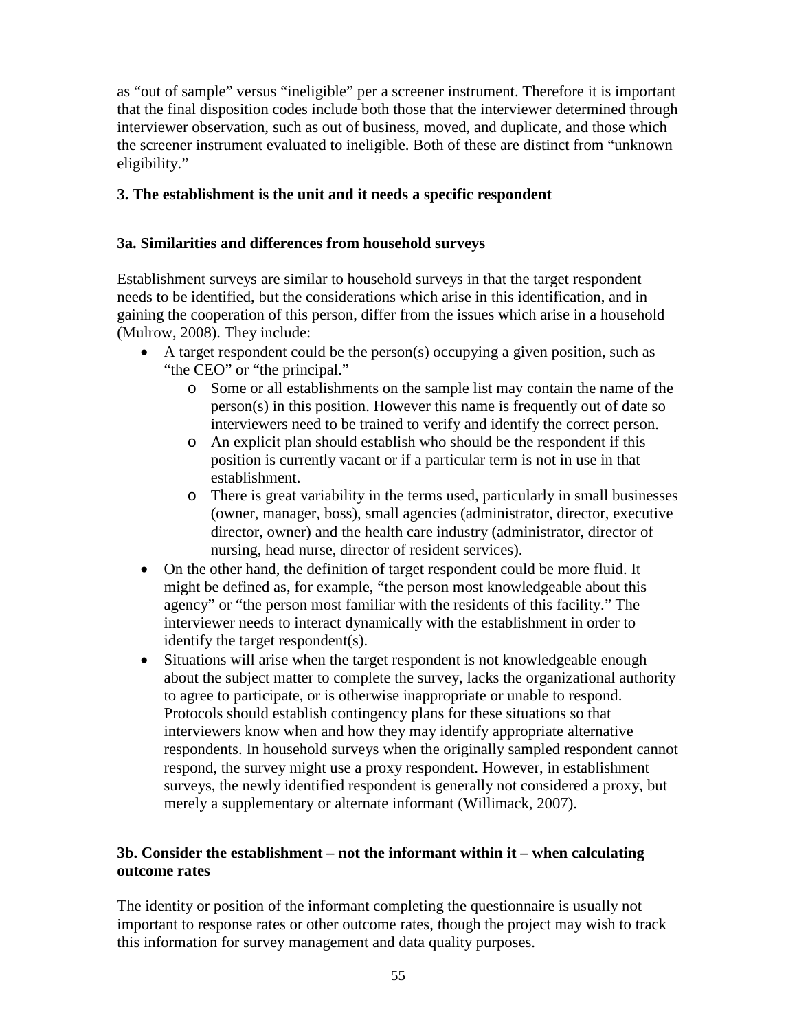as "out of sample" versus "ineligible" per a screener instrument. Therefore it is important that the final disposition codes include both those that the interviewer determined through interviewer observation, such as out of business, moved, and duplicate, and those which the screener instrument evaluated to ineligible. Both of these are distinct from "unknown eligibility."

### 3. The establishment is the unit and it needs a specific respondent

#### 3a. Similarities and differences from household surveys

Establishment surveys are similar to household surveys in that the target respondent needs to be identified, but the considerations which arise in this identification, and in gaining the cooperation of this person, differ from the issues which arise in a household (Mulrow, 2008). They include:

- A target respondent could be the person(s) occupying a given position, such as "the CEO" or "the principal."
  - Some or all establishments on the sample list may contain the name of the person(s) in this position. However this name is frequently out of date so interviewers need to be trained to verify and identify the correct person.
  - An explicit plan should establish who should be the respondent if this position is currently vacant or if a particular term is not in use in that establishment.
  - There is great variability in the terms used, particularly in small businesses (owner, manager, boss), small agencies (administrator, director, executive director, owner) and the health care industry (administrator, director of nursing, head nurse, director of resident services).
- On the other hand, the definition of target respondent could be more fluid. It might be defined as, for example, "the person most knowledgeable about this agency" or "the person most familiar with the residents of this facility." The interviewer needs to interact dynamically with the establishment in order to identify the target respondent(s).
- Situations will arise when the target respondent is not knowledgeable enough about the subject matter to complete the survey, lacks the organizational authority to agree to participate, or is otherwise inappropriate or unable to respond. Protocols should establish contingency plans for these situations so that interviewers know when and how they may identify appropriate alternative respondents. In household surveys when the originally sampled respondent cannot respond, the survey might use a proxy respondent. However, in establishment surveys, the newly identified respondent is generally not considered a proxy, but merely a supplementary or alternate informant (Willimack, 2007).

#### 3b. Consider the establishment – not the informant within it – when calculating outcome rates

The identity or position of the informant completing the questionnaire is usually not important to response rates or other outcome rates, though the project may wish to track this information for survey management and data quality purposes.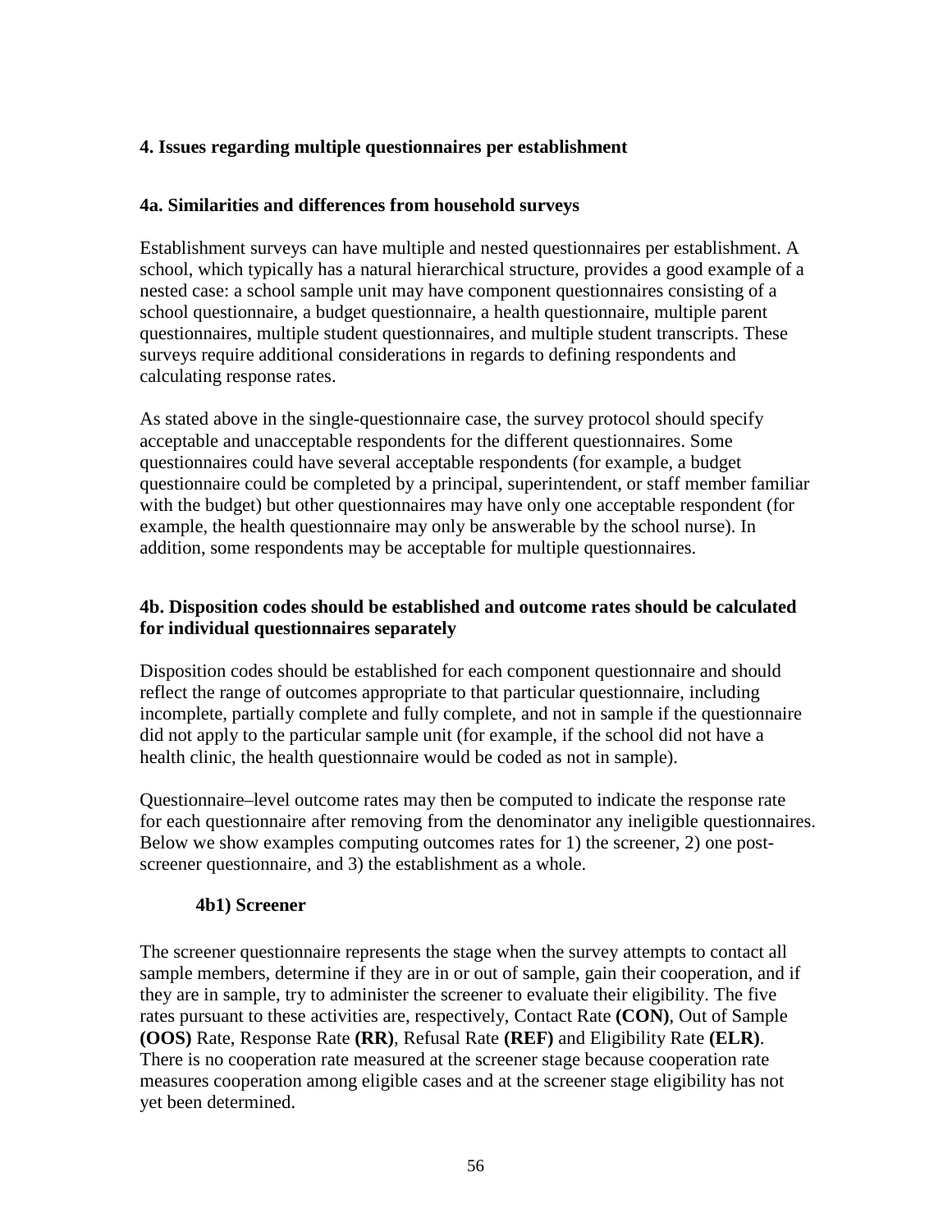## 4. Issues regarding multiple questionnaires per establishment

### 4a. Similarities and differences from household surveys

Establishment surveys can have multiple and nested questionnaires per establishment. A school, which typically has a natural hierarchical structure, provides a good example of a nested case: a school sample unit may have component questionnaires consisting of a school questionnaire, a budget questionnaire, a health questionnaire, multiple parent questionnaires, multiple student questionnaires, and multiple student transcripts. These surveys require additional considerations in regards to defining respondents and calculating response rates.

As stated above in the single-questionnaire case, the survey protocol should specify acceptable and unacceptable respondents for the different questionnaires. Some questionnaires could have several acceptable respondents (for example, a budget questionnaire could be completed by a principal, superintendent, or staff member familiar with the budget) but other questionnaires may have only one acceptable respondent (for example, the health questionnaire may only be answerable by the school nurse). In addition, some respondents may be acceptable for multiple questionnaires.

### 4b. Disposition codes should be established and outcome rates should be calculated for individual questionnaires separately

Disposition codes should be established for each component questionnaire and should reflect the range of outcomes appropriate to that particular questionnaire, including incomplete, partially complete and fully complete, and not in sample if the questionnaire did not apply to the particular sample unit (for example, if the school did not have a health clinic, the health questionnaire would be coded as not in sample).

Questionnaire–level outcome rates may then be computed to indicate the response rate for each questionnaire after removing from the denominator any ineligible questionnaires. Below we show examples computing outcomes rates for 1) the screener, 2) one post-screener questionnaire, and 3) the establishment as a whole.

#### 4b1) Screener

The screener questionnaire represents the stage when the survey attempts to contact all sample members, determine if they are in or out of sample, gain their cooperation, and if they are in sample, try to administer the screener to evaluate their eligibility. The five rates pursuant to these activities are, respectively, Contact Rate **(CON)**, Out of Sample **(OOS)** Rate, Response Rate **(RR)**, Refusal Rate **(REF)** and Eligibility Rate **(ELR)**. There is no cooperation rate measured at the screener stage because cooperation rate measures cooperation among eligible cases and at the screener stage eligibility has not yet been determined.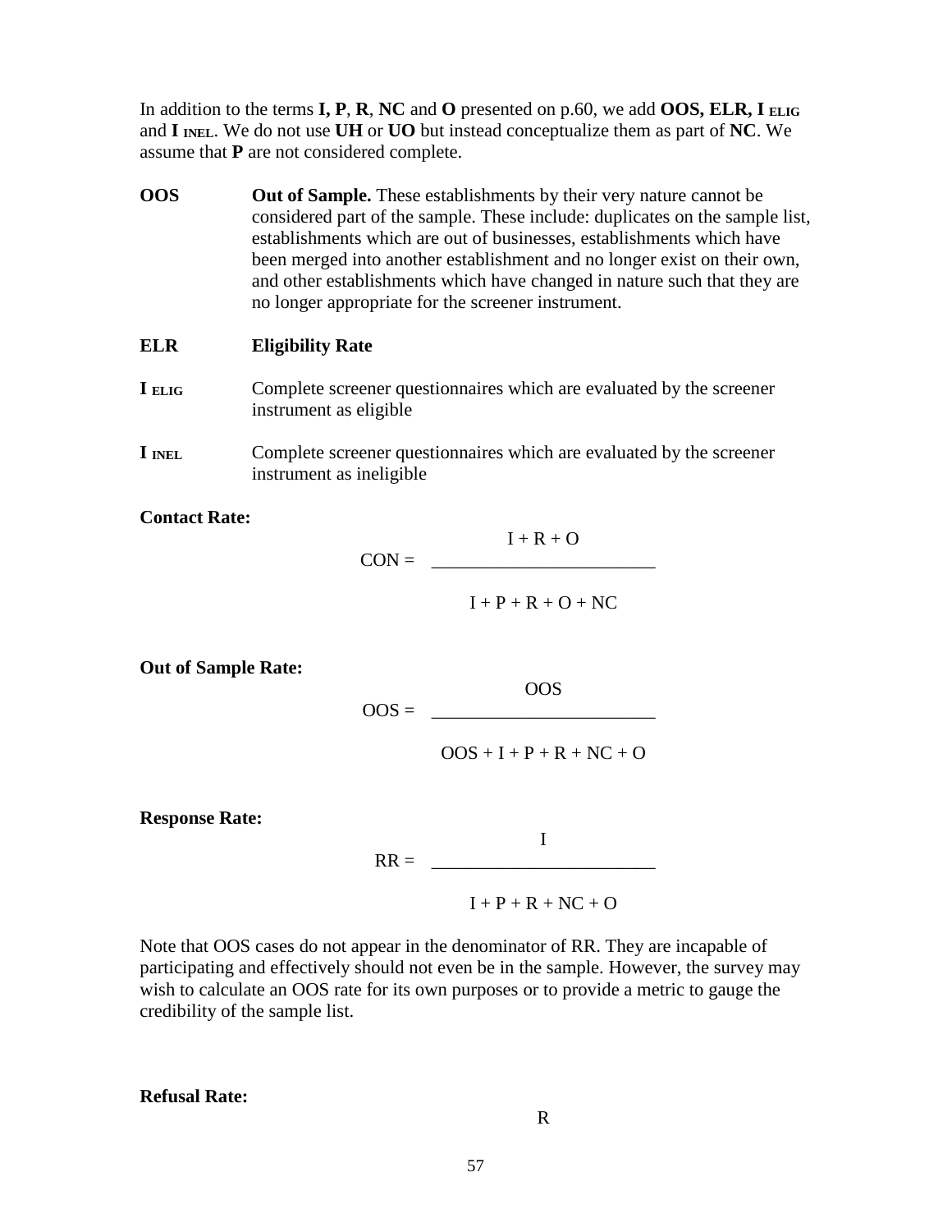In addition to the terms **I, P**, **R**, **NC** and **O** presented on p.60, we add **OOS, ELR, $I_{ELIG}$** and **$I_{INEL}$**. We do not use **UH** or **UO** but instead conceptualize them as part of **NC**. We assume that **P** are not considered complete.

**OOS** — **Out of Sample.** These establishments by their very nature cannot be considered part of the sample. These include: duplicates on the sample list, establishments which are out of businesses, establishments which have been merged into another establishment and no longer exist on their own, and other establishments which have changed in nature such that they are no longer appropriate for the screener instrument.

**ELR** — **Eligibility Rate**

**$I_{ELIG}$** — Complete screener questionnaires which are evaluated by the screener instrument as eligible

**$I_{INEL}$** — Complete screener questionnaires which are evaluated by the screener instrument as ineligible

**Contact Rate:**

$$CON = \frac{I + R + O}{I + P + R + O + NC}$$

**Out of Sample Rate:**

$$OOS = \frac{OOS}{OOS + I + P + R + NC + O}$$

**Response Rate:**

$$RR = \frac{I}{I + P + R + NC + O}$$

Note that OOS cases do not appear in the denominator of RR. They are incapable of participating and effectively should not even be in the sample. However, the survey may wish to calculate an OOS rate for its own purposes or to provide a metric to gauge the credibility of the sample list.

**Refusal Rate:**

R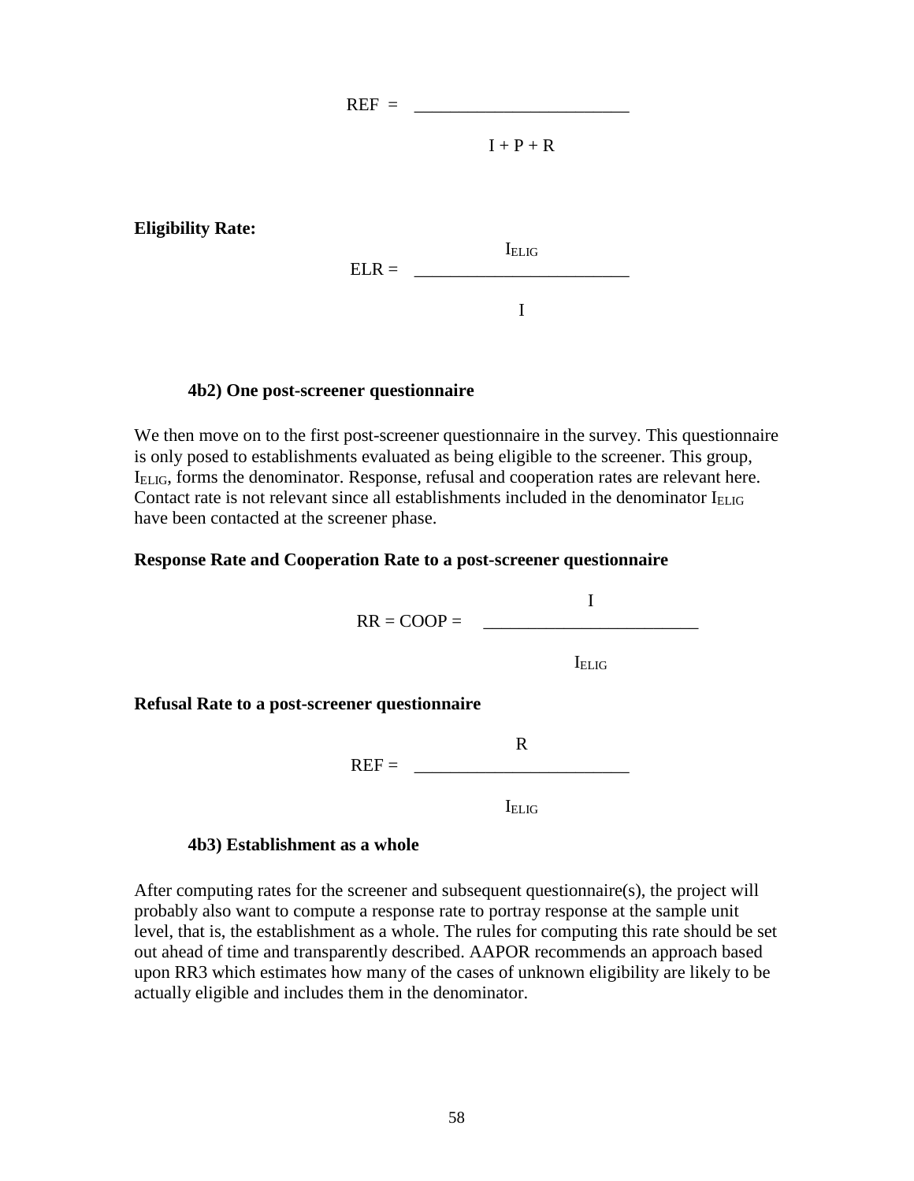$$REF = \frac{\phantom{R}}{I + P + R}$$

**Eligibility Rate:**

$$ELR = \frac{I_{ELIG}}{I}$$

### 4b2) One post-screener questionnaire

We then move on to the first post-screener questionnaire in the survey. This questionnaire is only posed to establishments evaluated as being eligible to the screener. This group, $I_{ELIG}$, forms the denominator. Response, refusal and cooperation rates are relevant here. Contact rate is not relevant since all establishments included in the denominator $I_{ELIG}$ have been contacted at the screener phase.

**Response Rate and Cooperation Rate to a post-screener questionnaire**

$$RR = COOP = \frac{I}{I_{ELIG}}$$

**Refusal Rate to a post-screener questionnaire**

$$REF = \frac{R}{I_{ELIG}}$$

### 4b3) Establishment as a whole

After computing rates for the screener and subsequent questionnaire(s), the project will probably also want to compute a response rate to portray response at the sample unit level, that is, the establishment as a whole. The rules for computing this rate should be set out ahead of time and transparently described. AAPOR recommends an approach based upon RR3 which estimates how many of the cases of unknown eligibility are likely to be actually eligible and includes them in the denominator.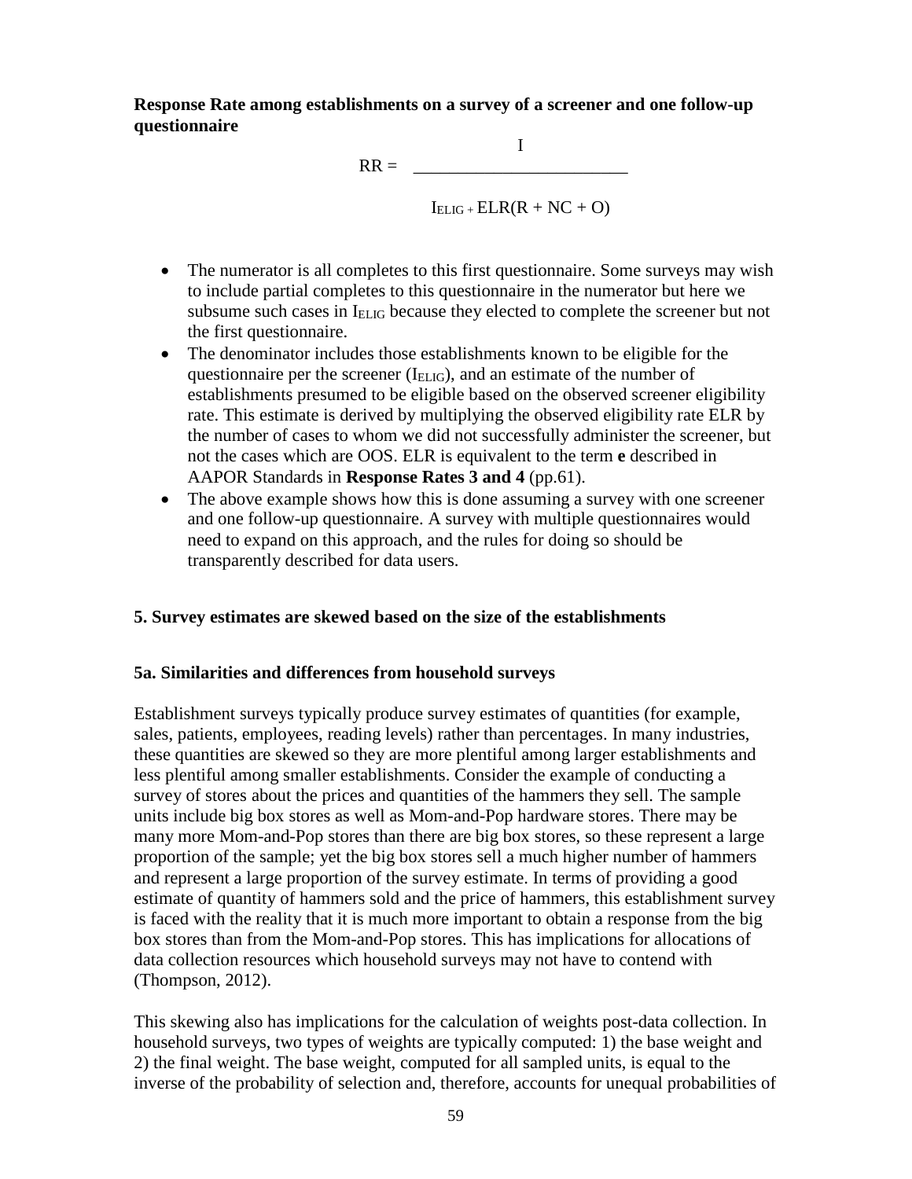**Response Rate among establishments on a survey of a screener and one follow-up questionnaire**

$$RR = \frac{I}{I_{ELIG} + ELR(R + NC + O)}$$

- The numerator is all completes to this first questionnaire. Some surveys may wish to include partial completes to this questionnaire in the numerator but here we subsume such cases in $I_{ELIG}$ because they elected to complete the screener but not the first questionnaire.
- The denominator includes those establishments known to be eligible for the questionnaire per the screener ($I_{ELIG}$), and an estimate of the number of establishments presumed to be eligible based on the observed screener eligibility rate. This estimate is derived by multiplying the observed eligibility rate ELR by the number of cases to whom we did not successfully administer the screener, but not the cases which are OOS. ELR is equivalent to the term **e** described in AAPOR Standards in **Response Rates 3 and 4** (pp.61).
- The above example shows how this is done assuming a survey with one screener and one follow-up questionnaire. A survey with multiple questionnaires would need to expand on this approach, and the rules for doing so should be transparently described for data users.

### 5. Survey estimates are skewed based on the size of the establishments

#### 5a. Similarities and differences from household surveys

Establishment surveys typically produce survey estimates of quantities (for example, sales, patients, employees, reading levels) rather than percentages. In many industries, these quantities are skewed so they are more plentiful among larger establishments and less plentiful among smaller establishments. Consider the example of conducting a survey of stores about the prices and quantities of the hammers they sell. The sample units include big box stores as well as Mom-and-Pop hardware stores. There may be many more Mom-and-Pop stores than there are big box stores, so these represent a large proportion of the sample; yet the big box stores sell a much higher number of hammers and represent a large proportion of the survey estimate. In terms of providing a good estimate of quantity of hammers sold and the price of hammers, this establishment survey is faced with the reality that it is much more important to obtain a response from the big box stores than from the Mom-and-Pop stores. This has implications for allocations of data collection resources which household surveys may not have to contend with (Thompson, 2012).

This skewing also has implications for the calculation of weights post-data collection. In household surveys, two types of weights are typically computed: 1) the base weight and 2) the final weight. The base weight, computed for all sampled units, is equal to the inverse of the probability of selection and, therefore, accounts for unequal probabilities of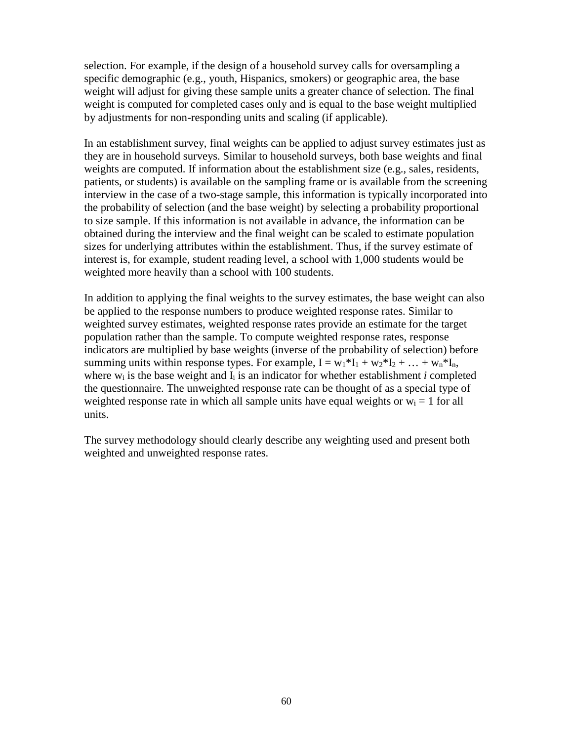selection. For example, if the design of a household survey calls for oversampling a specific demographic (e.g., youth, Hispanics, smokers) or geographic area, the base weight will adjust for giving these sample units a greater chance of selection. The final weight is computed for completed cases only and is equal to the base weight multiplied by adjustments for non-responding units and scaling (if applicable).

In an establishment survey, final weights can be applied to adjust survey estimates just as they are in household surveys. Similar to household surveys, both base weights and final weights are computed. If information about the establishment size (e.g., sales, residents, patients, or students) is available on the sampling frame or is available from the screening interview in the case of a two-stage sample, this information is typically incorporated into the probability of selection (and the base weight) by selecting a probability proportional to size sample. If this information is not available in advance, the information can be obtained during the interview and the final weight can be scaled to estimate population sizes for underlying attributes within the establishment. Thus, if the survey estimate of interest is, for example, student reading level, a school with 1,000 students would be weighted more heavily than a school with 100 students.

In addition to applying the final weights to the survey estimates, the base weight can also be applied to the response numbers to produce weighted response rates. Similar to weighted survey estimates, weighted response rates provide an estimate for the target population rather than the sample. To compute weighted response rates, response indicators are multiplied by base weights (inverse of the probability of selection) before summing units within response types. For example, $I = w_1*I_1 + w_2*I_2 + \ldots + w_n*I_n$, where $w_i$ is the base weight and $I_i$ is an indicator for whether establishment *i* completed the questionnaire. The unweighted response rate can be thought of as a special type of weighted response rate in which all sample units have equal weights or $w_i = 1$ for all units.

The survey methodology should clearly describe any weighting used and present both weighted and unweighted response rates.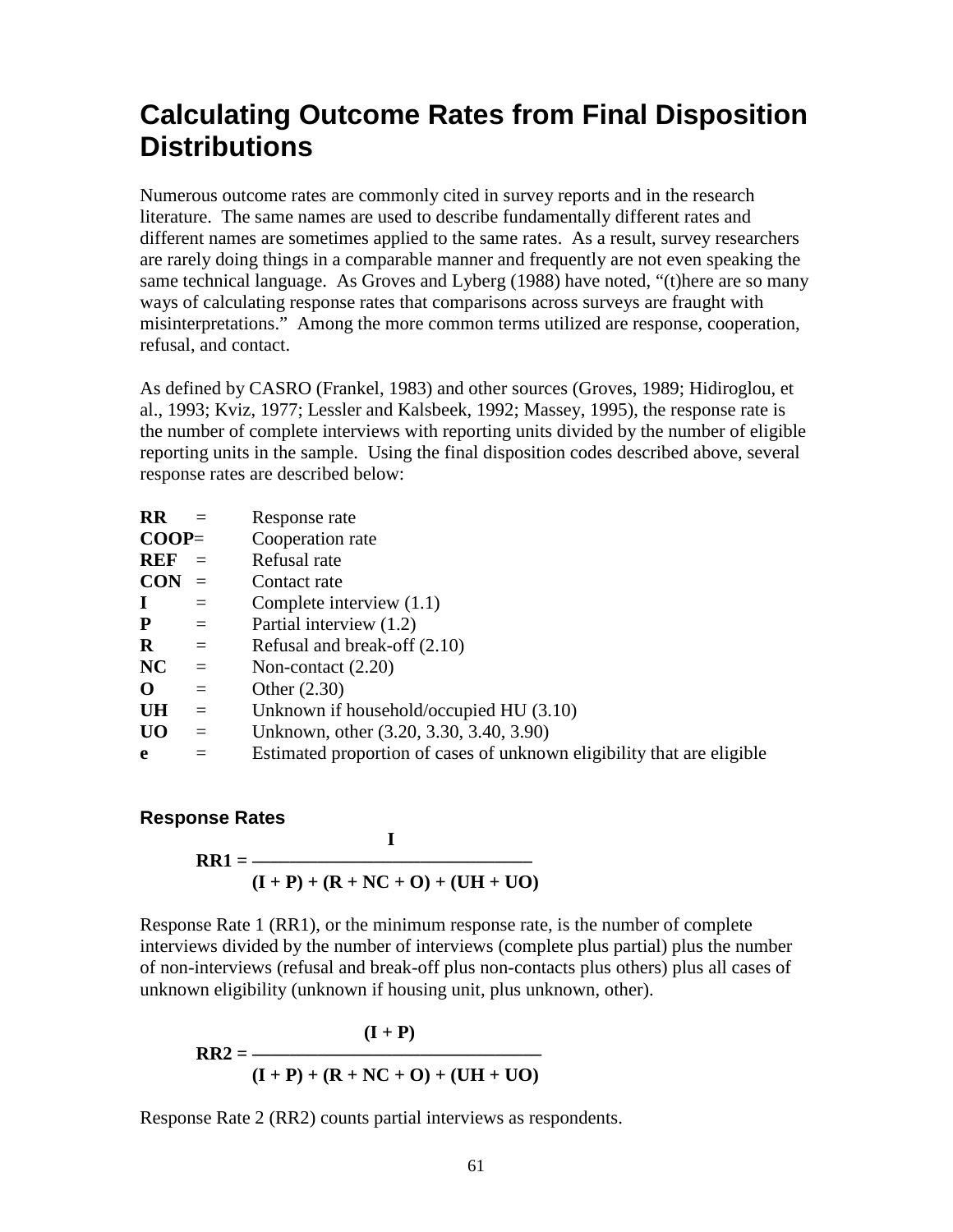# Calculating Outcome Rates from Final Disposition Distributions

Numerous outcome rates are commonly cited in survey reports and in the research literature. The same names are used to describe fundamentally different rates and different names are sometimes applied to the same rates. As a result, survey researchers are rarely doing things in a comparable manner and frequently are not even speaking the same technical language. As Groves and Lyberg (1988) have noted, "(t)here are so many ways of calculating response rates that comparisons across surveys are fraught with misinterpretations." Among the more common terms utilized are response, cooperation, refusal, and contact.

As defined by CASRO (Frankel, 1983) and other sources (Groves, 1989; Hidiroglou, et al., 1993; Kviz, 1977; Lessler and Kalsbeek, 1992; Massey, 1995), the response rate is the number of complete interviews with reporting units divided by the number of eligible reporting units in the sample. Using the final disposition codes described above, several response rates are described below:

**RR** = Response rate
**COOP**= Cooperation rate
**REF** = Refusal rate
**CON** = Contact rate
**I** = Complete interview (1.1)
**P** = Partial interview (1.2)
**R** = Refusal and break-off (2.10)
**NC** = Non-contact (2.20)
**O** = Other (2.30)
**UH** = Unknown if household/occupied HU (3.10)
**UO** = Unknown, other (3.20, 3.30, 3.40, 3.90)
**e** = Estimated proportion of cases of unknown eligibility that are eligible

### Response Rates

$$\mathbf{RR1} = \frac{\mathbf{I}}{\mathbf{(I + P) + (R + NC + O) + (UH + UO)}}$$

Response Rate 1 (RR1), or the minimum response rate, is the number of complete interviews divided by the number of interviews (complete plus partial) plus the number of non-interviews (refusal and break-off plus non-contacts plus others) plus all cases of unknown eligibility (unknown if housing unit, plus unknown, other).

$$\mathbf{RR2} = \frac{\mathbf{(I + P)}}{\mathbf{(I + P) + (R + NC + O) + (UH + UO)}}$$

Response Rate 2 (RR2) counts partial interviews as respondents.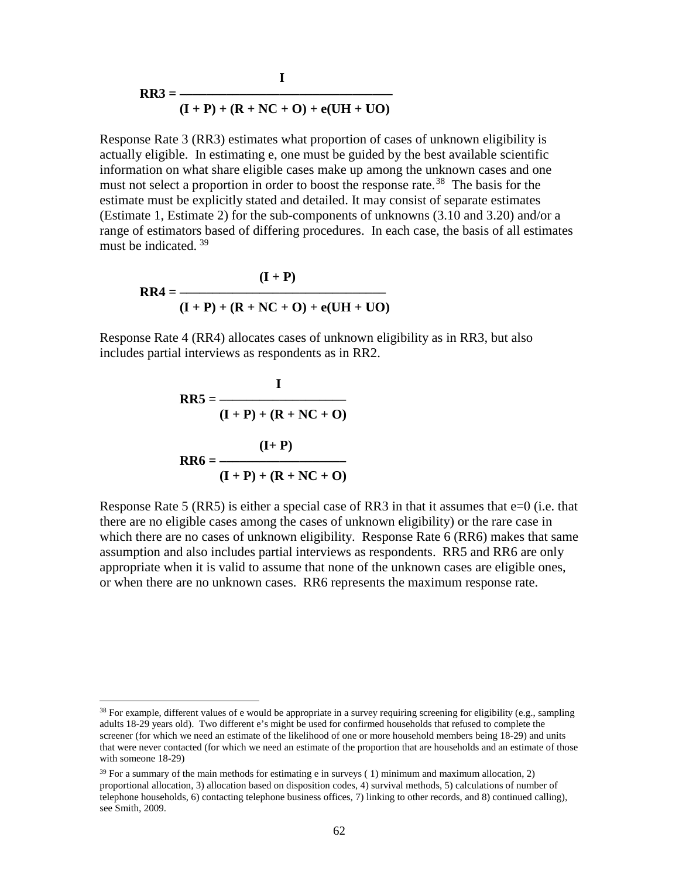$$\textbf{RR3} = \frac{\textbf{I}}{\textbf{(I + P) + (R + NC + O) + e(UH + UO)}}$$

Response Rate 3 (RR3) estimates what proportion of cases of unknown eligibility is actually eligible. In estimating e, one must be guided by the best available scientific information on what share eligible cases make up among the unknown cases and one must not select a proportion in order to boost the response rate.[38] The basis for the estimate must be explicitly stated and detailed. It may consist of separate estimates (Estimate 1, Estimate 2) for the sub-components of unknowns (3.10 and 3.20) and/or a range of estimators based of differing procedures. In each case, the basis of all estimates must be indicated.[39]

$$\textbf{RR4} = \frac{\textbf{(I + P)}}{\textbf{(I + P) + (R + NC + O) + e(UH + UO)}}$$

Response Rate 4 (RR4) allocates cases of unknown eligibility as in RR3, but also includes partial interviews as respondents as in RR2.

$$\textbf{RR5} = \frac{\textbf{I}}{\textbf{(I + P) + (R + NC + O)}}$$

$$\textbf{RR6} = \frac{\textbf{(I+ P)}}{\textbf{(I + P) + (R + NC + O)}}$$

Response Rate 5 (RR5) is either a special case of RR3 in that it assumes that e=0 (i.e. that there are no eligible cases among the cases of unknown eligibility) or the rare case in which there are no cases of unknown eligibility. Response Rate 6 (RR6) makes that same assumption and also includes partial interviews as respondents. RR5 and RR6 are only appropriate when it is valid to assume that none of the unknown cases are eligible ones, or when there are no unknown cases. RR6 represents the maximum response rate.

---

[38] For example, different values of e would be appropriate in a survey requiring screening for eligibility (e.g., sampling adults 18-29 years old). Two different e's might be used for confirmed households that refused to complete the screener (for which we need an estimate of the likelihood of one or more household members being 18-29) and units that were never contacted (for which we need an estimate of the proportion that are households and an estimate of those with someone 18-29)

[39] For a summary of the main methods for estimating e in surveys ( 1) minimum and maximum allocation, 2) proportional allocation, 3) allocation based on disposition codes, 4) survival methods, 5) calculations of number of telephone households, 6) contacting telephone business offices, 7) linking to other records, and 8) continued calling), see Smith, 2009.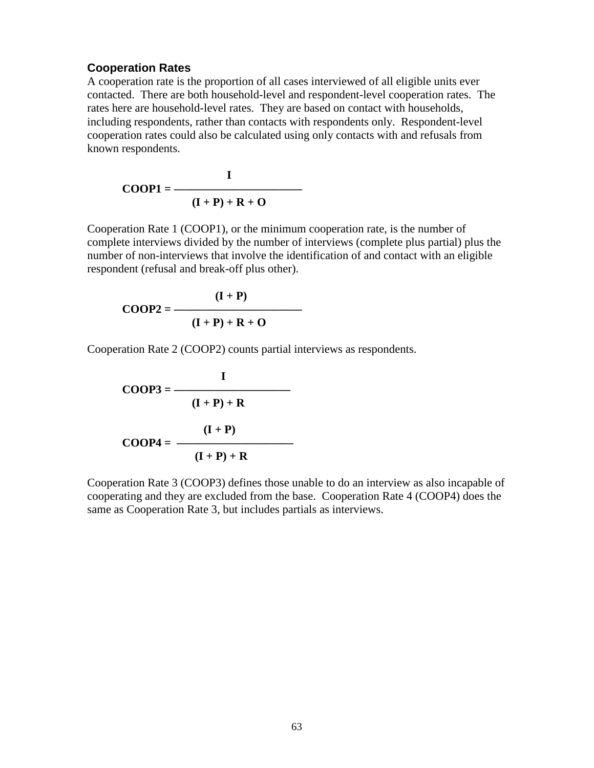### Cooperation Rates

A cooperation rate is the proportion of all cases interviewed of all eligible units ever contacted. There are both household-level and respondent-level cooperation rates. The rates here are household-level rates. They are based on contact with households, including respondents, rather than contacts with respondents only. Respondent-level cooperation rates could also be calculated using only contacts with and refusals from known respondents.

$$\textbf{COOP1} = \frac{I}{(I + P) + R + O}$$

Cooperation Rate 1 (COOP1), or the minimum cooperation rate, is the number of complete interviews divided by the number of interviews (complete plus partial) plus the number of non-interviews that involve the identification of and contact with an eligible respondent (refusal and break-off plus other).

$$\textbf{COOP2} = \frac{(I + P)}{(I + P) + R + O}$$

Cooperation Rate 2 (COOP2) counts partial interviews as respondents.

$$\textbf{COOP3} = \frac{I}{(I + P) + R}$$

$$\textbf{COOP4} = \frac{(I + P)}{(I + P) + R}$$

Cooperation Rate 3 (COOP3) defines those unable to do an interview as also incapable of cooperating and they are excluded from the base. Cooperation Rate 4 (COOP4) does the same as Cooperation Rate 3, but includes partials as interviews.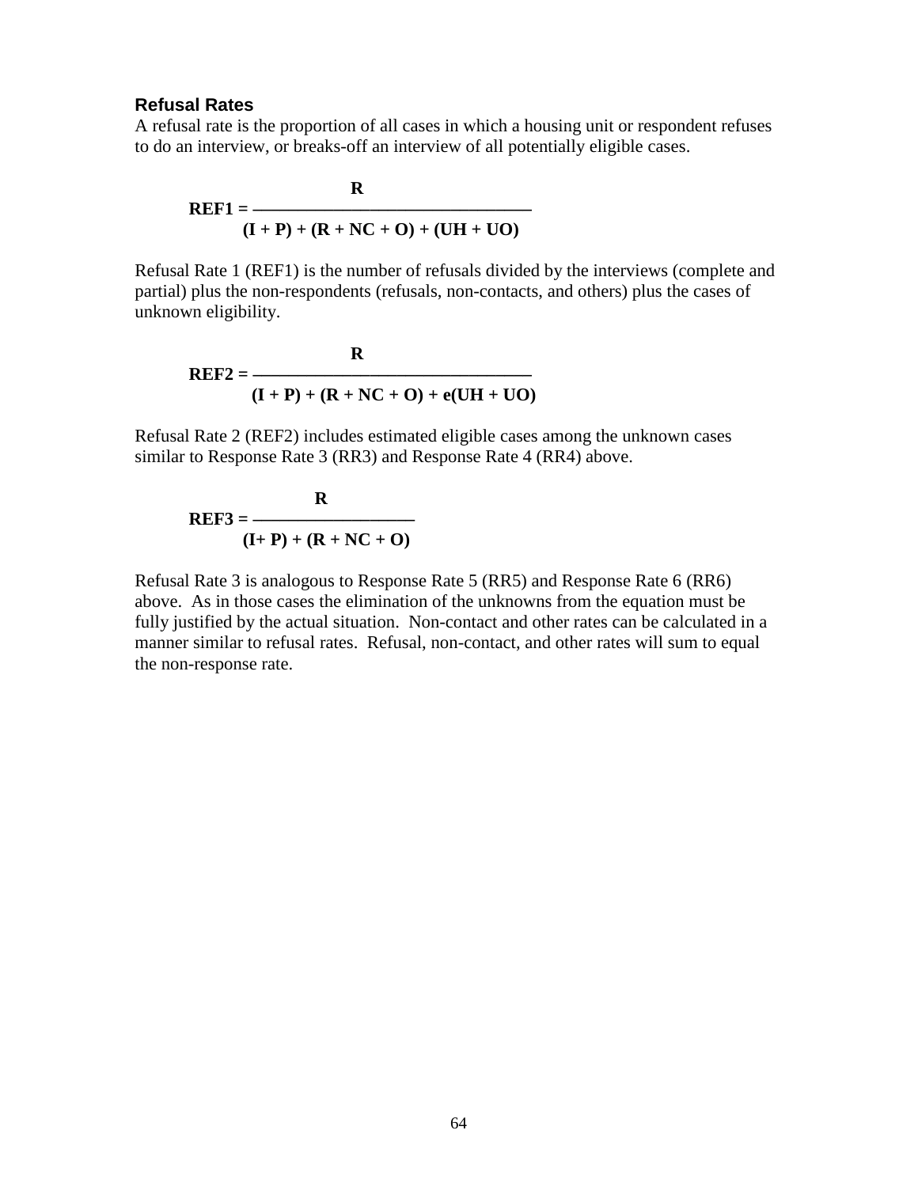### Refusal Rates

A refusal rate is the proportion of all cases in which a housing unit or respondent refuses to do an interview, or breaks-off an interview of all potentially eligible cases.

$$\textbf{REF1} = \frac{R}{(I + P) + (R + NC + O) + (UH + UO)}$$

Refusal Rate 1 (REF1) is the number of refusals divided by the interviews (complete and partial) plus the non-respondents (refusals, non-contacts, and others) plus the cases of unknown eligibility.

$$\textbf{REF2} = \frac{R}{(I + P) + (R + NC + O) + e(UH + UO)}$$

Refusal Rate 2 (REF2) includes estimated eligible cases among the unknown cases similar to Response Rate 3 (RR3) and Response Rate 4 (RR4) above.

$$\textbf{REF3} = \frac{R}{(I + P) + (R + NC + O)}$$

Refusal Rate 3 is analogous to Response Rate 5 (RR5) and Response Rate 6 (RR6) above. As in those cases the elimination of the unknowns from the equation must be fully justified by the actual situation. Non-contact and other rates can be calculated in a manner similar to refusal rates. Refusal, non-contact, and other rates will sum to equal the non-response rate.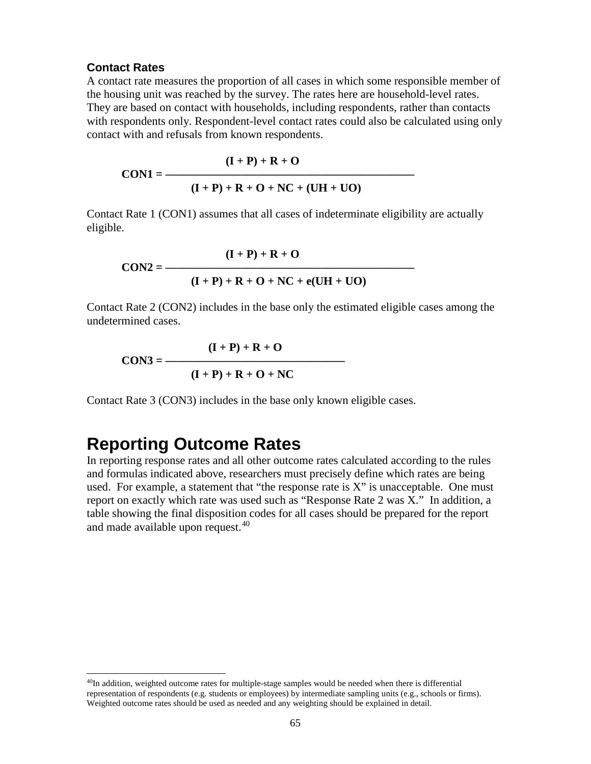### Contact Rates

A contact rate measures the proportion of all cases in which some responsible member of the housing unit was reached by the survey. The rates here are household-level rates. They are based on contact with households, including respondents, rather than contacts with respondents only. Respondent-level contact rates could also be calculated using only contact with and refusals from known respondents.

$$\textbf{CON1} = \frac{(I + P) + R + O}{(I + P) + R + O + NC + (UH + UO)}$$

Contact Rate 1 (CON1) assumes that all cases of indeterminate eligibility are actually eligible.

$$\textbf{CON2} = \frac{(I + P) + R + O}{(I + P) + R + O + NC + e(UH + UO)}$$

Contact Rate 2 (CON2) includes in the base only the estimated eligible cases among the undetermined cases.

$$\textbf{CON3} = \frac{(I + P) + R + O}{(I + P) + R + O + NC}$$

Contact Rate 3 (CON3) includes in the base only known eligible cases.

## Reporting Outcome Rates

In reporting response rates and all other outcome rates calculated according to the rules and formulas indicated above, researchers must precisely define which rates are being used. For example, a statement that "the response rate is X" is unacceptable. One must report on exactly which rate was used such as "Response Rate 2 was X." In addition, a table showing the final disposition codes for all cases should be prepared for the report and made available upon request.[40]

[40] In addition, weighted outcome rates for multiple-stage samples would be needed when there is differential representation of respondents (e.g. students or employees) by intermediate sampling units (e.g., schools or firms). Weighted outcome rates should be used as needed and any weighting should be explained in detail.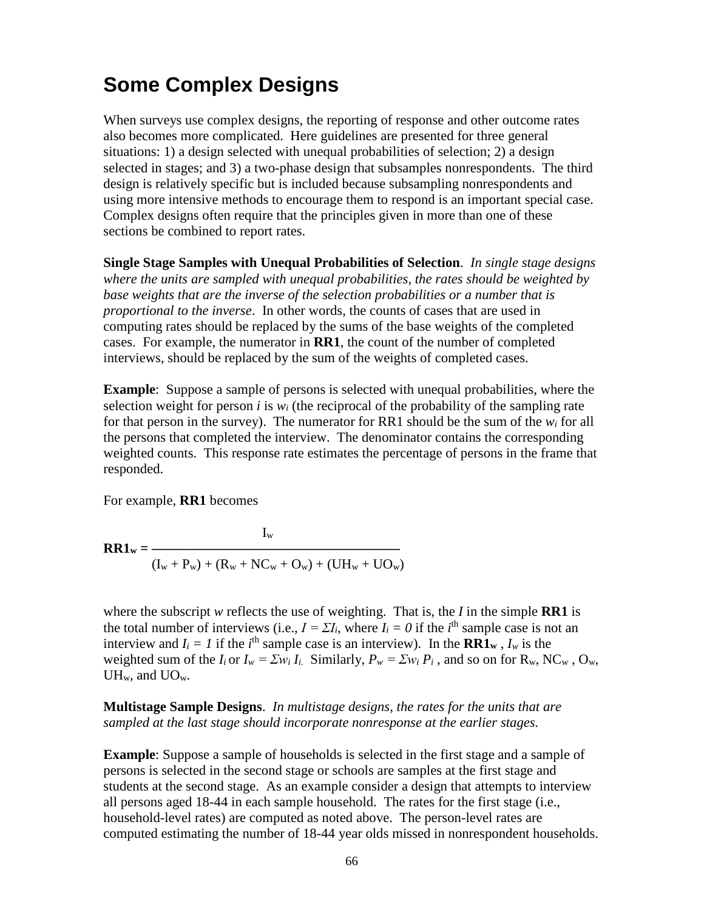# Some Complex Designs

When surveys use complex designs, the reporting of response and other outcome rates also becomes more complicated. Here guidelines are presented for three general situations: 1) a design selected with unequal probabilities of selection; 2) a design selected in stages; and 3) a two-phase design that subsamples nonrespondents. The third design is relatively specific but is included because subsampling nonrespondents and using more intensive methods to encourage them to respond is an important special case. Complex designs often require that the principles given in more than one of these sections be combined to report rates.

**Single Stage Samples with Unequal Probabilities of Selection**. *In single stage designs where the units are sampled with unequal probabilities, the rates should be weighted by base weights that are the inverse of the selection probabilities or a number that is proportional to the inverse*. In other words, the counts of cases that are used in computing rates should be replaced by the sums of the base weights of the completed cases. For example, the numerator in **RR1**, the count of the number of completed interviews, should be replaced by the sum of the weights of completed cases.

**Example**: Suppose a sample of persons is selected with unequal probabilities, where the selection weight for person $i$ is $w_i$ (the reciprocal of the probability of the sampling rate for that person in the survey). The numerator for RR1 should be the sum of the $w_i$ for all the persons that completed the interview. The denominator contains the corresponding weighted counts. This response rate estimates the percentage of persons in the frame that responded.

For example, **RR1** becomes

$$\mathbf{RR1_w} = \frac{I_w}{(I_w + P_w) + (R_w + NC_w + O_w) + (UH_w + UO_w)}$$

where the subscript $w$ reflects the use of weighting. That is, the $I$ in the simple **RR1** is the total number of interviews (i.e., $I = \Sigma I_i$, where $I_i = 0$ if the $i^{th}$ sample case is not an interview and $I_i = 1$ if the $i^{th}$ sample case is an interview). In the $\mathbf{RR1_w}$, $I_w$ is the weighted sum of the $I_i$ or $I_w = \Sigma w_i I_i$. Similarly, $P_w = \Sigma w_i P_i$, and so on for $R_w$, $NC_w$, $O_w$, $UH_w$, and $UO_w$.

**Multistage Sample Designs**. *In multistage designs, the rates for the units that are sampled at the last stage should incorporate nonresponse at the earlier stages.*

**Example**: Suppose a sample of households is selected in the first stage and a sample of persons is selected in the second stage or schools are samples at the first stage and students at the second stage. As an example consider a design that attempts to interview all persons aged 18-44 in each sample household. The rates for the first stage (i.e., household-level rates) are computed as noted above. The person-level rates are computed estimating the number of 18-44 year olds missed in nonrespondent households.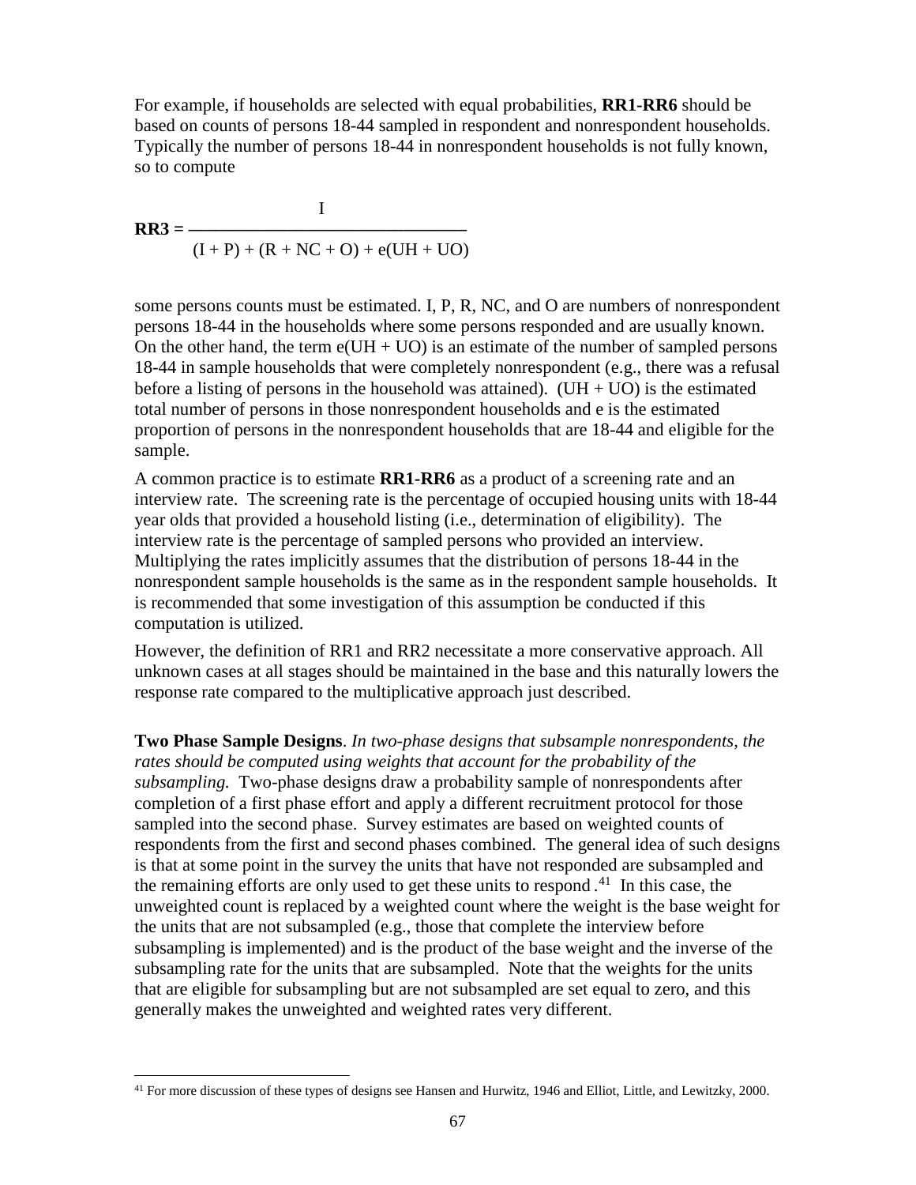For example, if households are selected with equal probabilities, **RR1-RR6** should be based on counts of persons 18-44 sampled in respondent and nonrespondent households. Typically the number of persons 18-44 in nonrespondent households is not fully known, so to compute

$$\mathbf{RR3} = \frac{I}{(I + P) + (R + NC + O) + e(UH + UO)}$$

some persons counts must be estimated. I, P, R, NC, and O are numbers of nonrespondent persons 18-44 in the households where some persons responded and are usually known. On the other hand, the term e(UH + UO) is an estimate of the number of sampled persons 18-44 in sample households that were completely nonrespondent (e.g., there was a refusal before a listing of persons in the household was attained). (UH + UO) is the estimated total number of persons in those nonrespondent households and e is the estimated proportion of persons in the nonrespondent households that are 18-44 and eligible for the sample.

A common practice is to estimate **RR1-RR6** as a product of a screening rate and an interview rate. The screening rate is the percentage of occupied housing units with 18-44 year olds that provided a household listing (i.e., determination of eligibility). The interview rate is the percentage of sampled persons who provided an interview. Multiplying the rates implicitly assumes that the distribution of persons 18-44 in the nonrespondent sample households is the same as in the respondent sample households. It is recommended that some investigation of this assumption be conducted if this computation is utilized.

However, the definition of RR1 and RR2 necessitate a more conservative approach. All unknown cases at all stages should be maintained in the base and this naturally lowers the response rate compared to the multiplicative approach just described.

**Two Phase Sample Designs**. *In two-phase designs that subsample nonrespondents, the rates should be computed using weights that account for the probability of the subsampling.* Two-phase designs draw a probability sample of nonrespondents after completion of a first phase effort and apply a different recruitment protocol for those sampled into the second phase. Survey estimates are based on weighted counts of respondents from the first and second phases combined. The general idea of such designs is that at some point in the survey the units that have not responded are subsampled and the remaining efforts are only used to get these units to respond.[41] In this case, the unweighted count is replaced by a weighted count where the weight is the base weight for the units that are not subsampled (e.g., those that complete the interview before subsampling is implemented) and is the product of the base weight and the inverse of the subsampling rate for the units that are subsampled. Note that the weights for the units that are eligible for subsampling but are not subsampled are set equal to zero, and this generally makes the unweighted and weighted rates very different.

[41] For more discussion of these types of designs see Hansen and Hurwitz, 1946 and Elliot, Little, and Lewitzky, 2000.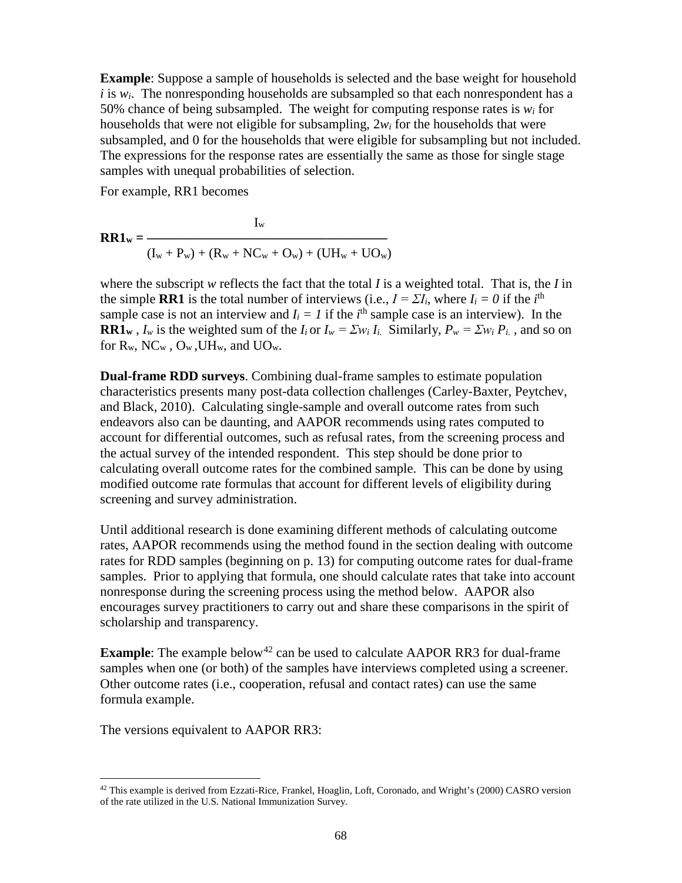**Example**: Suppose a sample of households is selected and the base weight for household $i$ is $w_i$. The nonresponding households are subsampled so that each nonrespondent has a 50% chance of being subsampled. The weight for computing response rates is $w_i$ for households that were not eligible for subsampling, $2w_i$ for the households that were subsampled, and 0 for the households that were eligible for subsampling but not included. The expressions for the response rates are essentially the same as those for single stage samples with unequal probabilities of selection.

For example, RR1 becomes

$$\mathbf{RR1_w} = \frac{I_w}{(I_w + P_w) + (R_w + NC_w + O_w) + (UH_w + UO_w)}$$

where the subscript $w$ reflects the fact that the total $I$ is a weighted total. That is, the $I$ in the simple **RR1** is the total number of interviews (i.e., $I = \Sigma I_i$, where $I_i = 0$ if the $i^{th}$ sample case is not an interview and $I_i = 1$ if the $i^{th}$ sample case is an interview). In the $\mathbf{RR1_w}$ , $I_w$ is the weighted sum of the $I_i$ or $I_w = \Sigma w_i I_i$. Similarly, $P_w = \Sigma w_i P_i$. , and so on for $R_w$, $NC_w$ , $O_w$ ,$UH_w$, and $UO_w$.

**Dual-frame RDD surveys**. Combining dual-frame samples to estimate population characteristics presents many post-data collection challenges (Carley-Baxter, Peytchev, and Black, 2010). Calculating single-sample and overall outcome rates from such endeavors also can be daunting, and AAPOR recommends using rates computed to account for differential outcomes, such as refusal rates, from the screening process and the actual survey of the intended respondent. This step should be done prior to calculating overall outcome rates for the combined sample. This can be done by using modified outcome rate formulas that account for different levels of eligibility during screening and survey administration.

Until additional research is done examining different methods of calculating outcome rates, AAPOR recommends using the method found in the section dealing with outcome rates for RDD samples (beginning on p. 13) for computing outcome rates for dual-frame samples. Prior to applying that formula, one should calculate rates that take into account nonresponse during the screening process using the method below. AAPOR also encourages survey practitioners to carry out and share these comparisons in the spirit of scholarship and transparency.

**Example**: The example below[42] can be used to calculate AAPOR RR3 for dual-frame samples when one (or both) of the samples have interviews completed using a screener. Other outcome rates (i.e., cooperation, refusal and contact rates) can use the same formula example.

The versions equivalent to AAPOR RR3:

[42] This example is derived from Ezzati-Rice, Frankel, Hoaglin, Loft, Coronado, and Wright's (2000) CASRO version of the rate utilized in the U.S. National Immunization Survey.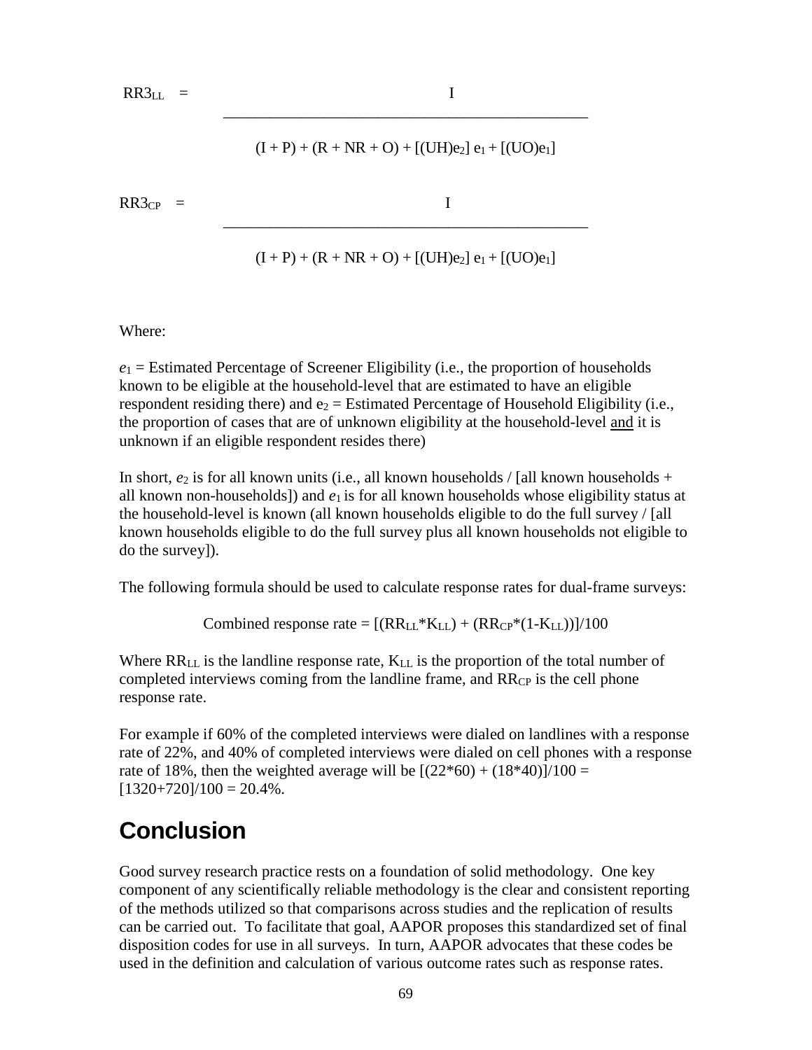$$RR3_{LL} = \frac{I}{(I + P) + (R + NR + O) + [(UH)e_2]\, e_1 + [(UO)e_1]}$$

$$RR3_{CP} = \frac{I}{(I + P) + (R + NR + O) + [(UH)e_2]\, e_1 + [(UO)e_1]}$$

Where:

$e_1$ = Estimated Percentage of Screener Eligibility (i.e., the proportion of households known to be eligible at the household-level that are estimated to have an eligible respondent residing there) and $e_2$ = Estimated Percentage of Household Eligibility (i.e., the proportion of cases that are of unknown eligibility at the household-level <u>and</u> it is unknown if an eligible respondent resides there)

In short, $e_2$ is for all known units (i.e., all known households / [all known households + all known non-households]) and $e_1$ is for all known households whose eligibility status at the household-level is known (all known households eligible to do the full survey / [all known households eligible to do the full survey plus all known households not eligible to do the survey]).

The following formula should be used to calculate response rates for dual-frame surveys:

$$\text{Combined response rate} = [(RR_{LL}*K_{LL}) + (RR_{CP}*(1\text{-}K_{LL}))]/100$$

Where $RR_{LL}$ is the landline response rate, $K_{LL}$ is the proportion of the total number of completed interviews coming from the landline frame, and $RR_{CP}$ is the cell phone response rate.

For example if 60% of the completed interviews were dialed on landlines with a response rate of 22%, and 40% of completed interviews were dialed on cell phones with a response rate of 18%, then the weighted average will be $[(22*60) + (18*40)]/100 = [1320+720]/100 = 20.4\%$.

# Conclusion

Good survey research practice rests on a foundation of solid methodology. One key component of any scientifically reliable methodology is the clear and consistent reporting of the methods utilized so that comparisons across studies and the replication of results can be carried out. To facilitate that goal, AAPOR proposes this standardized set of final disposition codes for use in all surveys. In turn, AAPOR advocates that these codes be used in the definition and calculation of various outcome rates such as response rates.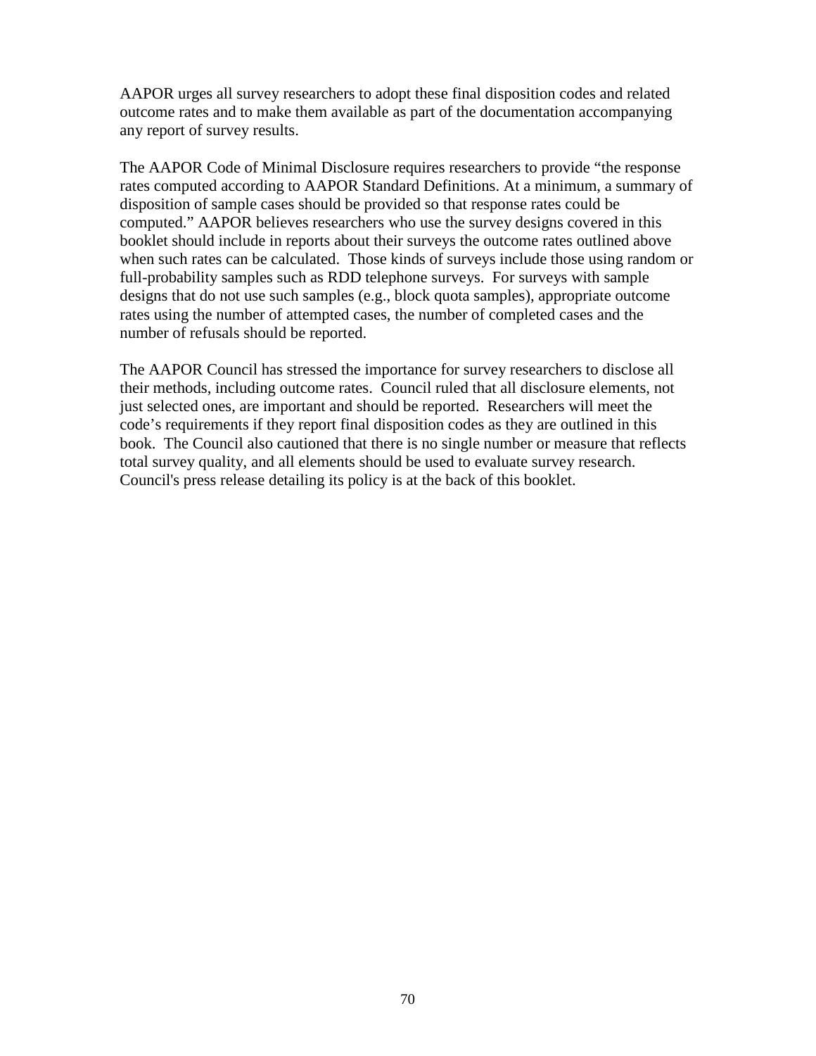AAPOR urges all survey researchers to adopt these final disposition codes and related outcome rates and to make them available as part of the documentation accompanying any report of survey results.

The AAPOR Code of Minimal Disclosure requires researchers to provide “the response rates computed according to AAPOR Standard Definitions. At a minimum, a summary of disposition of sample cases should be provided so that response rates could be computed.” AAPOR believes researchers who use the survey designs covered in this booklet should include in reports about their surveys the outcome rates outlined above when such rates can be calculated. Those kinds of surveys include those using random or full-probability samples such as RDD telephone surveys. For surveys with sample designs that do not use such samples (e.g., block quota samples), appropriate outcome rates using the number of attempted cases, the number of completed cases and the number of refusals should be reported.

The AAPOR Council has stressed the importance for survey researchers to disclose all their methods, including outcome rates. Council ruled that all disclosure elements, not just selected ones, are important and should be reported. Researchers will meet the code’s requirements if they report final disposition codes as they are outlined in this book. The Council also cautioned that there is no single number or measure that reflects total survey quality, and all elements should be used to evaluate survey research. Council's press release detailing its policy is at the back of this booklet.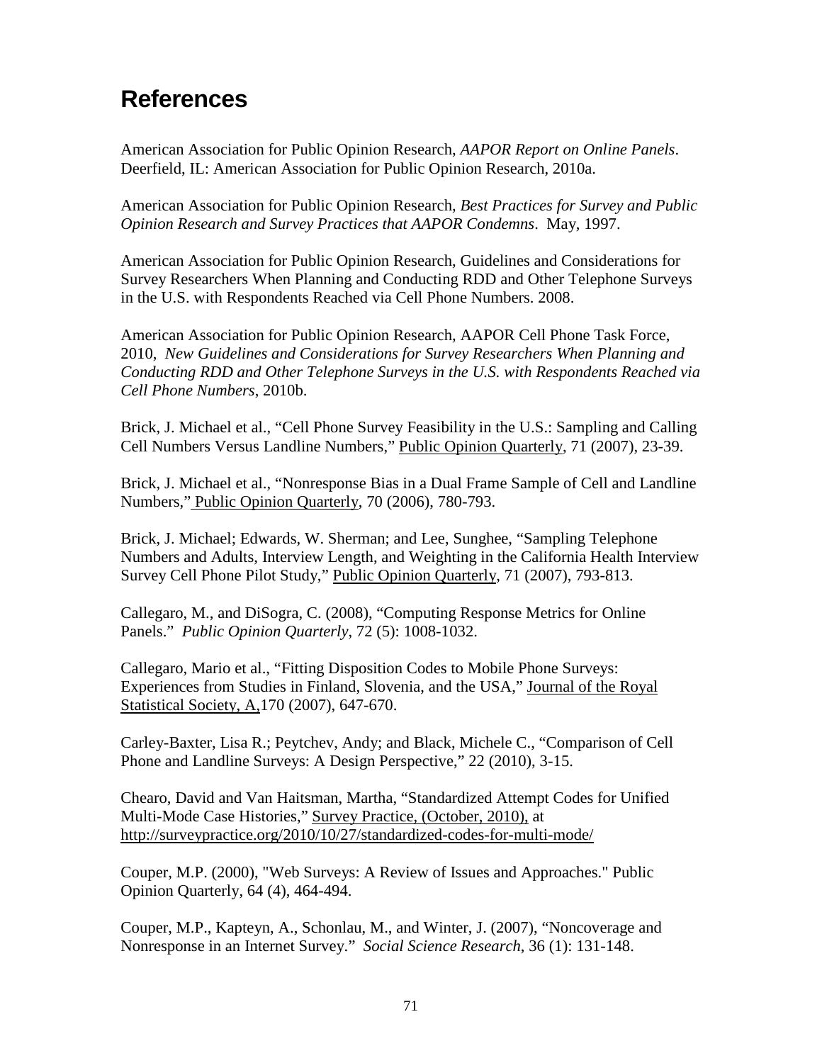## References

American Association for Public Opinion Research, *AAPOR Report on Online Panels*. Deerfield, IL: American Association for Public Opinion Research, 2010a.

American Association for Public Opinion Research, *Best Practices for Survey and Public Opinion Research and Survey Practices that AAPOR Condemns*. May, 1997.

American Association for Public Opinion Research, Guidelines and Considerations for Survey Researchers When Planning and Conducting RDD and Other Telephone Surveys in the U.S. with Respondents Reached via Cell Phone Numbers. 2008.

American Association for Public Opinion Research, AAPOR Cell Phone Task Force, 2010, *New Guidelines and Considerations for Survey Researchers When Planning and Conducting RDD and Other Telephone Surveys in the U.S. with Respondents Reached via Cell Phone Numbers*, 2010b.

Brick, J. Michael et al., "Cell Phone Survey Feasibility in the U.S.: Sampling and Calling Cell Numbers Versus Landline Numbers," Public Opinion Quarterly, 71 (2007), 23-39.

Brick, J. Michael et al., "Nonresponse Bias in a Dual Frame Sample of Cell and Landline Numbers," Public Opinion Quarterly, 70 (2006), 780-793.

Brick, J. Michael; Edwards, W. Sherman; and Lee, Sunghee, "Sampling Telephone Numbers and Adults, Interview Length, and Weighting in the California Health Interview Survey Cell Phone Pilot Study," Public Opinion Quarterly, 71 (2007), 793-813.

Callegaro, M., and DiSogra, C. (2008), "Computing Response Metrics for Online Panels." *Public Opinion Quarterly*, 72 (5): 1008-1032.

Callegaro, Mario et al., "Fitting Disposition Codes to Mobile Phone Surveys: Experiences from Studies in Finland, Slovenia, and the USA," Journal of the Royal Statistical Society, A, 170 (2007), 647-670.

Carley-Baxter, Lisa R.; Peytchev, Andy; and Black, Michele C., "Comparison of Cell Phone and Landline Surveys: A Design Perspective," 22 (2010), 3-15.

Chearo, David and Van Haitsman, Martha, "Standardized Attempt Codes for Unified Multi-Mode Case Histories," Survey Practice, (October, 2010), at http://surveypractice.org/2010/10/27/standardized-codes-for-multi-mode/

Couper, M.P. (2000), "Web Surveys: A Review of Issues and Approaches." Public Opinion Quarterly, 64 (4), 464-494.

Couper, M.P., Kapteyn, A., Schonlau, M., and Winter, J. (2007), "Noncoverage and Nonresponse in an Internet Survey." *Social Science Research*, 36 (1): 131-148.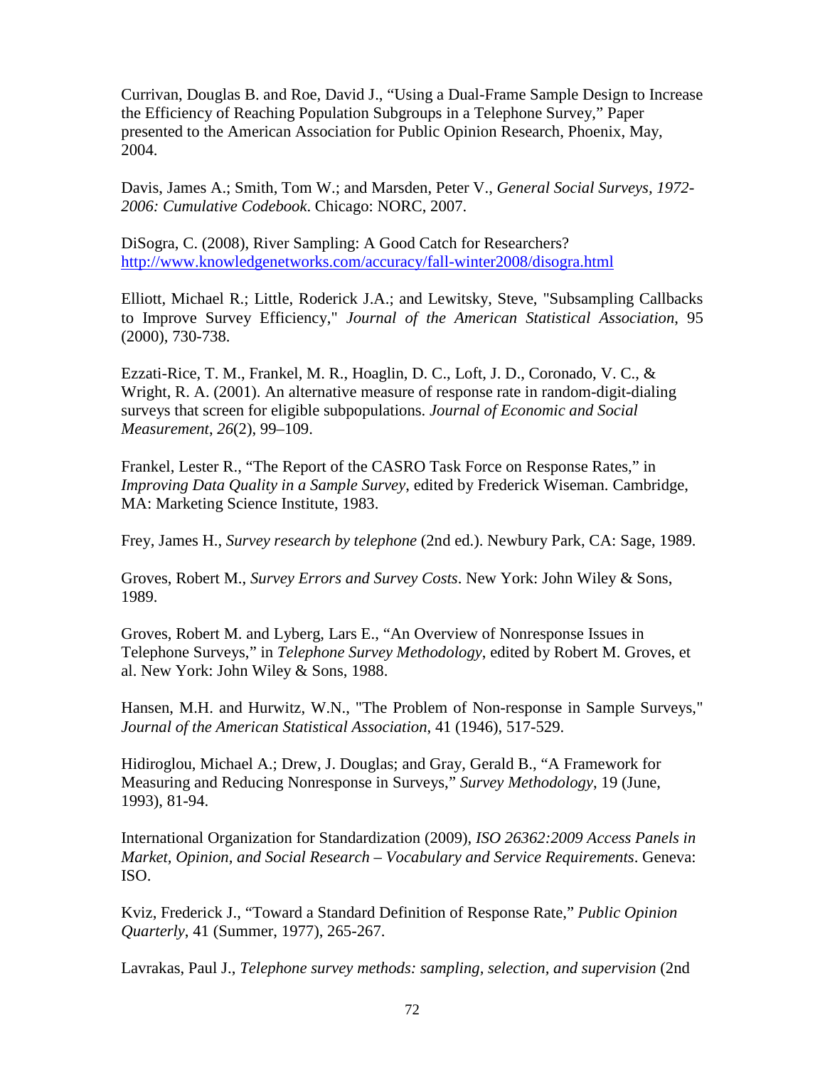Currivan, Douglas B. and Roe, David J., "Using a Dual-Frame Sample Design to Increase the Efficiency of Reaching Population Subgroups in a Telephone Survey," Paper presented to the American Association for Public Opinion Research, Phoenix, May, 2004.

Davis, James A.; Smith, Tom W.; and Marsden, Peter V., *General Social Surveys, 1972-2006: Cumulative Codebook*. Chicago: NORC, 2007.

DiSogra, C. (2008), River Sampling: A Good Catch for Researchers? http://www.knowledgenetworks.com/accuracy/fall-winter2008/disogra.html

Elliott, Michael R.; Little, Roderick J.A.; and Lewitsky, Steve, "Subsampling Callbacks to Improve Survey Efficiency," *Journal of the American Statistical Association*, 95 (2000), 730-738.

Ezzati-Rice, T. M., Frankel, M. R., Hoaglin, D. C., Loft, J. D., Coronado, V. C., & Wright, R. A. (2001). An alternative measure of response rate in random-digit-dialing surveys that screen for eligible subpopulations. *Journal of Economic and Social Measurement*, *26*(2), 99–109.

Frankel, Lester R., "The Report of the CASRO Task Force on Response Rates," in *Improving Data Quality in a Sample Survey*, edited by Frederick Wiseman. Cambridge, MA: Marketing Science Institute, 1983.

Frey, James H., *Survey research by telephone* (2nd ed.). Newbury Park, CA: Sage, 1989.

Groves, Robert M., *Survey Errors and Survey Costs*. New York: John Wiley & Sons, 1989.

Groves, Robert M. and Lyberg, Lars E., "An Overview of Nonresponse Issues in Telephone Surveys," in *Telephone Survey Methodology*, edited by Robert M. Groves, et al. New York: John Wiley & Sons, 1988.

Hansen, M.H. and Hurwitz, W.N., "The Problem of Non-response in Sample Surveys," *Journal of the American Statistical Association*, 41 (1946), 517-529.

Hidiroglou, Michael A.; Drew, J. Douglas; and Gray, Gerald B., "A Framework for Measuring and Reducing Nonresponse in Surveys," *Survey Methodology*, 19 (June, 1993), 81-94.

International Organization for Standardization (2009), *ISO 26362:2009 Access Panels in Market, Opinion, and Social Research – Vocabulary and Service Requirements*. Geneva: ISO.

Kviz, Frederick J., "Toward a Standard Definition of Response Rate," *Public Opinion Quarterly*, 41 (Summer, 1977), 265-267.

Lavrakas, Paul J., *Telephone survey methods: sampling, selection, and supervision* (2nd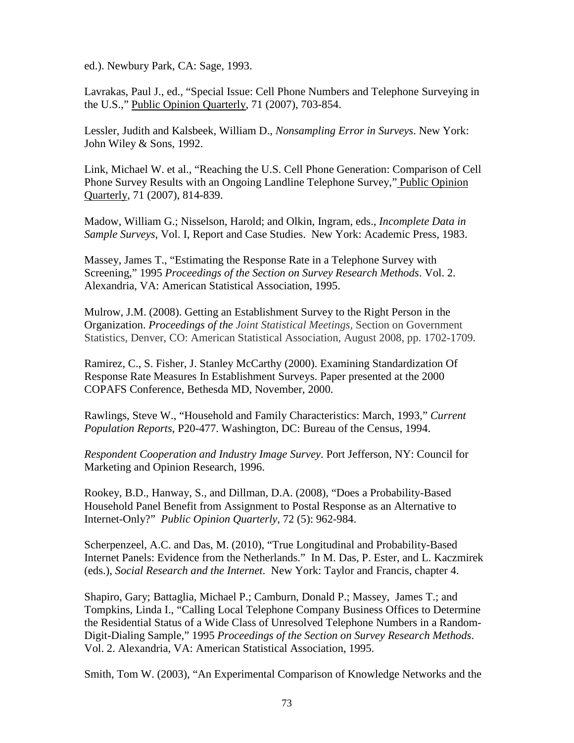ed.). Newbury Park, CA: Sage, 1993.

Lavrakas, Paul J., ed., "Special Issue: Cell Phone Numbers and Telephone Surveying in the U.S.," Public Opinion Quarterly, 71 (2007), 703-854.

Lessler, Judith and Kalsbeek, William D., *Nonsampling Error in Surveys*. New York: John Wiley & Sons, 1992.

Link, Michael W. et al., "Reaching the U.S. Cell Phone Generation: Comparison of Cell Phone Survey Results with an Ongoing Landline Telephone Survey," Public Opinion Quarterly, 71 (2007), 814-839.

Madow, William G.; Nisselson, Harold; and Olkin, Ingram, eds., *Incomplete Data in Sample Surveys*, Vol. I, Report and Case Studies. New York: Academic Press, 1983.

Massey, James T., "Estimating the Response Rate in a Telephone Survey with Screening," 1995 *Proceedings of the Section on Survey Research Methods*. Vol. 2. Alexandria, VA: American Statistical Association, 1995.

Mulrow, J.M. (2008). Getting an Establishment Survey to the Right Person in the Organization. *Proceedings of the Joint Statistical Meetings,* Section on Government Statistics, Denver, CO: American Statistical Association, August 2008, pp. 1702-1709.

Ramirez, C., S. Fisher, J. Stanley McCarthy (2000). Examining Standardization Of Response Rate Measures In Establishment Surveys. Paper presented at the 2000 COPAFS Conference, Bethesda MD, November, 2000.

Rawlings, Steve W., "Household and Family Characteristics: March, 1993," *Current Population Reports*, P20-477. Washington, DC: Bureau of the Census, 1994.

*Respondent Cooperation and Industry Image Survey*. Port Jefferson, NY: Council for Marketing and Opinion Research, 1996.

Rookey, B.D., Hanway, S., and Dillman, D.A. (2008), "Does a Probability-Based Household Panel Benefit from Assignment to Postal Response as an Alternative to Internet-Only?" *Public Opinion Quarterly*, 72 (5): 962-984.

Scherpenzeel, A.C. and Das, M. (2010), "True Longitudinal and Probability-Based Internet Panels: Evidence from the Netherlands." In M. Das, P. Ester, and L. Kaczmirek (eds.), *Social Research and the Internet*. New York: Taylor and Francis, chapter 4.

Shapiro, Gary; Battaglia, Michael P.; Camburn, Donald P.; Massey, James T.; and Tompkins, Linda I., "Calling Local Telephone Company Business Offices to Determine the Residential Status of a Wide Class of Unresolved Telephone Numbers in a Random-Digit-Dialing Sample," 1995 *Proceedings of the Section on Survey Research Methods*. Vol. 2. Alexandria, VA: American Statistical Association, 1995.

Smith, Tom W. (2003), "An Experimental Comparison of Knowledge Networks and the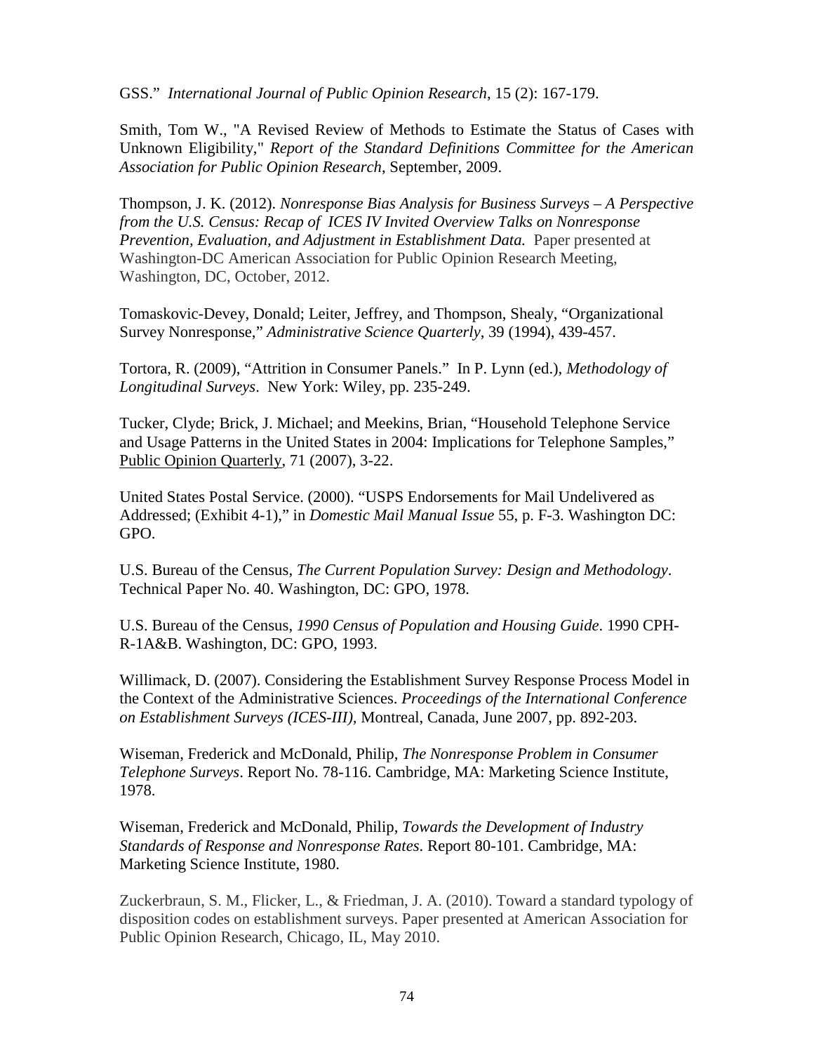GSS." *International Journal of Public Opinion Research*, 15 (2): 167-179.

Smith, Tom W., "A Revised Review of Methods to Estimate the Status of Cases with Unknown Eligibility," *Report of the Standard Definitions Committee for the American Association for Public Opinion Research*, September, 2009.

Thompson, J. K. (2012). *Nonresponse Bias Analysis for Business Surveys – A Perspective from the U.S. Census: Recap of ICES IV Invited Overview Talks on Nonresponse Prevention, Evaluation, and Adjustment in Establishment Data.* Paper presented at Washington-DC American Association for Public Opinion Research Meeting, Washington, DC, October, 2012.

Tomaskovic-Devey, Donald; Leiter, Jeffrey, and Thompson, Shealy, "Organizational Survey Nonresponse," *Administrative Science Quarterly*, 39 (1994), 439-457.

Tortora, R. (2009), "Attrition in Consumer Panels." In P. Lynn (ed.), *Methodology of Longitudinal Surveys*. New York: Wiley, pp. 235-249.

Tucker, Clyde; Brick, J. Michael; and Meekins, Brian, "Household Telephone Service and Usage Patterns in the United States in 2004: Implications for Telephone Samples," Public Opinion Quarterly, 71 (2007), 3-22.

United States Postal Service. (2000). "USPS Endorsements for Mail Undelivered as Addressed; (Exhibit 4-1)," in *Domestic Mail Manual Issue* 55, p. F-3. Washington DC: GPO.

U.S. Bureau of the Census, *The Current Population Survey: Design and Methodology*. Technical Paper No. 40. Washington, DC: GPO, 1978.

U.S. Bureau of the Census, *1990 Census of Population and Housing Guide*. 1990 CPH-R-1A&B. Washington, DC: GPO, 1993.

Willimack, D. (2007). Considering the Establishment Survey Response Process Model in the Context of the Administrative Sciences. *Proceedings of the International Conference on Establishment Surveys (ICES-III)*, Montreal, Canada, June 2007, pp. 892-203.

Wiseman, Frederick and McDonald, Philip, *The Nonresponse Problem in Consumer Telephone Surveys*. Report No. 78-116. Cambridge, MA: Marketing Science Institute, 1978.

Wiseman, Frederick and McDonald, Philip, *Towards the Development of Industry Standards of Response and Nonresponse Rates*. Report 80-101. Cambridge, MA: Marketing Science Institute, 1980.

Zuckerbraun, S. M., Flicker, L., & Friedman, J. A. (2010). Toward a standard typology of disposition codes on establishment surveys. Paper presented at American Association for Public Opinion Research, Chicago, IL, May 2010.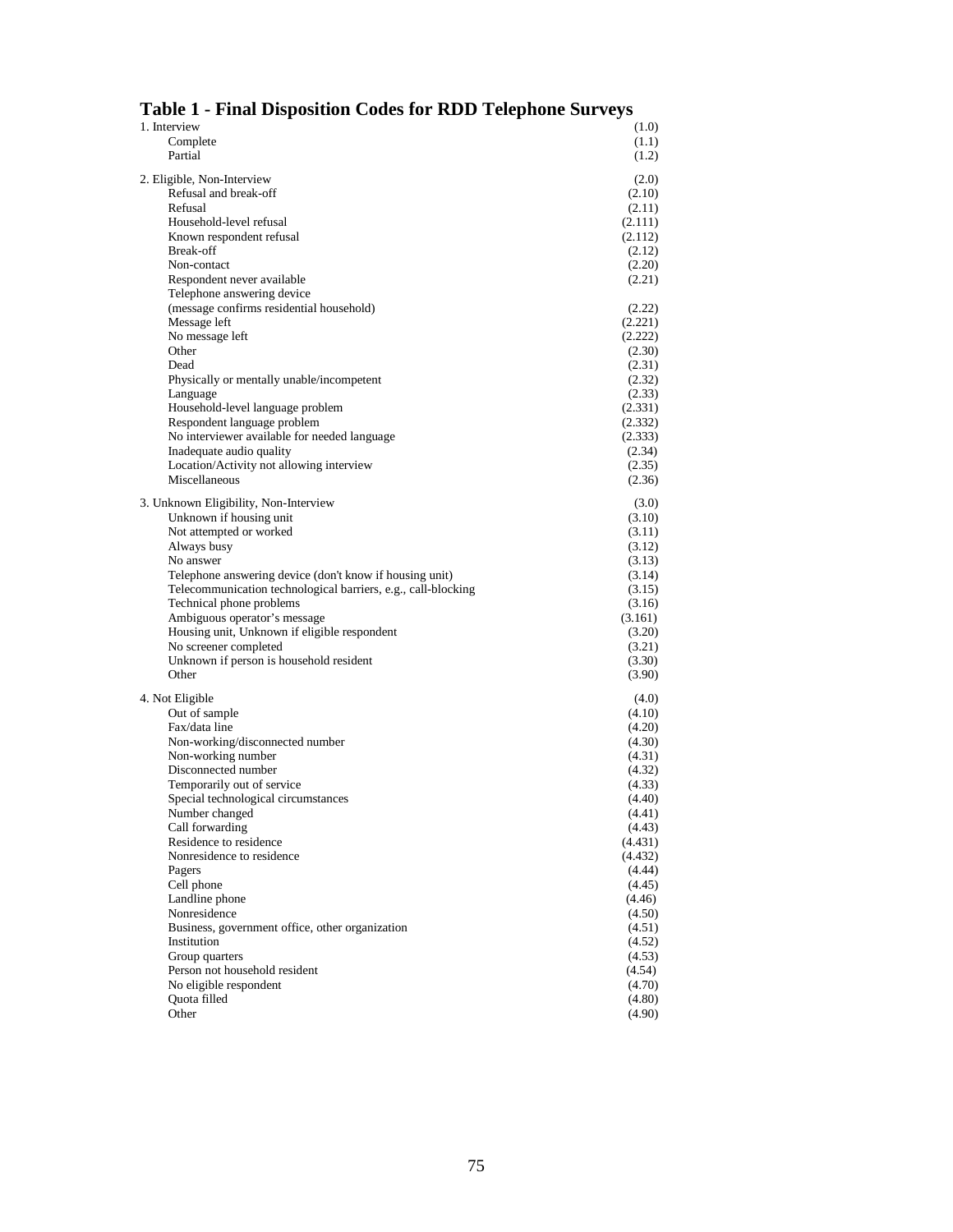## Table 1 - Final Disposition Codes for RDD Telephone Surveys

| | |
|---|---|
| 1. Interview | (1.0) |
| Complete | (1.1) |
| Partial | (1.2) |
| | |
| 2. Eligible, Non-Interview | (2.0) |
| Refusal and break-off | (2.10) |
| Refusal | (2.11) |
| Household-level refusal | (2.111) |
| Known respondent refusal | (2.112) |
| Break-off | (2.12) |
| Non-contact | (2.20) |
| Respondent never available | (2.21) |
| Telephone answering device (message confirms residential household) | (2.22) |
| Message left | (2.221) |
| No message left | (2.222) |
| Other | (2.30) |
| Dead | (2.31) |
| Physically or mentally unable/incompetent | (2.32) |
| Language | (2.33) |
| Household-level language problem | (2.331) |
| Respondent language problem | (2.332) |
| No interviewer available for needed language | (2.333) |
| Inadequate audio quality | (2.34) |
| Location/Activity not allowing interview | (2.35) |
| Miscellaneous | (2.36) |
| | |
| 3. Unknown Eligibility, Non-Interview | (3.0) |
| Unknown if housing unit | (3.10) |
| Not attempted or worked | (3.11) |
| Always busy | (3.12) |
| No answer | (3.13) |
| Telephone answering device (don't know if housing unit) | (3.14) |
| Telecommunication technological barriers, e.g., call-blocking | (3.15) |
| Technical phone problems | (3.16) |
| Ambiguous operator's message | (3.161) |
| Housing unit, Unknown if eligible respondent | (3.20) |
| No screener completed | (3.21) |
| Unknown if person is household resident | (3.30) |
| Other | (3.90) |
| | |
| 4. Not Eligible | (4.0) |
| Out of sample | (4.10) |
| Fax/data line | (4.20) |
| Non-working/disconnected number | (4.30) |
| Non-working number | (4.31) |
| Disconnected number | (4.32) |
| Temporarily out of service | (4.33) |
| Special technological circumstances | (4.40) |
| Number changed | (4.41) |
| Call forwarding | (4.43) |
| Residence to residence | (4.431) |
| Nonresidence to residence | (4.432) |
| Pagers | (4.44) |
| Cell phone | (4.45) |
| Landline phone | (4.46) |
| Nonresidence | (4.50) |
| Business, government office, other organization | (4.51) |
| Institution | (4.52) |
| Group quarters | (4.53) |
| Person not household resident | (4.54) |
| No eligible respondent | (4.70) |
| Quota filled | (4.80) |
| Other | (4.90) |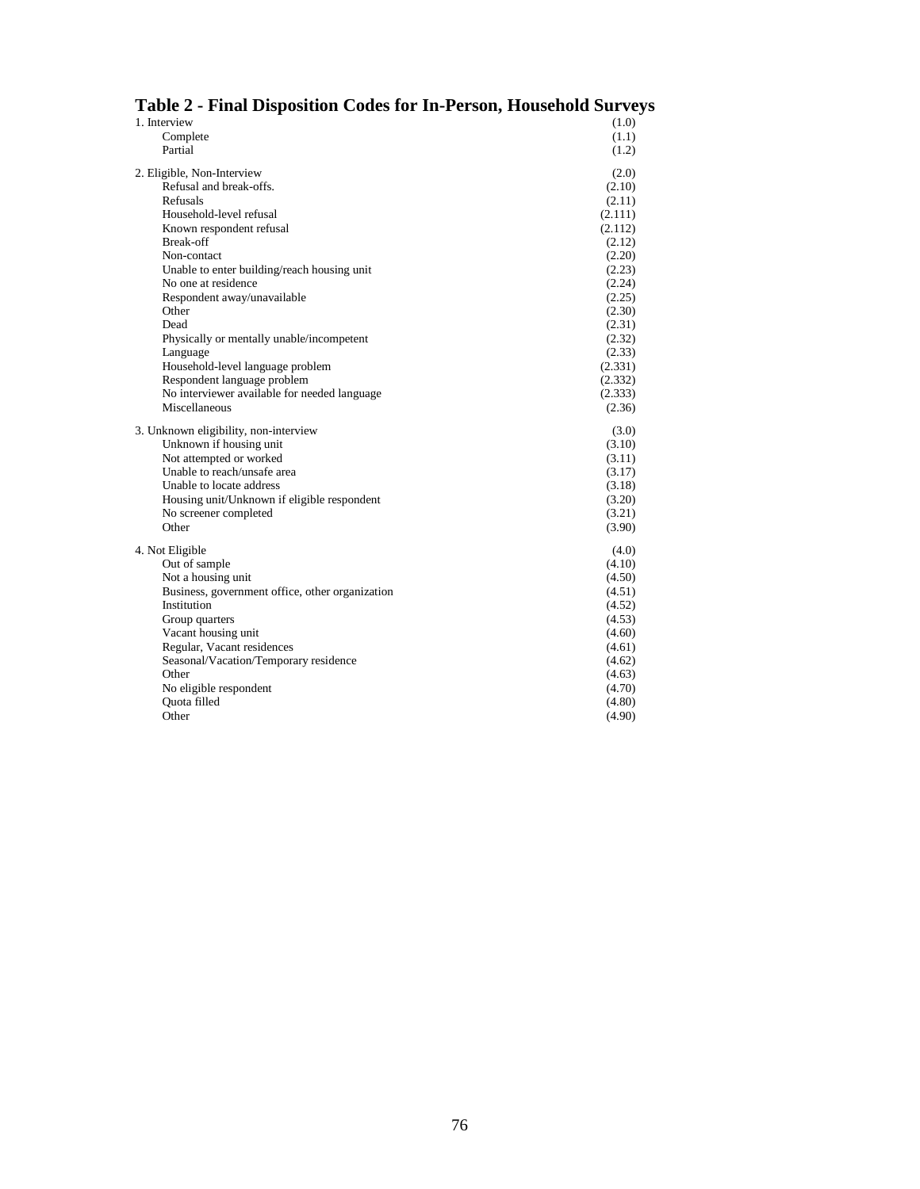# Table 2 - Final Disposition Codes for In-Person, Household Surveys

| | |
|---|---|
| 1. Interview | (1.0) |
| Complete | (1.1) |
| Partial | (1.2) |
| | |
| 2. Eligible, Non-Interview | (2.0) |
| Refusal and break-offs. | (2.10) |
| Refusals | (2.11) |
| Household-level refusal | (2.111) |
| Known respondent refusal | (2.112) |
| Break-off | (2.12) |
| Non-contact | (2.20) |
| Unable to enter building/reach housing unit | (2.23) |
| No one at residence | (2.24) |
| Respondent away/unavailable | (2.25) |
| Other | (2.30) |
| Dead | (2.31) |
| Physically or mentally unable/incompetent | (2.32) |
| Language | (2.33) |
| Household-level language problem | (2.331) |
| Respondent language problem | (2.332) |
| No interviewer available for needed language | (2.333) |
| Miscellaneous | (2.36) |
| | |
| 3. Unknown eligibility, non-interview | (3.0) |
| Unknown if housing unit | (3.10) |
| Not attempted or worked | (3.11) |
| Unable to reach/unsafe area | (3.17) |
| Unable to locate address | (3.18) |
| Housing unit/Unknown if eligible respondent | (3.20) |
| No screener completed | (3.21) |
| Other | (3.90) |
| | |
| 4. Not Eligible | (4.0) |
| Out of sample | (4.10) |
| Not a housing unit | (4.50) |
| Business, government office, other organization | (4.51) |
| Institution | (4.52) |
| Group quarters | (4.53) |
| Vacant housing unit | (4.60) |
| Regular, Vacant residences | (4.61) |
| Seasonal/Vacation/Temporary residence | (4.62) |
| Other | (4.63) |
| No eligible respondent | (4.70) |
| Quota filled | (4.80) |
| Other | (4.90) |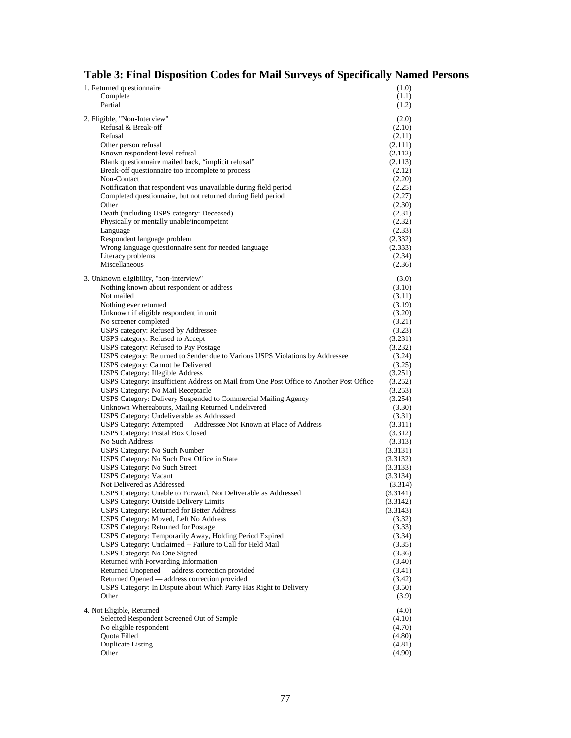## Table 3: Final Disposition Codes for Mail Surveys of Specifically Named Persons

| | |
|---|---|
| 1. Returned questionnaire | (1.0) |
| Complete | (1.1) |
| Partial | (1.2) |
| 2. Eligible, "Non-Interview" | (2.0) |
| Refusal & Break-off | (2.10) |
| Refusal | (2.11) |
| Other person refusal | (2.111) |
| Known respondent-level refusal | (2.112) |
| Blank questionnaire mailed back, "implicit refusal" | (2.113) |
| Break-off questionnaire too incomplete to process | (2.12) |
| Non-Contact | (2.20) |
| Notification that respondent was unavailable during field period | (2.25) |
| Completed questionnaire, but not returned during field period | (2.27) |
| Other | (2.30) |
| Death (including USPS category: Deceased) | (2.31) |
| Physically or mentally unable/incompetent | (2.32) |
| Language | (2.33) |
| Respondent language problem | (2.332) |
| Wrong language questionnaire sent for needed language | (2.333) |
| Literacy problems | (2.34) |
| Miscellaneous | (2.36) |
| 3. Unknown eligibility, "non-interview" | (3.0) |
| Nothing known about respondent or address | (3.10) |
| Not mailed | (3.11) |
| Nothing ever returned | (3.19) |
| Unknown if eligible respondent in unit | (3.20) |
| No screener completed | (3.21) |
| USPS category: Refused by Addressee | (3.23) |
| USPS category: Refused to Accept | (3.231) |
| USPS category: Refused to Pay Postage | (3.232) |
| USPS category: Returned to Sender due to Various USPS Violations by Addressee | (3.24) |
| USPS category: Cannot be Delivered | (3.25) |
| USPS Category: Illegible Address | (3.251) |
| USPS Category: Insufficient Address on Mail from One Post Office to Another Post Office | (3.252) |
| USPS Category: No Mail Receptacle | (3.253) |
| USPS Category: Delivery Suspended to Commercial Mailing Agency | (3.254) |
| Unknown Whereabouts, Mailing Returned Undelivered | (3.30) |
| USPS Category: Undeliverable as Addressed | (3.31) |
| USPS Category: Attempted — Addressee Not Known at Place of Address | (3.311) |
| USPS Category: Postal Box Closed | (3.312) |
| No Such Address | (3.313) |
| USPS Category: No Such Number | (3.3131) |
| USPS Category: No Such Post Office in State | (3.3132) |
| USPS Category: No Such Street | (3.3133) |
| USPS Category: Vacant | (3.3134) |
| Not Delivered as Addressed | (3.314) |
| USPS Category: Unable to Forward, Not Deliverable as Addressed | (3.3141) |
| USPS Category: Outside Delivery Limits | (3.3142) |
| USPS Category: Returned for Better Address | (3.3143) |
| USPS Category: Moved, Left No Address | (3.32) |
| USPS Category: Returned for Postage | (3.33) |
| USPS Category: Temporarily Away, Holding Period Expired | (3.34) |
| USPS Category: Unclaimed -- Failure to Call for Held Mail | (3.35) |
| USPS Category: No One Signed | (3.36) |
| Returned with Forwarding Information | (3.40) |
| Returned Unopened — address correction provided | (3.41) |
| Returned Opened — address correction provided | (3.42) |
| USPS Category: In Dispute about Which Party Has Right to Delivery | (3.50) |
| Other | (3.9) |
| 4. Not Eligible, Returned | (4.0) |
| Selected Respondent Screened Out of Sample | (4.10) |
| No eligible respondent | (4.70) |
| Quota Filled | (4.80) |
| Duplicate Listing | (4.81) |
| Other | (4.90) |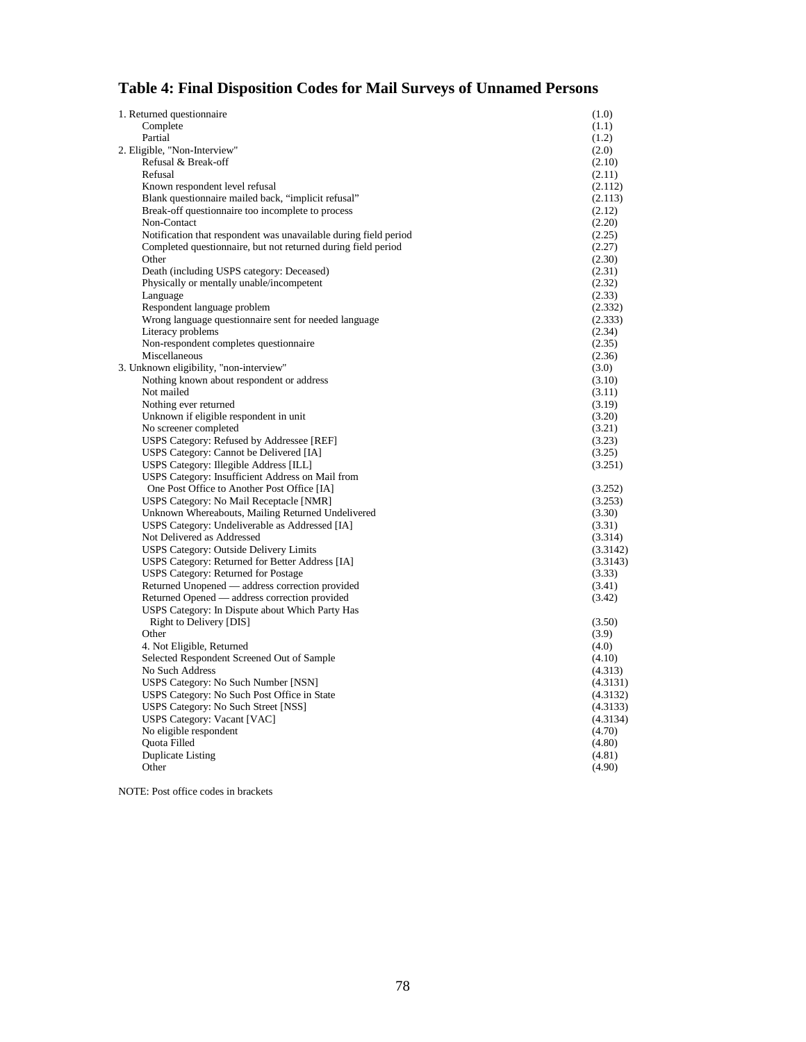## Table 4: Final Disposition Codes for Mail Surveys of Unnamed Persons

| | |
|---|---|
| 1. Returned questionnaire | (1.0) |
| Complete | (1.1) |
| Partial | (1.2) |
| 2. Eligible, "Non-Interview" | (2.0) |
| Refusal & Break-off | (2.10) |
| Refusal | (2.11) |
| Known respondent level refusal | (2.112) |
| Blank questionnaire mailed back, "implicit refusal" | (2.113) |
| Break-off questionnaire too incomplete to process | (2.12) |
| Non-Contact | (2.20) |
| Notification that respondent was unavailable during field period | (2.25) |
| Completed questionnaire, but not returned during field period | (2.27) |
| Other | (2.30) |
| Death (including USPS category: Deceased) | (2.31) |
| Physically or mentally unable/incompetent | (2.32) |
| Language | (2.33) |
| Respondent language problem | (2.332) |
| Wrong language questionnaire sent for needed language | (2.333) |
| Literacy problems | (2.34) |
| Non-respondent completes questionnaire | (2.35) |
| Miscellaneous | (2.36) |
| 3. Unknown eligibility, "non-interview" | (3.0) |
| Nothing known about respondent or address | (3.10) |
| Not mailed | (3.11) |
| Nothing ever returned | (3.19) |
| Unknown if eligible respondent in unit | (3.20) |
| No screener completed | (3.21) |
| USPS Category: Refused by Addressee [REF] | (3.23) |
| USPS Category: Cannot be Delivered [IA] | (3.25) |
| USPS Category: Illegible Address [ILL] | (3.251) |
| USPS Category: Insufficient Address on Mail from One Post Office to Another Post Office [IA] | (3.252) |
| USPS Category: No Mail Receptacle [NMR] | (3.253) |
| Unknown Whereabouts, Mailing Returned Undelivered | (3.30) |
| USPS Category: Undeliverable as Addressed [IA] | (3.31) |
| Not Delivered as Addressed | (3.314) |
| USPS Category: Outside Delivery Limits | (3.3142) |
| USPS Category: Returned for Better Address [IA] | (3.3143) |
| USPS Category: Returned for Postage | (3.33) |
| Returned Unopened — address correction provided | (3.41) |
| Returned Opened — address correction provided | (3.42) |
| USPS Category: In Dispute about Which Party Has Right to Delivery [DIS] | (3.50) |
| Other | (3.9) |
| 4. Not Eligible, Returned | (4.0) |
| Selected Respondent Screened Out of Sample | (4.10) |
| No Such Address | (4.313) |
| USPS Category: No Such Number [NSN] | (4.3131) |
| USPS Category: No Such Post Office in State | (4.3132) |
| USPS Category: No Such Street [NSS] | (4.3133) |
| USPS Category: Vacant [VAC] | (4.3134) |
| No eligible respondent | (4.70) |
| Quota Filled | (4.80) |
| Duplicate Listing | (4.81) |
| Other | (4.90) |

NOTE: Post office codes in brackets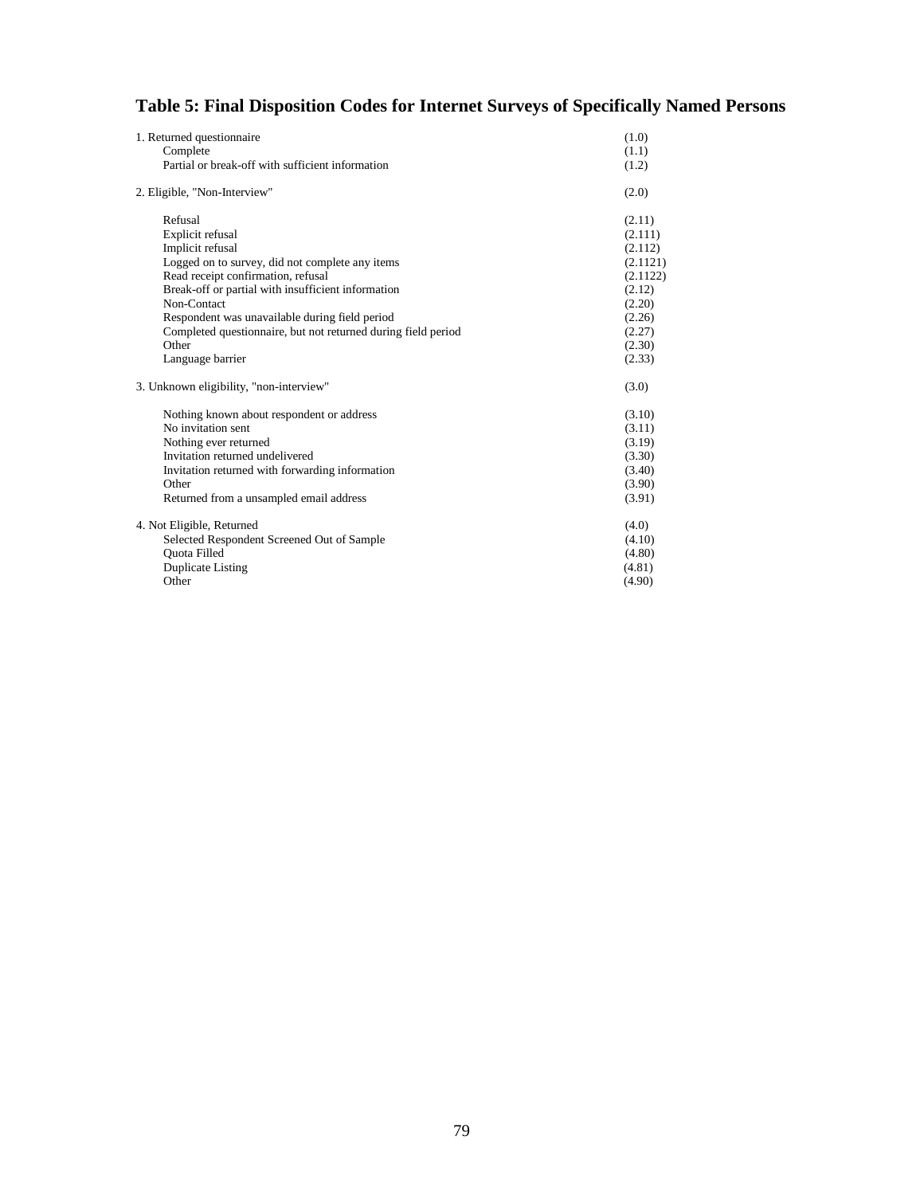# Table 5: Final Disposition Codes for Internet Surveys of Specifically Named Persons

| | |
|---|---|
| 1. Returned questionnaire | (1.0) |
| Complete | (1.1) |
| Partial or break-off with sufficient information | (1.2) |
| | |
| 2. Eligible, "Non-Interview" | (2.0) |
| | |
| Refusal | (2.11) |
| Explicit refusal | (2.111) |
| Implicit refusal | (2.112) |
| Logged on to survey, did not complete any items | (2.1121) |
| Read receipt confirmation, refusal | (2.1122) |
| Break-off or partial with insufficient information | (2.12) |
| Non-Contact | (2.20) |
| Respondent was unavailable during field period | (2.26) |
| Completed questionnaire, but not returned during field period | (2.27) |
| Other | (2.30) |
| Language barrier | (2.33) |
| | |
| 3. Unknown eligibility, "non-interview" | (3.0) |
| | |
| Nothing known about respondent or address | (3.10) |
| No invitation sent | (3.11) |
| Nothing ever returned | (3.19) |
| Invitation returned undelivered | (3.30) |
| Invitation returned with forwarding information | (3.40) |
| Other | (3.90) |
| Returned from a unsampled email address | (3.91) |
| | |
| 4. Not Eligible, Returned | (4.0) |
| Selected Respondent Screened Out of Sample | (4.10) |
| Quota Filled | (4.80) |
| Duplicate Listing | (4.81) |
| Other | (4.90) |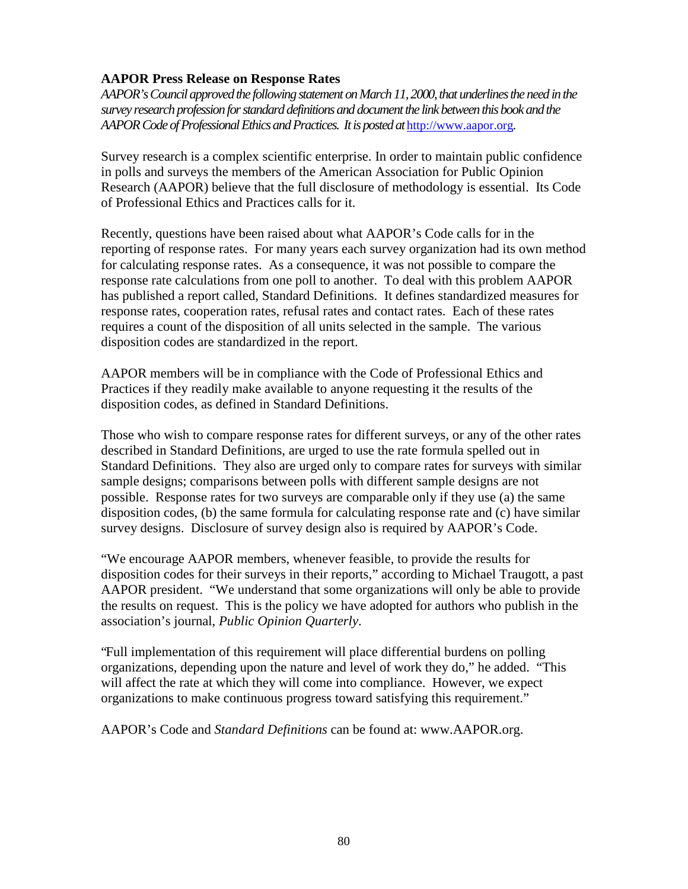**AAPOR Press Release on Response Rates**

*AAPOR's Council approved the following statement on March 11, 2000, that underlines the need in the survey research profession for standard definitions and document the link between this book and the AAPOR Code of Professional Ethics and Practices. It is posted at* http://www.aapor.org.

Survey research is a complex scientific enterprise. In order to maintain public confidence in polls and surveys the members of the American Association for Public Opinion Research (AAPOR) believe that the full disclosure of methodology is essential. Its Code of Professional Ethics and Practices calls for it.

Recently, questions have been raised about what AAPOR's Code calls for in the reporting of response rates. For many years each survey organization had its own method for calculating response rates. As a consequence, it was not possible to compare the response rate calculations from one poll to another. To deal with this problem AAPOR has published a report called, Standard Definitions. It defines standardized measures for response rates, cooperation rates, refusal rates and contact rates. Each of these rates requires a count of the disposition of all units selected in the sample. The various disposition codes are standardized in the report.

AAPOR members will be in compliance with the Code of Professional Ethics and Practices if they readily make available to anyone requesting it the results of the disposition codes, as defined in Standard Definitions.

Those who wish to compare response rates for different surveys, or any of the other rates described in Standard Definitions, are urged to use the rate formula spelled out in Standard Definitions. They also are urged only to compare rates for surveys with similar sample designs; comparisons between polls with different sample designs are not possible. Response rates for two surveys are comparable only if they use (a) the same disposition codes, (b) the same formula for calculating response rate and (c) have similar survey designs. Disclosure of survey design also is required by AAPOR's Code.

"We encourage AAPOR members, whenever feasible, to provide the results for disposition codes for their surveys in their reports," according to Michael Traugott, a past AAPOR president. "We understand that some organizations will only be able to provide the results on request. This is the policy we have adopted for authors who publish in the association's journal, *Public Opinion Quarterly*.

"Full implementation of this requirement will place differential burdens on polling organizations, depending upon the nature and level of work they do," he added. "This will affect the rate at which they will come into compliance. However, we expect organizations to make continuous progress toward satisfying this requirement."

AAPOR's Code and *Standard Definitions* can be found at: www.AAPOR.org.